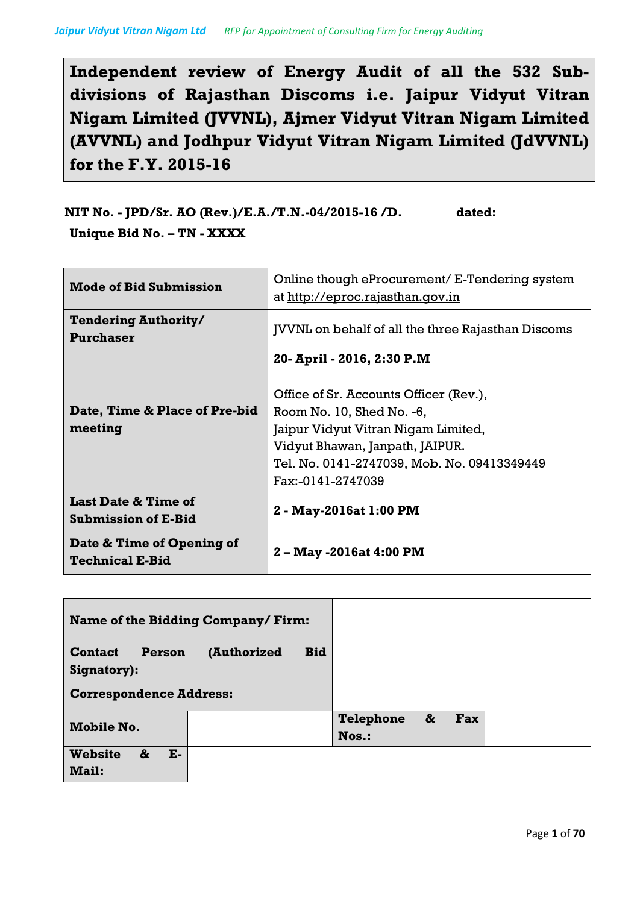# Independent review of Energy Audit of all the 532 Sub-divisions of Rajasthan Discoms i.e. Jaipur Vidyut Vitran Nigam Limited (JVVNL), Ajmer Vidyut Vitran Nigam Limited (AVVNL) and Jodhpur Vidyut Vitran Nigam Limited (JdVVNL) for the F.Y. 2015-16

**NIT No. - JPD/Sr. AO (Rev.)/E.A./T.N.-04/2015-16 /D. dated:**

**Unique Bid No. – TN - XXXX**

| | |
|---|---|
| **Mode of Bid Submission** | Online though eProcurement/ E-Tendering system at http://eproc.rajasthan.gov.in |
| **Tendering Authority/ Purchaser** | JVVNL on behalf of all the three Rajasthan Discoms |
| **Date, Time & Place of Pre-bid meeting** | **20- April - 2016, 2:30 P.M**<br><br>Office of Sr. Accounts Officer (Rev.),<br>Room No. 10, Shed No. -6,<br>Jaipur Vidyut Vitran Nigam Limited,<br>Vidyut Bhawan, Janpath, JAIPUR.<br>Tel. No. 0141-2747039, Mob. No. 09413349449<br>Fax:-0141-2747039 |
| **Last Date & Time of Submission of E-Bid** | **2 - May-2016at 1:00 PM** |
| **Date & Time of Opening of Technical E-Bid** | **2 – May -2016at 4:00 PM** |

| | | | |
|---|---|---|---|
| **Name of the Bidding Company/ Firm:** | | | |
| **Contact Person (Authorized Bid Signatory):** | | | |
| **Correspondence Address:** | | | |
| **Mobile No.** | | **Telephone & Fax Nos.:** | |
| **Website & E-Mail:** | | | |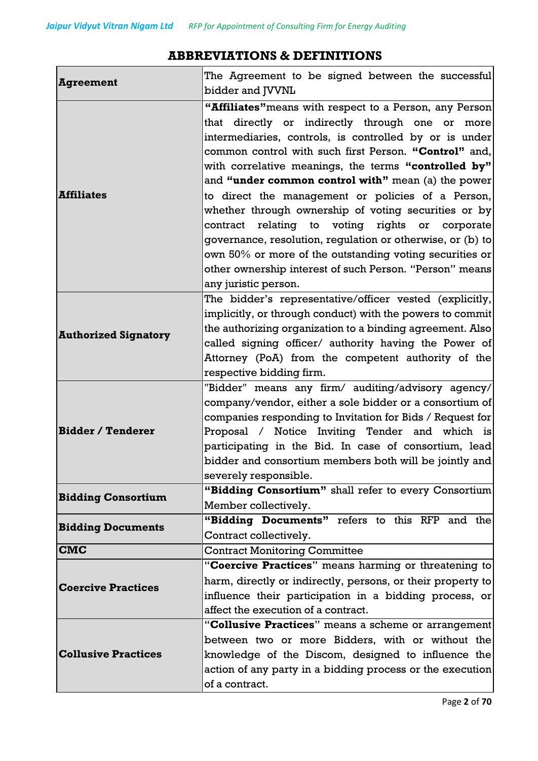## ABBREVIATIONS & DEFINITIONS

| | |
|---|---|
| **Agreement** | The Agreement to be signed between the successful bidder and JVVNL |
| **Affiliates** | **"Affiliates"** means with respect to a Person, any Person that directly or indirectly through one or more intermediaries, controls, is controlled by or is under common control with such first Person. **"Control"** and, with correlative meanings, the terms **"controlled by"** and **"under common control with"** mean (a) the power to direct the management or policies of a Person, whether through ownership of voting securities or by contract relating to voting rights or corporate governance, resolution, regulation or otherwise, or (b) to own 50% or more of the outstanding voting securities or other ownership interest of such Person. "Person" means any juristic person. |
| **Authorized Signatory** | The bidder's representative/officer vested (explicitly, implicitly, or through conduct) with the powers to commit the authorizing organization to a binding agreement. Also called signing officer/ authority having the Power of Attorney (PoA) from the competent authority of the respective bidding firm. |
| **Bidder / Tenderer** | "Bidder" means any firm/ auditing/advisory agency/ company/vendor, either a sole bidder or a consortium of companies responding to Invitation for Bids / Request for Proposal / Notice Inviting Tender and which is participating in the Bid. In case of consortium, lead bidder and consortium members both will be jointly and severely responsible. |
| **Bidding Consortium** | **"Bidding Consortium"** shall refer to every Consortium Member collectively. |
| **Bidding Documents** | **"Bidding Documents"** refers to this RFP and the Contract collectively. |
| **CMC** | Contract Monitoring Committee |
| **Coercive Practices** | "**Coercive Practices**" means harming or threatening to harm, directly or indirectly, persons, or their property to influence their participation in a bidding process, or affect the execution of a contract. |
| **Collusive Practices** | "**Collusive Practices**" means a scheme or arrangement between two or more Bidders, with or without the knowledge of the Discom, designed to influence the action of any party in a bidding process or the execution of a contract. |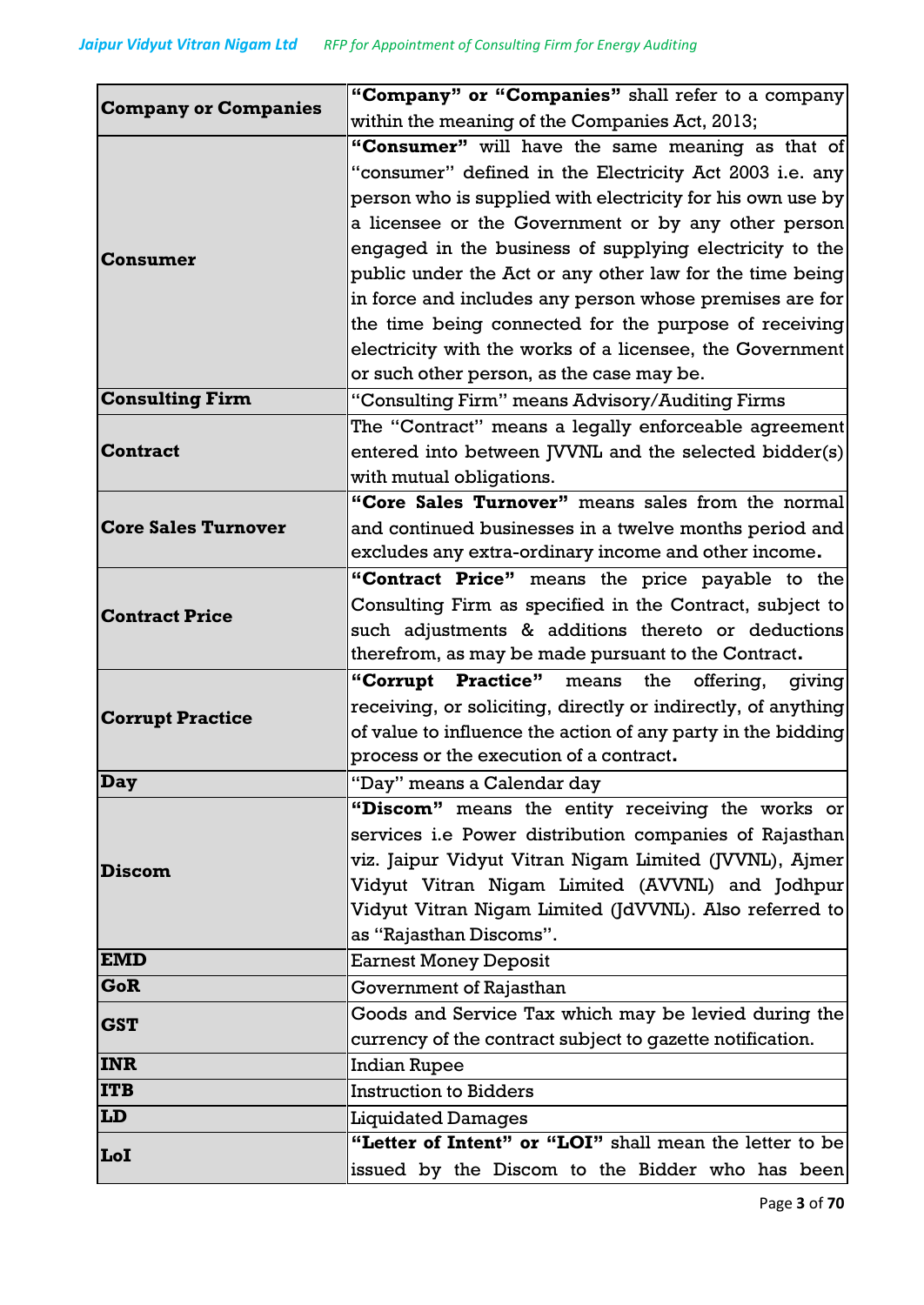| | |
|---|---|
| **Company or Companies** | **"Company" or "Companies"** shall refer to a company within the meaning of the Companies Act, 2013; |
| **Consumer** | **"Consumer"** will have the same meaning as that of "consumer" defined in the Electricity Act 2003 i.e. any person who is supplied with electricity for his own use by a licensee or the Government or by any other person engaged in the business of supplying electricity to the public under the Act or any other law for the time being in force and includes any person whose premises are for the time being connected for the purpose of receiving electricity with the works of a licensee, the Government or such other person, as the case may be. |
| **Consulting Firm** | "Consulting Firm" means Advisory/Auditing Firms |
| **Contract** | The "Contract" means a legally enforceable agreement entered into between JVVNL and the selected bidder(s) with mutual obligations. |
| **Core Sales Turnover** | **"Core Sales Turnover"** means sales from the normal and continued businesses in a twelve months period and excludes any extra-ordinary income and other income**.** |
| **Contract Price** | **"Contract Price"** means the price payable to the Consulting Firm as specified in the Contract, subject to such adjustments & additions thereto or deductions therefrom, as may be made pursuant to the Contract**.** |
| **Corrupt Practice** | **"Corrupt Practice"** means the offering, giving receiving, or soliciting, directly or indirectly, of anything of value to influence the action of any party in the bidding process or the execution of a contract**.** |
| **Day** | "Day" means a Calendar day |
| **Discom** | **"Discom"** means the entity receiving the works or services i.e Power distribution companies of Rajasthan viz. Jaipur Vidyut Vitran Nigam Limited (JVVNL), Ajmer Vidyut Vitran Nigam Limited (AVVNL) and Jodhpur Vidyut Vitran Nigam Limited (JdVVNL). Also referred to as "Rajasthan Discoms". |
| **EMD** | Earnest Money Deposit |
| **GoR** | Government of Rajasthan |
| **GST** | Goods and Service Tax which may be levied during the currency of the contract subject to gazette notification. |
| **INR** | Indian Rupee |
| **ITB** | Instruction to Bidders |
| **LD** | Liquidated Damages |
| **LoI** | **"Letter of Intent" or "LOI"** shall mean the letter to be issued by the Discom to the Bidder who has been |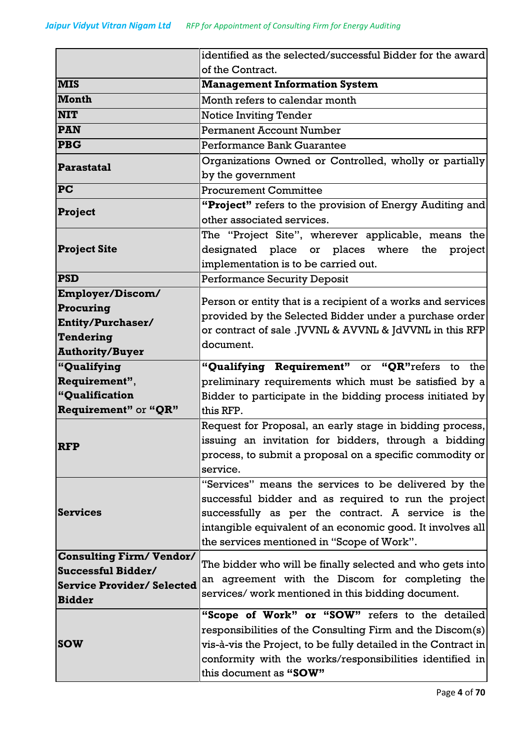| | |
|---|---|
| | identified as the selected/successful Bidder for the award of the Contract. |
| **MIS** | **Management Information System** |
| **Month** | Month refers to calendar month |
| **NIT** | Notice Inviting Tender |
| **PAN** | Permanent Account Number |
| **PBG** | Performance Bank Guarantee |
| **Parastatal** | Organizations Owned or Controlled, wholly or partially by the government |
| **PC** | Procurement Committee |
| **Project** | **"Project"** refers to the provision of Energy Auditing and other associated services. |
| **Project Site** | The "Project Site", wherever applicable, means the designated place or places where the project implementation is to be carried out. |
| **PSD** | Performance Security Deposit |
| **Employer/Discom/ Procuring Entity/Purchaser/ Tendering Authority/Buyer** | Person or entity that is a recipient of a works and services provided by the Selected Bidder under a purchase order or contract of sale .JVVNL & AVVNL & JdVVNL in this RFP document. |
| **"Qualifying Requirement", "Qualification Requirement"** or **"QR"** | **"Qualifying Requirement"** or **"QR"**refers to the preliminary requirements which must be satisfied by a Bidder to participate in the bidding process initiated by this RFP. |
| **RFP** | Request for Proposal, an early stage in bidding process, issuing an invitation for bidders, through a bidding process, to submit a proposal on a specific commodity or service. |
| **Services** | "Services" means the services to be delivered by the successful bidder and as required to run the project successfully as per the contract. A service is the intangible equivalent of an economic good. It involves all the services mentioned in "Scope of Work". |
| **Consulting Firm/ Vendor/ Successful Bidder/ Service Provider/ Selected Bidder** | The bidder who will be finally selected and who gets into an agreement with the Discom for completing the services/ work mentioned in this bidding document. |
| **SOW** | **"Scope of Work" or "SOW"** refers to the detailed responsibilities of the Consulting Firm and the Discom(s) vis-à-vis the Project, to be fully detailed in the Contract in conformity with the works/responsibilities identified in this document as **"SOW"** |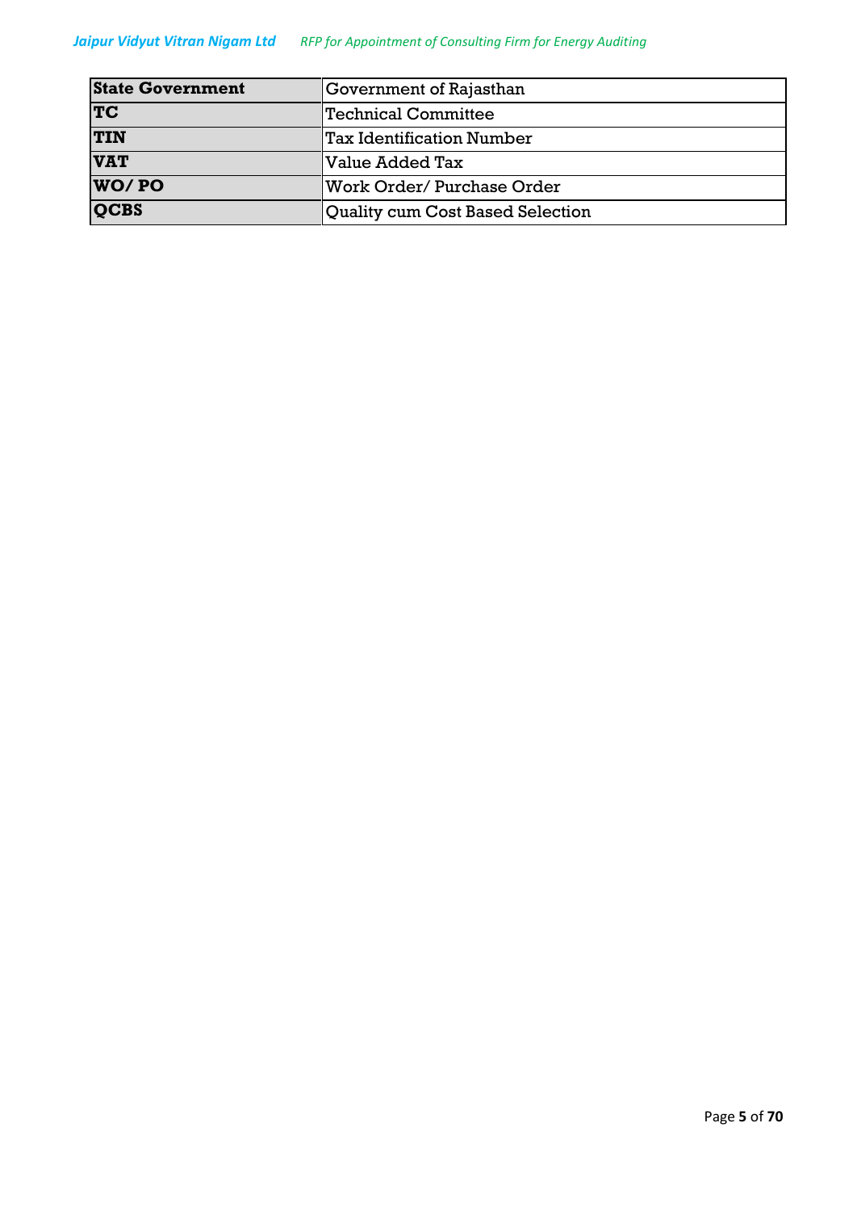| **State Government** | Government of Rajasthan |
|---|---|
| **TC** | Technical Committee |
| **TIN** | Tax Identification Number |
| **VAT** | Value Added Tax |
| **WO/ PO** | Work Order/ Purchase Order |
| **QCBS** | Quality cum Cost Based Selection |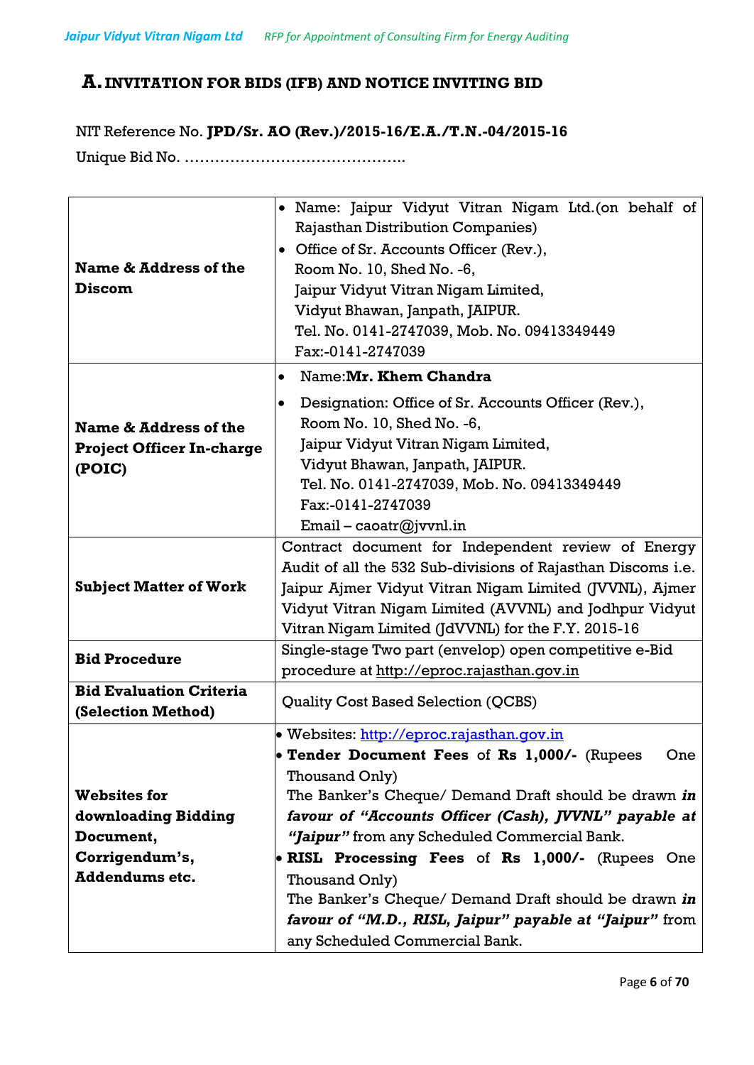## A. INVITATION FOR BIDS (IFB) AND NOTICE INVITING BID

NIT Reference No. **JPD/Sr. AO (Rev.)/2015-16/E.A./T.N.-04/2015-16**

Unique Bid No. ……………………………………..

| | |
|---|---|
| **Name & Address of the Discom** | • Name: Jaipur Vidyut Vitran Nigam Ltd.(on behalf of Rajasthan Distribution Companies)<br>• Office of Sr. Accounts Officer (Rev.), Room No. 10, Shed No. -6, Jaipur Vidyut Vitran Nigam Limited, Vidyut Bhawan, Janpath, JAIPUR. Tel. No. 0141-2747039, Mob. No. 09413349449 Fax:-0141-2747039 |
| **Name & Address of the Project Officer In-charge (POIC)** | • Name:**Mr. Khem Chandra**<br>• Designation: Office of Sr. Accounts Officer (Rev.), Room No. 10, Shed No. -6, Jaipur Vidyut Vitran Nigam Limited, Vidyut Bhawan, Janpath, JAIPUR. Tel. No. 0141-2747039, Mob. No. 09413349449 Fax:-0141-2747039 Email – caoatr@jvvnl.in |
| **Subject Matter of Work** | Contract document for Independent review of Energy Audit of all the 532 Sub-divisions of Rajasthan Discoms i.e. Jaipur Ajmer Vidyut Vitran Nigam Limited (JVVNL), Ajmer Vidyut Vitran Nigam Limited (AVVNL) and Jodhpur Vidyut Vitran Nigam Limited (JdVVNL) for the F.Y. 2015-16 |
| **Bid Procedure** | Single-stage Two part (envelop) open competitive e-Bid procedure at http://eproc.rajasthan.gov.in |
| **Bid Evaluation Criteria (Selection Method)** | Quality Cost Based Selection (QCBS) |
| **Websites for downloading Bidding Document, Corrigendum's, Addendums etc.** | • Websites: http://eproc.rajasthan.gov.in<br>• **Tender Document Fees** of **Rs 1,000/-** (Rupees One Thousand Only) The Banker's Cheque/ Demand Draft should be drawn ***in favour of "Accounts Officer (Cash), JVVNL" payable at "Jaipur"*** from any Scheduled Commercial Bank.<br>• **RISL Processing Fees** of **Rs 1,000/-** (Rupees One Thousand Only) The Banker's Cheque/ Demand Draft should be drawn ***in favour of "M.D., RISL, Jaipur" payable at "Jaipur"*** from any Scheduled Commercial Bank. |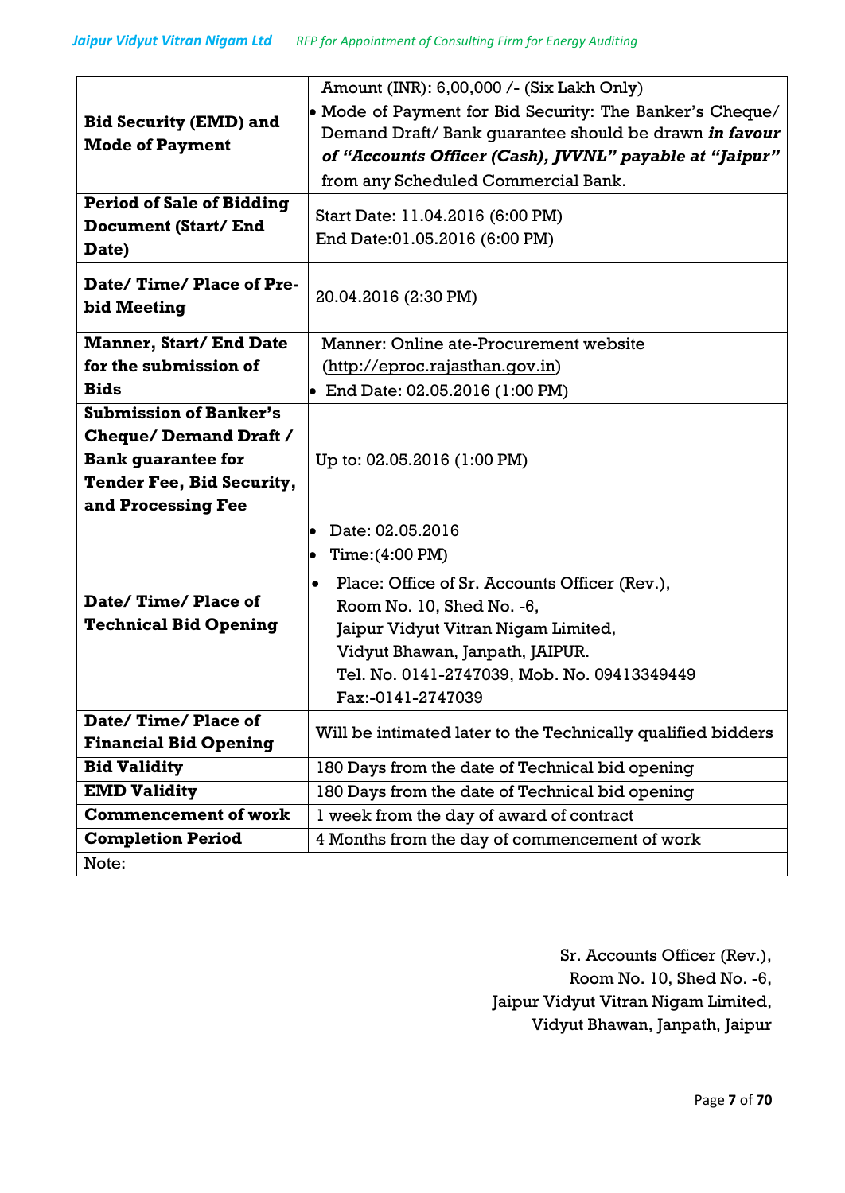| | |
|---|---|
| **Bid Security (EMD) and Mode of Payment** | Amount (INR): 6,00,000 /- (Six Lakh Only)<br>• Mode of Payment for Bid Security: The Banker's Cheque/ Demand Draft/ Bank guarantee should be drawn ***in favour of "Accounts Officer (Cash), JVVNL" payable at "Jaipur"*** from any Scheduled Commercial Bank. |
| **Period of Sale of Bidding Document (Start/ End Date)** | Start Date: 11.04.2016 (6:00 PM)<br>End Date:01.05.2016 (6:00 PM) |
| **Date/ Time/ Place of Pre-bid Meeting** | 20.04.2016 (2:30 PM) |
| **Manner, Start/ End Date for the submission of Bids** | Manner: Online ate-Procurement website (http://eproc.rajasthan.gov.in)<br>• End Date: 02.05.2016 (1:00 PM) |
| **Submission of Banker's Cheque/ Demand Draft / Bank guarantee for Tender Fee, Bid Security, and Processing Fee** | Up to: 02.05.2016 (1:00 PM) |
| **Date/ Time/ Place of Technical Bid Opening** | • Date: 02.05.2016<br>• Time:(4:00 PM)<br>• Place: Office of Sr. Accounts Officer (Rev.), Room No. 10, Shed No. -6, Jaipur Vidyut Vitran Nigam Limited, Vidyut Bhawan, Janpath, JAIPUR. Tel. No. 0141-2747039, Mob. No. 09413349449 Fax:-0141-2747039 |
| **Date/ Time/ Place of Financial Bid Opening** | Will be intimated later to the Technically qualified bidders |
| **Bid Validity** | 180 Days from the date of Technical bid opening |
| **EMD Validity** | 180 Days from the date of Technical bid opening |
| **Commencement of work** | 1 week from the day of award of contract |
| **Completion Period** | 4 Months from the day of commencement of work |
| Note: | |

Sr. Accounts Officer (Rev.),
Room No. 10, Shed No. -6,
Jaipur Vidyut Vitran Nigam Limited,
Vidyut Bhawan, Janpath, Jaipur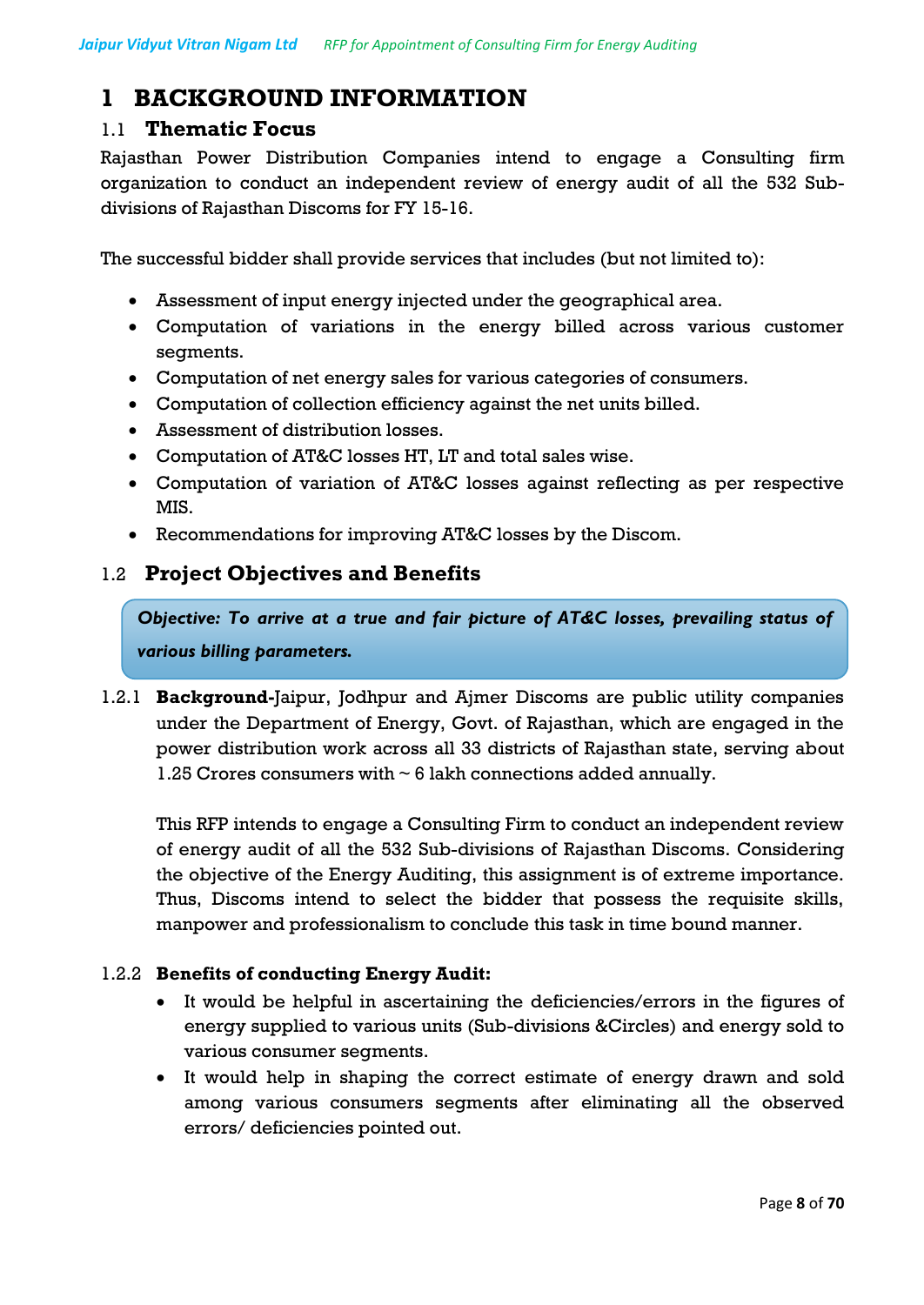# 1 BACKGROUND INFORMATION

## 1.1 Thematic Focus

Rajasthan Power Distribution Companies intend to engage a Consulting firm organization to conduct an independent review of energy audit of all the 532 Sub-divisions of Rajasthan Discoms for FY 15-16.

The successful bidder shall provide services that includes (but not limited to):

- Assessment of input energy injected under the geographical area.
- Computation of variations in the energy billed across various customer segments.
- Computation of net energy sales for various categories of consumers.
- Computation of collection efficiency against the net units billed.
- Assessment of distribution losses.
- Computation of AT&C losses HT, LT and total sales wise.
- Computation of variation of AT&C losses against reflecting as per respective MIS.
- Recommendations for improving AT&C losses by the Discom.

## 1.2 Project Objectives and Benefits

***Objective: To arrive at a true and fair picture of AT&C losses, prevailing status of various billing parameters.***

1.2.1 **Background-**Jaipur, Jodhpur and Ajmer Discoms are public utility companies under the Department of Energy, Govt. of Rajasthan, which are engaged in the power distribution work across all 33 districts of Rajasthan state, serving about 1.25 Crores consumers with ~ 6 lakh connections added annually.

This RFP intends to engage a Consulting Firm to conduct an independent review of energy audit of all the 532 Sub-divisions of Rajasthan Discoms. Considering the objective of the Energy Auditing, this assignment is of extreme importance. Thus, Discoms intend to select the bidder that possess the requisite skills, manpower and professionalism to conclude this task in time bound manner.

1.2.2 **Benefits of conducting Energy Audit:**

- It would be helpful in ascertaining the deficiencies/errors in the figures of energy supplied to various units (Sub-divisions &Circles) and energy sold to various consumer segments.
- It would help in shaping the correct estimate of energy drawn and sold among various consumers segments after eliminating all the observed errors/ deficiencies pointed out.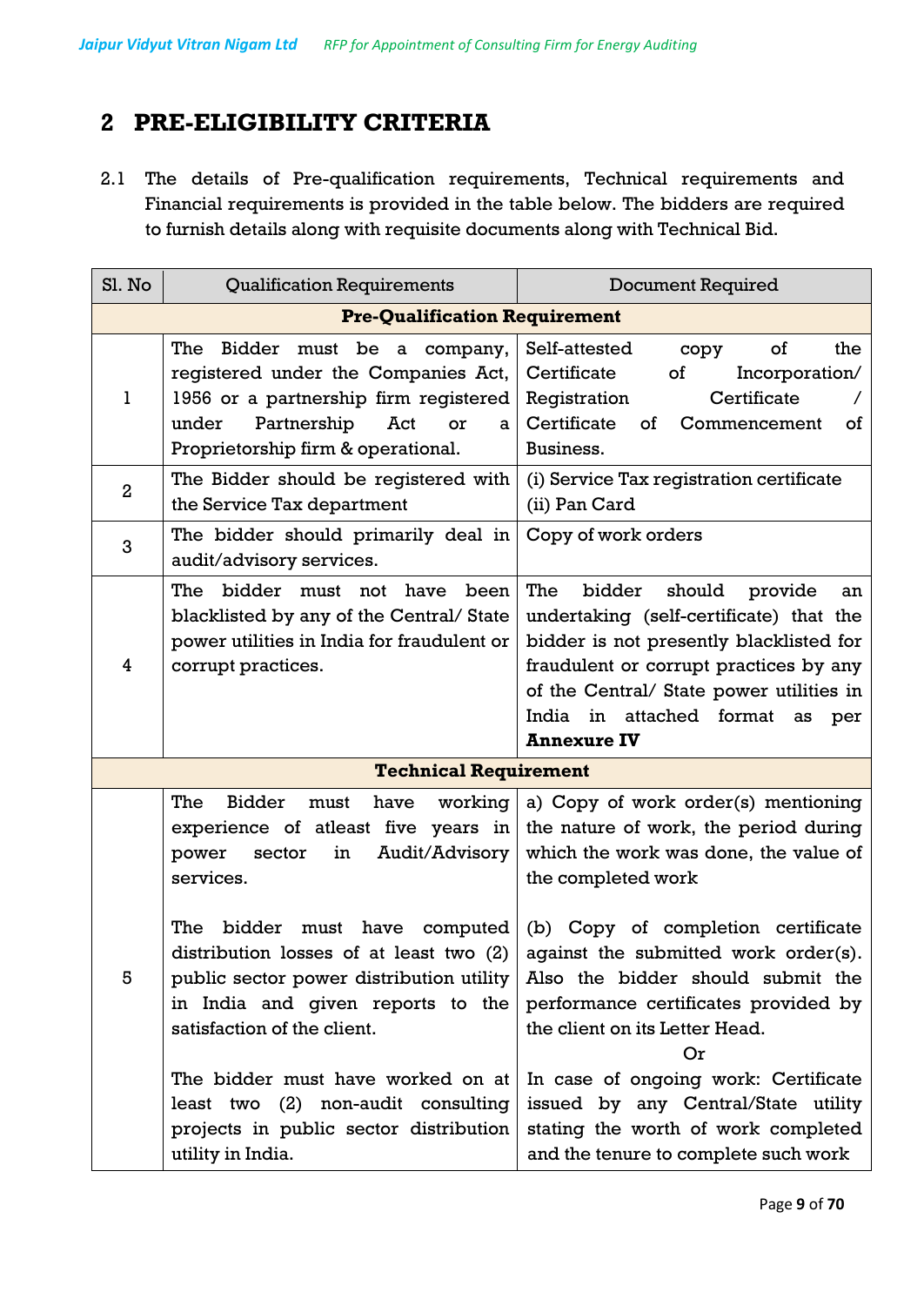# 2 PRE-ELIGIBILITY CRITERIA

2.1 The details of Pre-qualification requirements, Technical requirements and Financial requirements is provided in the table below. The bidders are required to furnish details along with requisite documents along with Technical Bid.

| Sl. No | Qualification Requirements | Document Required |
|---|---|---|
| **Pre-Qualification Requirement** | | |
| 1 | The Bidder must be a company, registered under the Companies Act, 1956 or a partnership firm registered under Partnership Act or a Proprietorship firm & operational. | Self-attested copy of the Certificate of Incorporation/ Registration Certificate / Certificate of Commencement of Business. |
| 2 | The Bidder should be registered with the Service Tax department | (i) Service Tax registration certificate<br>(ii) Pan Card |
| 3 | The bidder should primarily deal in audit/advisory services. | Copy of work orders |
| 4 | The bidder must not have been blacklisted by any of the Central/ State power utilities in India for fraudulent or corrupt practices. | The bidder should provide an undertaking (self-certificate) that the bidder is not presently blacklisted for fraudulent or corrupt practices by any of the Central/ State power utilities in India in attached format as per **Annexure IV** |
| **Technical Requirement** | | |
| 5 | The Bidder must have working experience of atleast five years in power sector in Audit/Advisory services.<br><br>The bidder must have computed distribution losses of at least two (2) public sector power distribution utility in India and given reports to the satisfaction of the client.<br><br>The bidder must have worked on at least two (2) non-audit consulting projects in public sector distribution utility in India. | a) Copy of work order(s) mentioning the nature of work, the period during which the work was done, the value of the completed work<br><br>(b) Copy of completion certificate against the submitted work order(s). Also the bidder should submit the performance certificates provided by the client on its Letter Head.<br>Or<br>In case of ongoing work: Certificate issued by any Central/State utility stating the worth of work completed and the tenure to complete such work |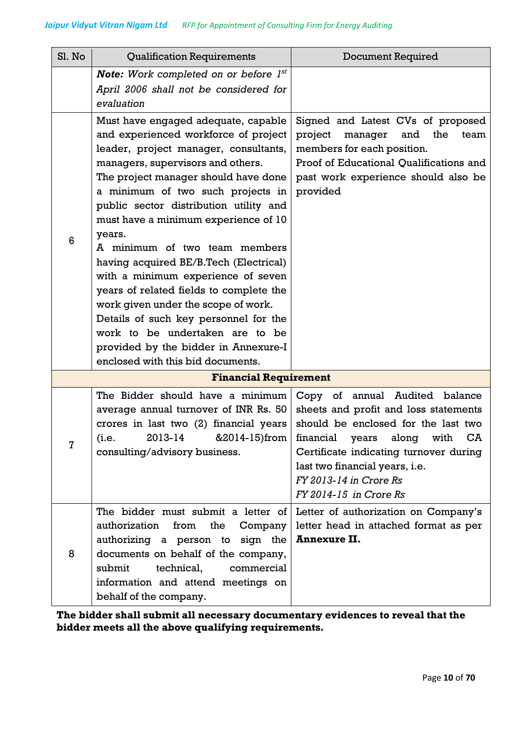| Sl. No | Qualification Requirements | Document Required |
|---|---|---|
| | ***Note:*** *Work completed on or before 1st April 2006 shall not be considered for evaluation* | |
| 6 | Must have engaged adequate, capable and experienced workforce of project leader, project manager, consultants, managers, supervisors and others. The project manager should have done a minimum of two such projects in public sector distribution utility and must have a minimum experience of 10 years. A minimum of two team members having acquired BE/B.Tech (Electrical) with a minimum experience of seven years of related fields to complete the work given under the scope of work. Details of such key personnel for the work to be undertaken are to be provided by the bidder in Annexure-I enclosed with this bid documents. | Signed and Latest CVs of proposed project manager and the team members for each position. Proof of Educational Qualifications and past work experience should also be provided |
| **Financial Requirement** | | |
| 7 | The Bidder should have a minimum average annual turnover of INR Rs. 50 crores in last two (2) financial years (i.e. 2013-14 &2014-15)from consulting/advisory business. | Copy of annual Audited balance sheets and profit and loss statements should be enclosed for the last two financial years along with CA Certificate indicating turnover during last two financial years, i.e. *FY 2013-14 in Crore Rs* *FY 2014-15 in Crore Rs* |
| 8 | The bidder must submit a letter of authorization from the Company authorizing a person to sign the documents on behalf of the company, submit technical, commercial information and attend meetings on behalf of the company. | Letter of authorization on Company's letter head in attached format as per **Annexure II.** |

**The bidder shall submit all necessary documentary evidences to reveal that the bidder meets all the above qualifying requirements.**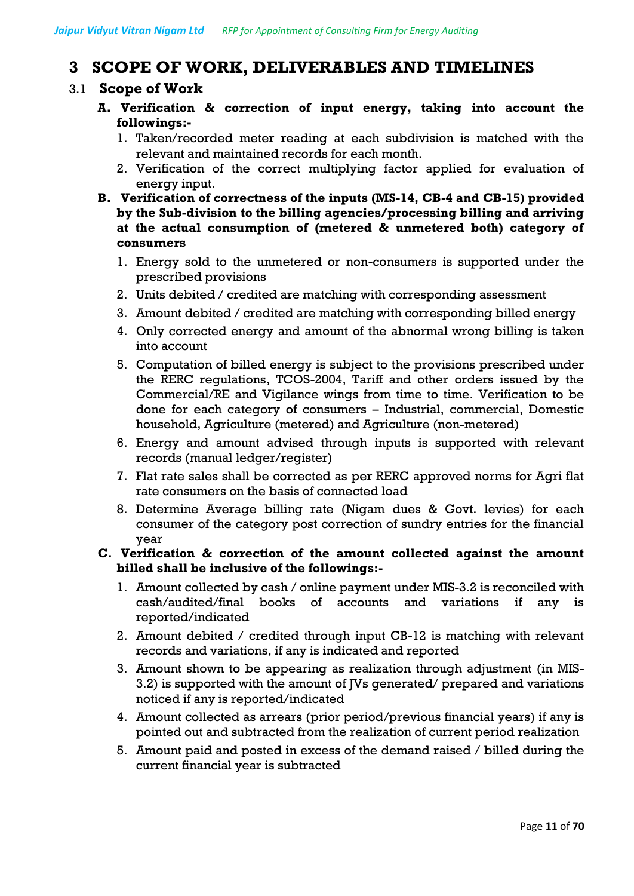# 3 SCOPE OF WORK, DELIVERABLES AND TIMELINES

## 3.1 Scope of Work

**A. Verification & correction of input energy, taking into account the followings:-**

1. Taken/recorded meter reading at each subdivision is matched with the relevant and maintained records for each month.
2. Verification of the correct multiplying factor applied for evaluation of energy input.

**B. Verification of correctness of the inputs (MS-14, CB-4 and CB-15) provided by the Sub-division to the billing agencies/processing billing and arriving at the actual consumption of (metered & unmetered both) category of consumers**

1. Energy sold to the unmetered or non-consumers is supported under the prescribed provisions
2. Units debited / credited are matching with corresponding assessment
3. Amount debited / credited are matching with corresponding billed energy
4. Only corrected energy and amount of the abnormal wrong billing is taken into account
5. Computation of billed energy is subject to the provisions prescribed under the RERC regulations, TCOS-2004, Tariff and other orders issued by the Commercial/RE and Vigilance wings from time to time. Verification to be done for each category of consumers – Industrial, commercial, Domestic household, Agriculture (metered) and Agriculture (non-metered)
6. Energy and amount advised through inputs is supported with relevant records (manual ledger/register)
7. Flat rate sales shall be corrected as per RERC approved norms for Agri flat rate consumers on the basis of connected load
8. Determine Average billing rate (Nigam dues & Govt. levies) for each consumer of the category post correction of sundry entries for the financial year

**C. Verification & correction of the amount collected against the amount billed shall be inclusive of the followings:-**

1. Amount collected by cash / online payment under MIS-3.2 is reconciled with cash/audited/final books of accounts and variations if any is reported/indicated
2. Amount debited / credited through input CB-12 is matching with relevant records and variations, if any is indicated and reported
3. Amount shown to be appearing as realization through adjustment (in MIS-3.2) is supported with the amount of JVs generated/ prepared and variations noticed if any is reported/indicated
4. Amount collected as arrears (prior period/previous financial years) if any is pointed out and subtracted from the realization of current period realization
5. Amount paid and posted in excess of the demand raised / billed during the current financial year is subtracted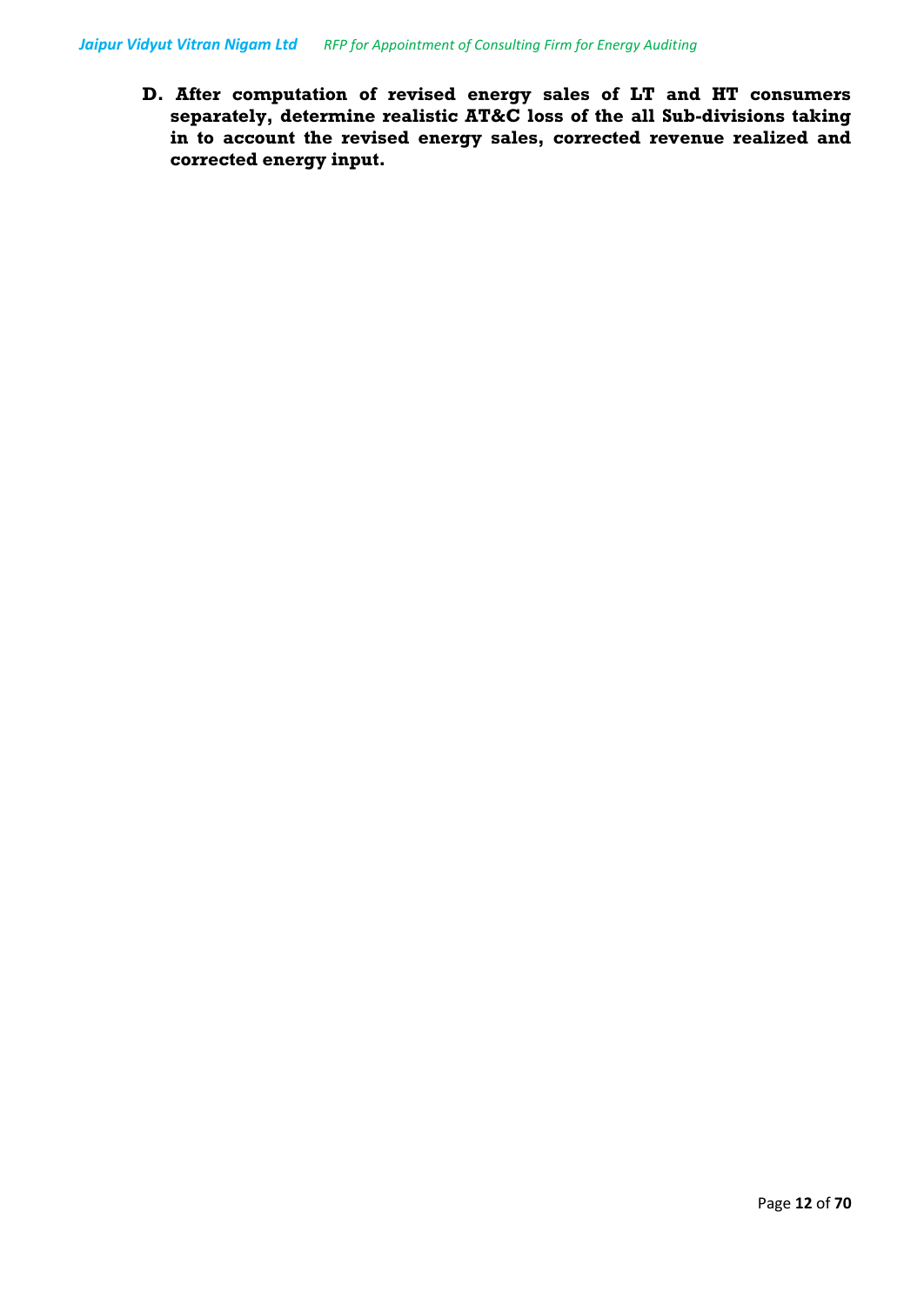**D. After computation of revised energy sales of LT and HT consumers separately, determine realistic AT&C loss of the all Sub-divisions taking in to account the revised energy sales, corrected revenue realized and corrected energy input.**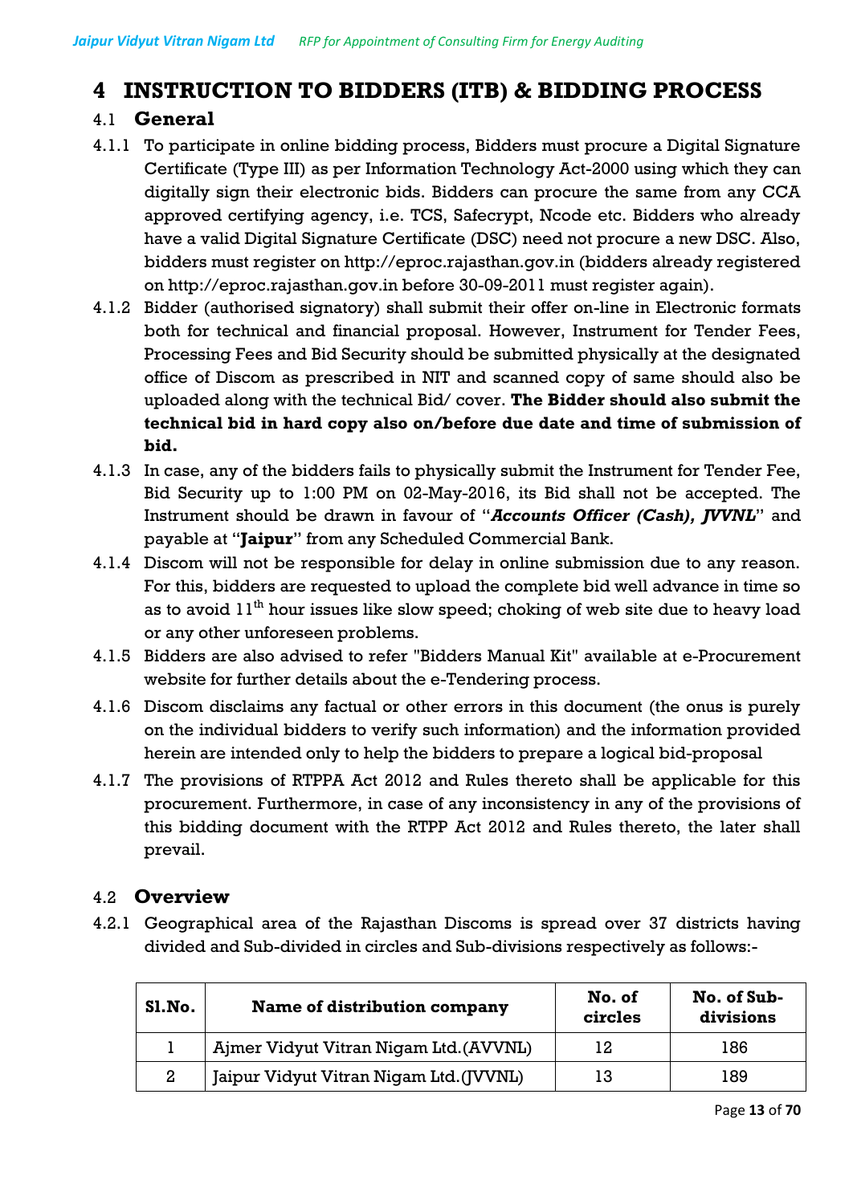# 4 INSTRUCTION TO BIDDERS (ITB) & BIDDING PROCESS

## 4.1 General

4.1.1 To participate in online bidding process, Bidders must procure a Digital Signature Certificate (Type III) as per Information Technology Act-2000 using which they can digitally sign their electronic bids. Bidders can procure the same from any CCA approved certifying agency, i.e. TCS, Safecrypt, Ncode etc. Bidders who already have a valid Digital Signature Certificate (DSC) need not procure a new DSC. Also, bidders must register on http://eproc.rajasthan.gov.in (bidders already registered on http://eproc.rajasthan.gov.in before 30-09-2011 must register again).

4.1.2 Bidder (authorised signatory) shall submit their offer on-line in Electronic formats both for technical and financial proposal. However, Instrument for Tender Fees, Processing Fees and Bid Security should be submitted physically at the designated office of Discom as prescribed in NIT and scanned copy of same should also be uploaded along with the technical Bid/ cover. **The Bidder should also submit the technical bid in hard copy also on/before due date and time of submission of bid.**

4.1.3 In case, any of the bidders fails to physically submit the Instrument for Tender Fee, Bid Security up to 1:00 PM on 02-May-2016, its Bid shall not be accepted. The Instrument should be drawn in favour of "***Accounts Officer (Cash), JVVNL***" and payable at "**Jaipur**" from any Scheduled Commercial Bank.

4.1.4 Discom will not be responsible for delay in online submission due to any reason. For this, bidders are requested to upload the complete bid well advance in time so as to avoid 11th hour issues like slow speed; choking of web site due to heavy load or any other unforeseen problems.

4.1.5 Bidders are also advised to refer "Bidders Manual Kit" available at e-Procurement website for further details about the e-Tendering process.

4.1.6 Discom disclaims any factual or other errors in this document (the onus is purely on the individual bidders to verify such information) and the information provided herein are intended only to help the bidders to prepare a logical bid-proposal

4.1.7 The provisions of RTPPA Act 2012 and Rules thereto shall be applicable for this procurement. Furthermore, in case of any inconsistency in any of the provisions of this bidding document with the RTPP Act 2012 and Rules thereto, the later shall prevail.

## 4.2 Overview

4.2.1 Geographical area of the Rajasthan Discoms is spread over 37 districts having divided and Sub-divided in circles and Sub-divisions respectively as follows:-

| Sl.No. | Name of distribution company | No. of circles | No. of Sub-divisions |
|---|---|---|---|
| 1 | Ajmer Vidyut Vitran Nigam Ltd.(AVVNL) | 12 | 186 |
| 2 | Jaipur Vidyut Vitran Nigam Ltd.(JVVNL) | 13 | 189 |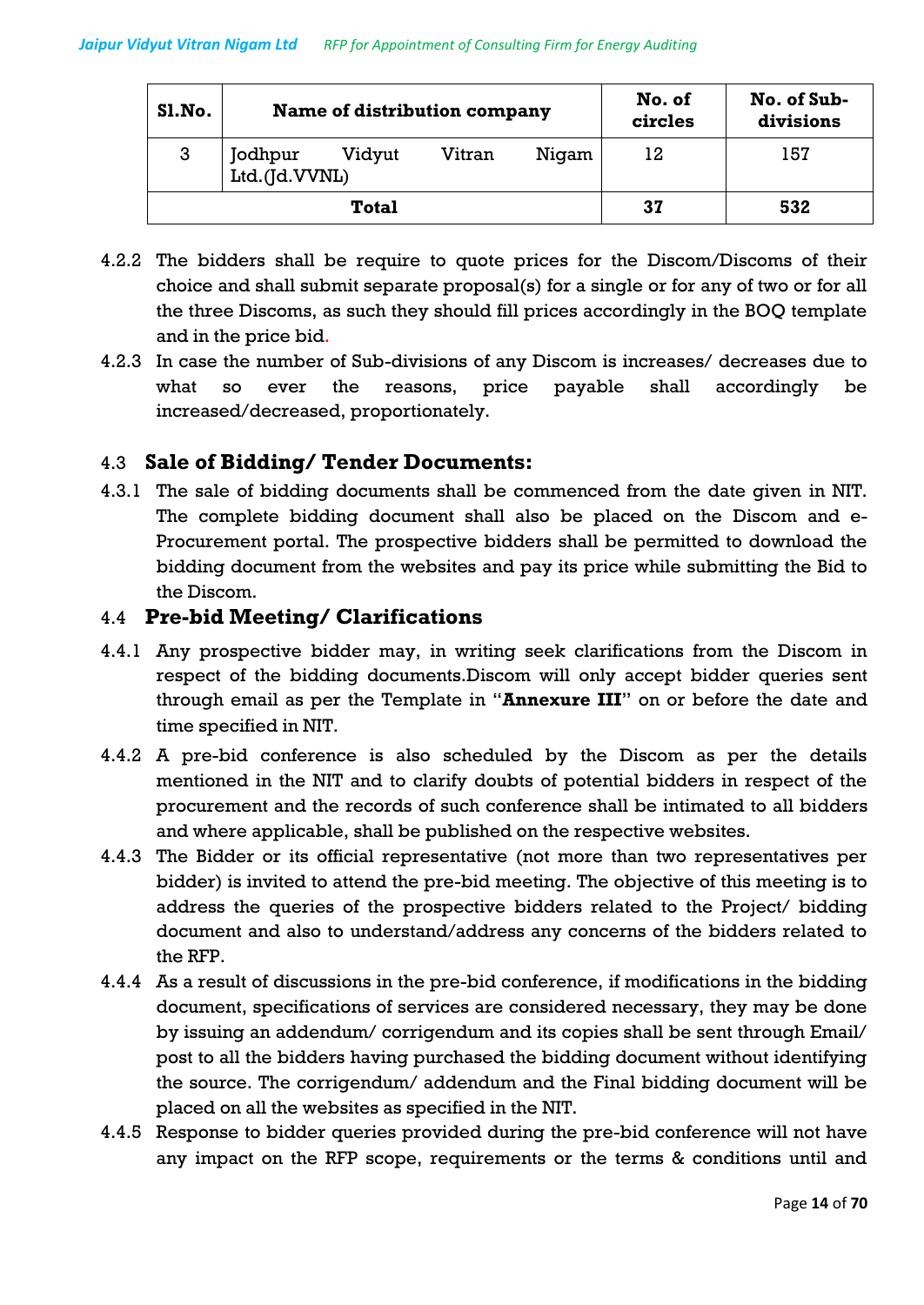| Sl.No. | Name of distribution company | No. of circles | No. of Sub-divisions |
|---|---|---|---|
| 3 | Jodhpur Vidyut Vitran Nigam Ltd.(Jd.VVNL) | 12 | 157 |
| Total | | 37 | 532 |

4.2.2 The bidders shall be require to quote prices for the Discom/Discoms of their choice and shall submit separate proposal(s) for a single or for any of two or for all the three Discoms, as such they should fill prices accordingly in the BOQ template and in the price bid.

4.2.3 In case the number of Sub-divisions of any Discom is increases/ decreases due to what so ever the reasons, price payable shall accordingly be increased/decreased, proportionately.

## 4.3 Sale of Bidding/ Tender Documents:

4.3.1 The sale of bidding documents shall be commenced from the date given in NIT. The complete bidding document shall also be placed on the Discom and e-Procurement portal. The prospective bidders shall be permitted to download the bidding document from the websites and pay its price while submitting the Bid to the Discom.

## 4.4 Pre-bid Meeting/ Clarifications

4.4.1 Any prospective bidder may, in writing seek clarifications from the Discom in respect of the bidding documents.Discom will only accept bidder queries sent through email as per the Template in "**Annexure III**" on or before the date and time specified in NIT.

4.4.2 A pre-bid conference is also scheduled by the Discom as per the details mentioned in the NIT and to clarify doubts of potential bidders in respect of the procurement and the records of such conference shall be intimated to all bidders and where applicable, shall be published on the respective websites.

4.4.3 The Bidder or its official representative (not more than two representatives per bidder) is invited to attend the pre-bid meeting. The objective of this meeting is to address the queries of the prospective bidders related to the Project/ bidding document and also to understand/address any concerns of the bidders related to the RFP.

4.4.4 As a result of discussions in the pre-bid conference, if modifications in the bidding document, specifications of services are considered necessary, they may be done by issuing an addendum/ corrigendum and its copies shall be sent through Email/ post to all the bidders having purchased the bidding document without identifying the source. The corrigendum/ addendum and the Final bidding document will be placed on all the websites as specified in the NIT.

4.4.5 Response to bidder queries provided during the pre-bid conference will not have any impact on the RFP scope, requirements or the terms & conditions until and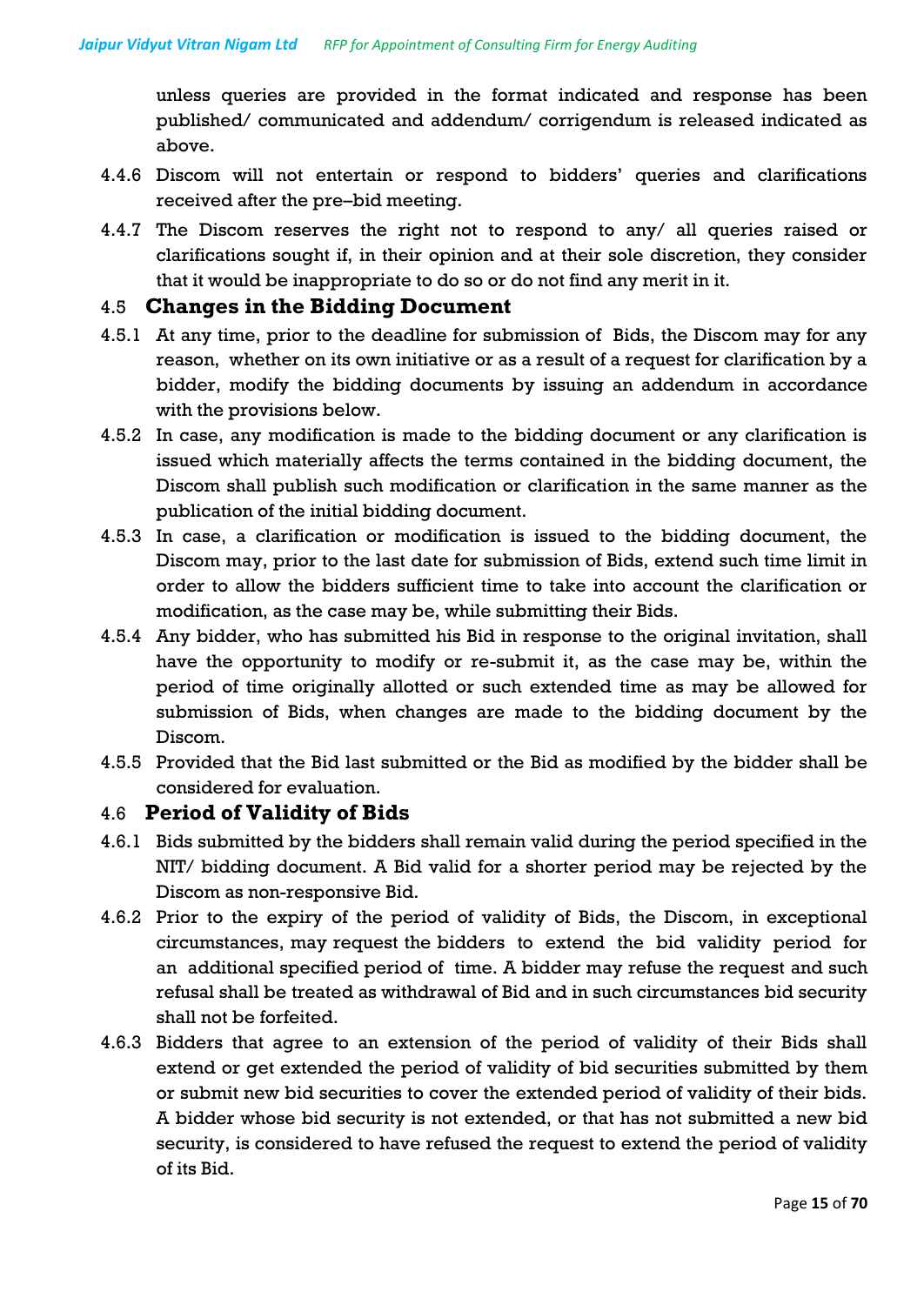unless queries are provided in the format indicated and response has been published/ communicated and addendum/ corrigendum is released indicated as above.

4.4.6 Discom will not entertain or respond to bidders' queries and clarifications received after the pre–bid meeting.

4.4.7 The Discom reserves the right not to respond to any/ all queries raised or clarifications sought if, in their opinion and at their sole discretion, they consider that it would be inappropriate to do so or do not find any merit in it.

### 4.5 Changes in the Bidding Document

4.5.1 At any time, prior to the deadline for submission of Bids, the Discom may for any reason, whether on its own initiative or as a result of a request for clarification by a bidder, modify the bidding documents by issuing an addendum in accordance with the provisions below.

4.5.2 In case, any modification is made to the bidding document or any clarification is issued which materially affects the terms contained in the bidding document, the Discom shall publish such modification or clarification in the same manner as the publication of the initial bidding document.

4.5.3 In case, a clarification or modification is issued to the bidding document, the Discom may, prior to the last date for submission of Bids, extend such time limit in order to allow the bidders sufficient time to take into account the clarification or modification, as the case may be, while submitting their Bids.

4.5.4 Any bidder, who has submitted his Bid in response to the original invitation, shall have the opportunity to modify or re-submit it, as the case may be, within the period of time originally allotted or such extended time as may be allowed for submission of Bids, when changes are made to the bidding document by the Discom.

4.5.5 Provided that the Bid last submitted or the Bid as modified by the bidder shall be considered for evaluation.

### 4.6 Period of Validity of Bids

4.6.1 Bids submitted by the bidders shall remain valid during the period specified in the NIT/ bidding document. A Bid valid for a shorter period may be rejected by the Discom as non-responsive Bid.

4.6.2 Prior to the expiry of the period of validity of Bids, the Discom, in exceptional circumstances, may request the bidders to extend the bid validity period for an additional specified period of time. A bidder may refuse the request and such refusal shall be treated as withdrawal of Bid and in such circumstances bid security shall not be forfeited.

4.6.3 Bidders that agree to an extension of the period of validity of their Bids shall extend or get extended the period of validity of bid securities submitted by them or submit new bid securities to cover the extended period of validity of their bids. A bidder whose bid security is not extended, or that has not submitted a new bid security, is considered to have refused the request to extend the period of validity of its Bid.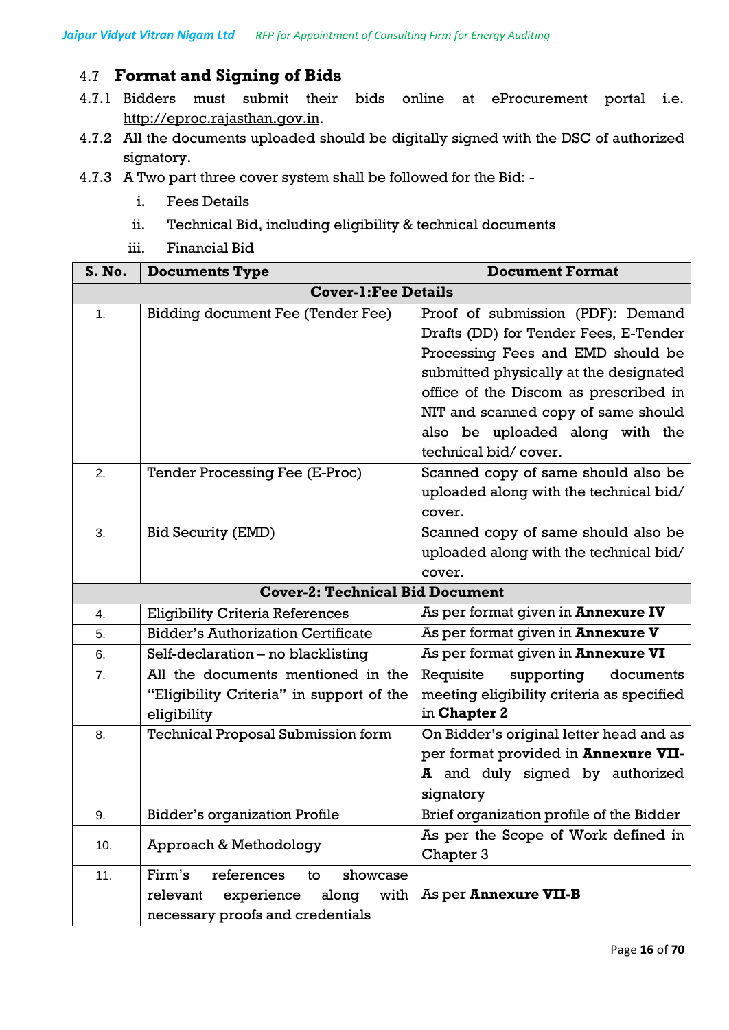## 4.7 Format and Signing of Bids

4.7.1 Bidders must submit their bids online at eProcurement portal i.e. http://eproc.rajasthan.gov.in.

4.7.2 All the documents uploaded should be digitally signed with the DSC of authorized signatory.

4.7.3 A Two part three cover system shall be followed for the Bid: -

i. Fees Details

ii. Technical Bid, including eligibility & technical documents

iii. Financial Bid

| S. No. | Documents Type | Document Format |
|---|---|---|
| **Cover-1:Fee Details** | | |
| 1. | Bidding document Fee (Tender Fee) | Proof of submission (PDF): Demand Drafts (DD) for Tender Fees, E-Tender Processing Fees and EMD should be submitted physically at the designated office of the Discom as prescribed in NIT and scanned copy of same should also be uploaded along with the technical bid/ cover. |
| 2. | Tender Processing Fee (E-Proc) | Scanned copy of same should also be uploaded along with the technical bid/ cover. |
| 3. | Bid Security (EMD) | Scanned copy of same should also be uploaded along with the technical bid/ cover. |
| **Cover-2: Technical Bid Document** | | |
| 4. | Eligibility Criteria References | As per format given in **Annexure IV** |
| 5. | Bidder's Authorization Certificate | As per format given in **Annexure V** |
| 6. | Self-declaration – no blacklisting | As per format given in **Annexure VI** |
| 7. | All the documents mentioned in the "Eligibility Criteria" in support of the eligibility | Requisite supporting documents meeting eligibility criteria as specified in **Chapter 2** |
| 8. | Technical Proposal Submission form | On Bidder's original letter head and as per format provided in **Annexure VII-A** and duly signed by authorized signatory |
| 9. | Bidder's organization Profile | Brief organization profile of the Bidder |
| 10. | Approach & Methodology | As per the Scope of Work defined in Chapter 3 |
| 11. | Firm's references to showcase relevant experience along with necessary proofs and credentials | As per **Annexure VII-B** |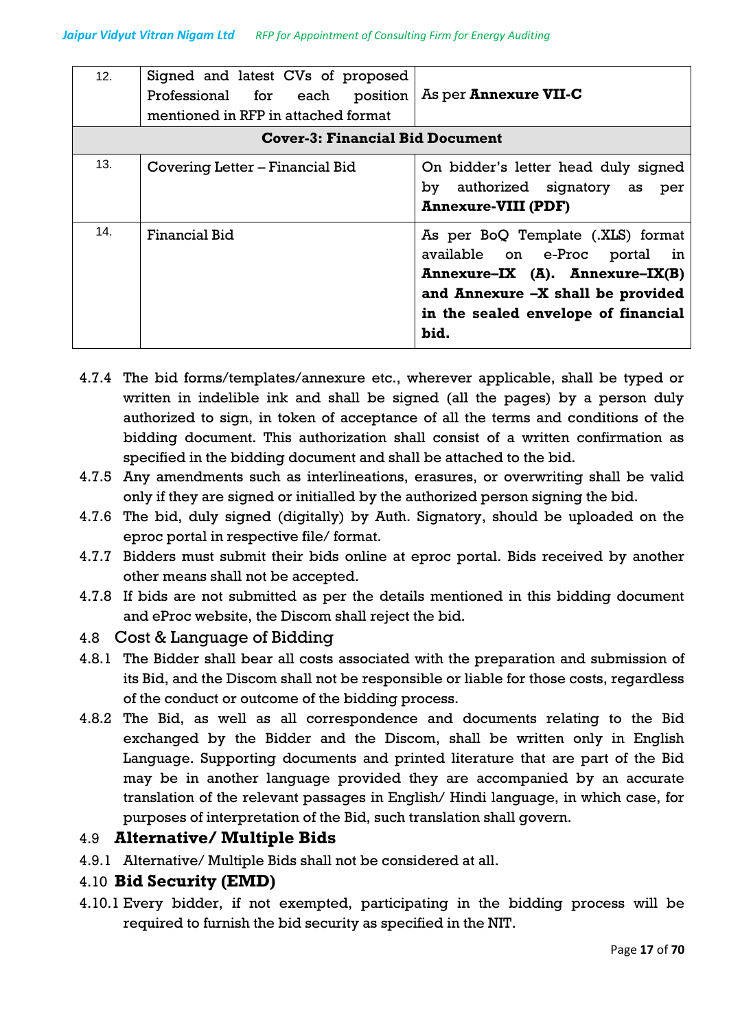| 12. | Signed and latest CVs of proposed Professional for each position mentioned in RFP in attached format | As per **Annexure VII-C** |
|---|---|---|
| **Cover-3: Financial Bid Document** | | |
| 13. | Covering Letter – Financial Bid | On bidder's letter head duly signed by authorized signatory as per **Annexure-VIII (PDF)** |
| 14. | Financial Bid | As per BoQ Template (.XLS) format available on e-Proc portal in **Annexure–IX (A). Annexure–IX(B) and Annexure –X shall be provided in the sealed envelope of financial bid.** |

4.7.4 The bid forms/templates/annexure etc., wherever applicable, shall be typed or written in indelible ink and shall be signed (all the pages) by a person duly authorized to sign, in token of acceptance of all the terms and conditions of the bidding document. This authorization shall consist of a written confirmation as specified in the bidding document and shall be attached to the bid.

4.7.5 Any amendments such as interlineations, erasures, or overwriting shall be valid only if they are signed or initialled by the authorized person signing the bid.

4.7.6 The bid, duly signed (digitally) by Auth. Signatory, should be uploaded on the eproc portal in respective file/ format.

4.7.7 Bidders must submit their bids online at eproc portal. Bids received by another other means shall not be accepted.

4.7.8 If bids are not submitted as per the details mentioned in this bidding document and eProc website, the Discom shall reject the bid.

## 4.8 Cost & Language of Bidding

4.8.1 The Bidder shall bear all costs associated with the preparation and submission of its Bid, and the Discom shall not be responsible or liable for those costs, regardless of the conduct or outcome of the bidding process.

4.8.2 The Bid, as well as all correspondence and documents relating to the Bid exchanged by the Bidder and the Discom, shall be written only in English Language. Supporting documents and printed literature that are part of the Bid may be in another language provided they are accompanied by an accurate translation of the relevant passages in English/ Hindi language, in which case, for purposes of interpretation of the Bid, such translation shall govern.

## 4.9 **Alternative/ Multiple Bids**

4.9.1 Alternative/ Multiple Bids shall not be considered at all.

## 4.10 **Bid Security (EMD)**

4.10.1 Every bidder, if not exempted, participating in the bidding process will be required to furnish the bid security as specified in the NIT.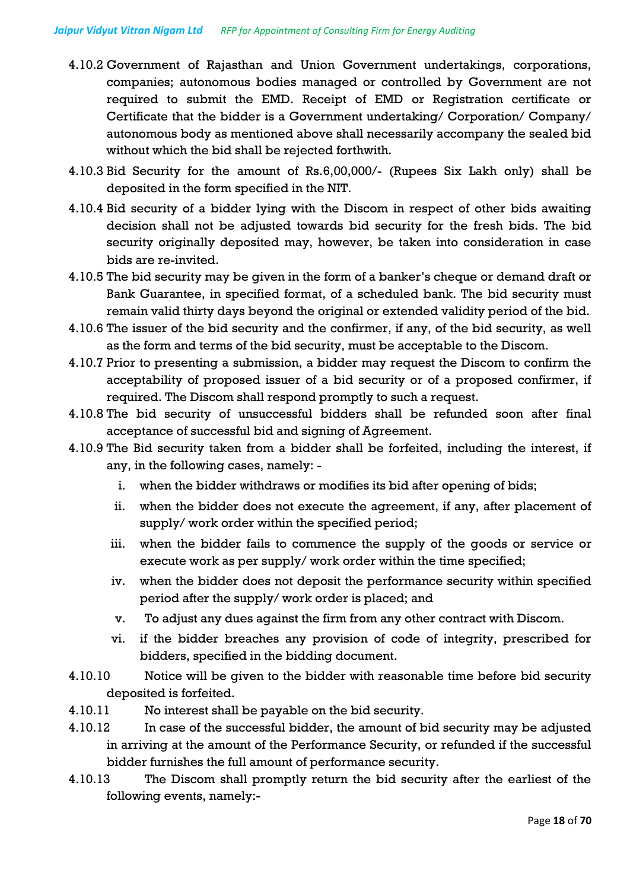4.10.2 Government of Rajasthan and Union Government undertakings, corporations, companies; autonomous bodies managed or controlled by Government are not required to submit the EMD. Receipt of EMD or Registration certificate or Certificate that the bidder is a Government undertaking/ Corporation/ Company/ autonomous body as mentioned above shall necessarily accompany the sealed bid without which the bid shall be rejected forthwith.

4.10.3 Bid Security for the amount of Rs.6,00,000/- (Rupees Six Lakh only) shall be deposited in the form specified in the NIT.

4.10.4 Bid security of a bidder lying with the Discom in respect of other bids awaiting decision shall not be adjusted towards bid security for the fresh bids. The bid security originally deposited may, however, be taken into consideration in case bids are re-invited.

4.10.5 The bid security may be given in the form of a banker's cheque or demand draft or Bank Guarantee, in specified format, of a scheduled bank. The bid security must remain valid thirty days beyond the original or extended validity period of the bid.

4.10.6 The issuer of the bid security and the confirmer, if any, of the bid security, as well as the form and terms of the bid security, must be acceptable to the Discom.

4.10.7 Prior to presenting a submission, a bidder may request the Discom to confirm the acceptability of proposed issuer of a bid security or of a proposed confirmer, if required. The Discom shall respond promptly to such a request.

4.10.8 The bid security of unsuccessful bidders shall be refunded soon after final acceptance of successful bid and signing of Agreement.

4.10.9 The Bid security taken from a bidder shall be forfeited, including the interest, if any, in the following cases, namely: -

i. when the bidder withdraws or modifies its bid after opening of bids;

ii. when the bidder does not execute the agreement, if any, after placement of supply/ work order within the specified period;

iii. when the bidder fails to commence the supply of the goods or service or execute work as per supply/ work order within the time specified;

iv. when the bidder does not deposit the performance security within specified period after the supply/ work order is placed; and

v. To adjust any dues against the firm from any other contract with Discom.

vi. if the bidder breaches any provision of code of integrity, prescribed for bidders, specified in the bidding document.

4.10.10 Notice will be given to the bidder with reasonable time before bid security deposited is forfeited.

4.10.11 No interest shall be payable on the bid security.

4.10.12 In case of the successful bidder, the amount of bid security may be adjusted in arriving at the amount of the Performance Security, or refunded if the successful bidder furnishes the full amount of performance security.

4.10.13 The Discom shall promptly return the bid security after the earliest of the following events, namely:-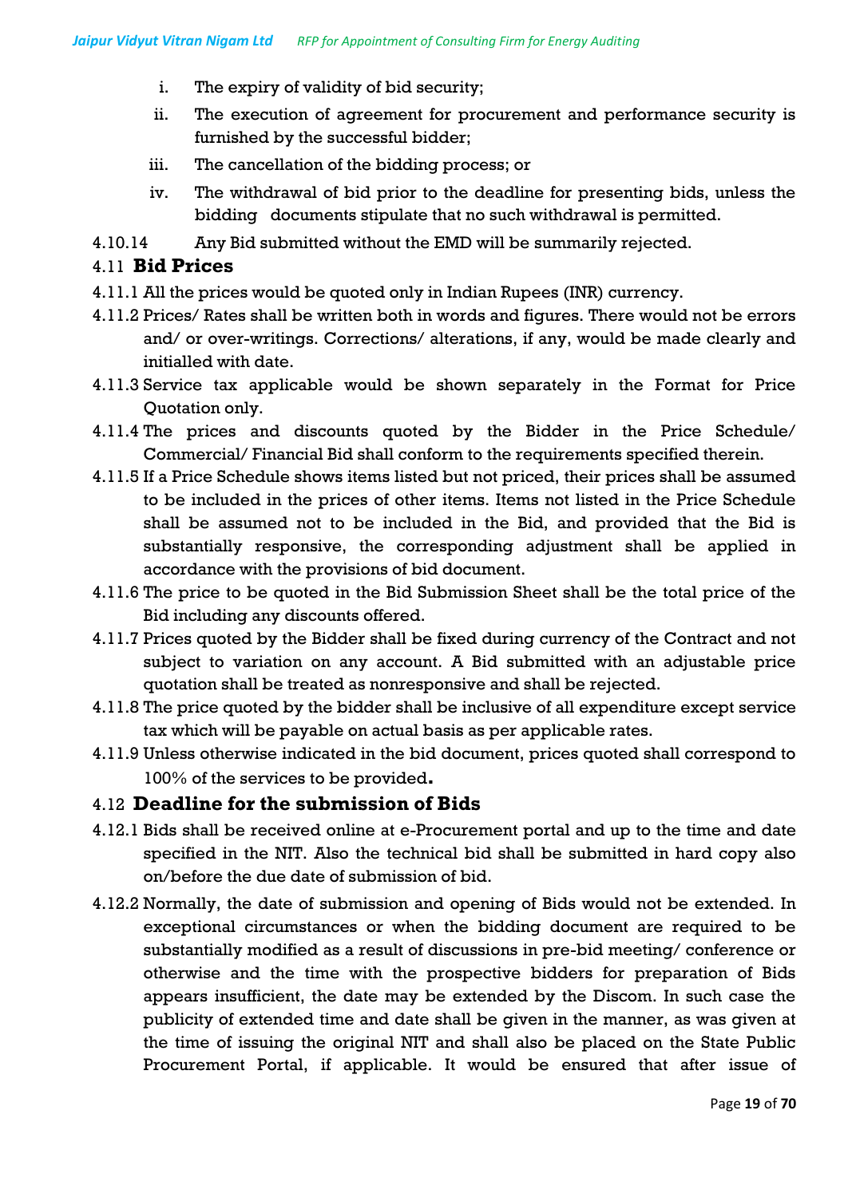i. The expiry of validity of bid security;

ii. The execution of agreement for procurement and performance security is furnished by the successful bidder;

iii. The cancellation of the bidding process; or

iv. The withdrawal of bid prior to the deadline for presenting bids, unless the bidding documents stipulate that no such withdrawal is permitted.

4.10.14 Any Bid submitted without the EMD will be summarily rejected.

## 4.11 Bid Prices

4.11.1 All the prices would be quoted only in Indian Rupees (INR) currency.

4.11.2 Prices/ Rates shall be written both in words and figures. There would not be errors and/ or over-writings. Corrections/ alterations, if any, would be made clearly and initialled with date.

4.11.3 Service tax applicable would be shown separately in the Format for Price Quotation only.

4.11.4 The prices and discounts quoted by the Bidder in the Price Schedule/ Commercial/ Financial Bid shall conform to the requirements specified therein.

4.11.5 If a Price Schedule shows items listed but not priced, their prices shall be assumed to be included in the prices of other items. Items not listed in the Price Schedule shall be assumed not to be included in the Bid, and provided that the Bid is substantially responsive, the corresponding adjustment shall be applied in accordance with the provisions of bid document.

4.11.6 The price to be quoted in the Bid Submission Sheet shall be the total price of the Bid including any discounts offered.

4.11.7 Prices quoted by the Bidder shall be fixed during currency of the Contract and not subject to variation on any account. A Bid submitted with an adjustable price quotation shall be treated as nonresponsive and shall be rejected.

4.11.8 The price quoted by the bidder shall be inclusive of all expenditure except service tax which will be payable on actual basis as per applicable rates.

4.11.9 Unless otherwise indicated in the bid document, prices quoted shall correspond to 100% of the services to be provided.

## 4.12 Deadline for the submission of Bids

4.12.1 Bids shall be received online at e-Procurement portal and up to the time and date specified in the NIT. Also the technical bid shall be submitted in hard copy also on/before the due date of submission of bid.

4.12.2 Normally, the date of submission and opening of Bids would not be extended. In exceptional circumstances or when the bidding document are required to be substantially modified as a result of discussions in pre-bid meeting/ conference or otherwise and the time with the prospective bidders for preparation of Bids appears insufficient, the date may be extended by the Discom. In such case the publicity of extended time and date shall be given in the manner, as was given at the time of issuing the original NIT and shall also be placed on the State Public Procurement Portal, if applicable. It would be ensured that after issue of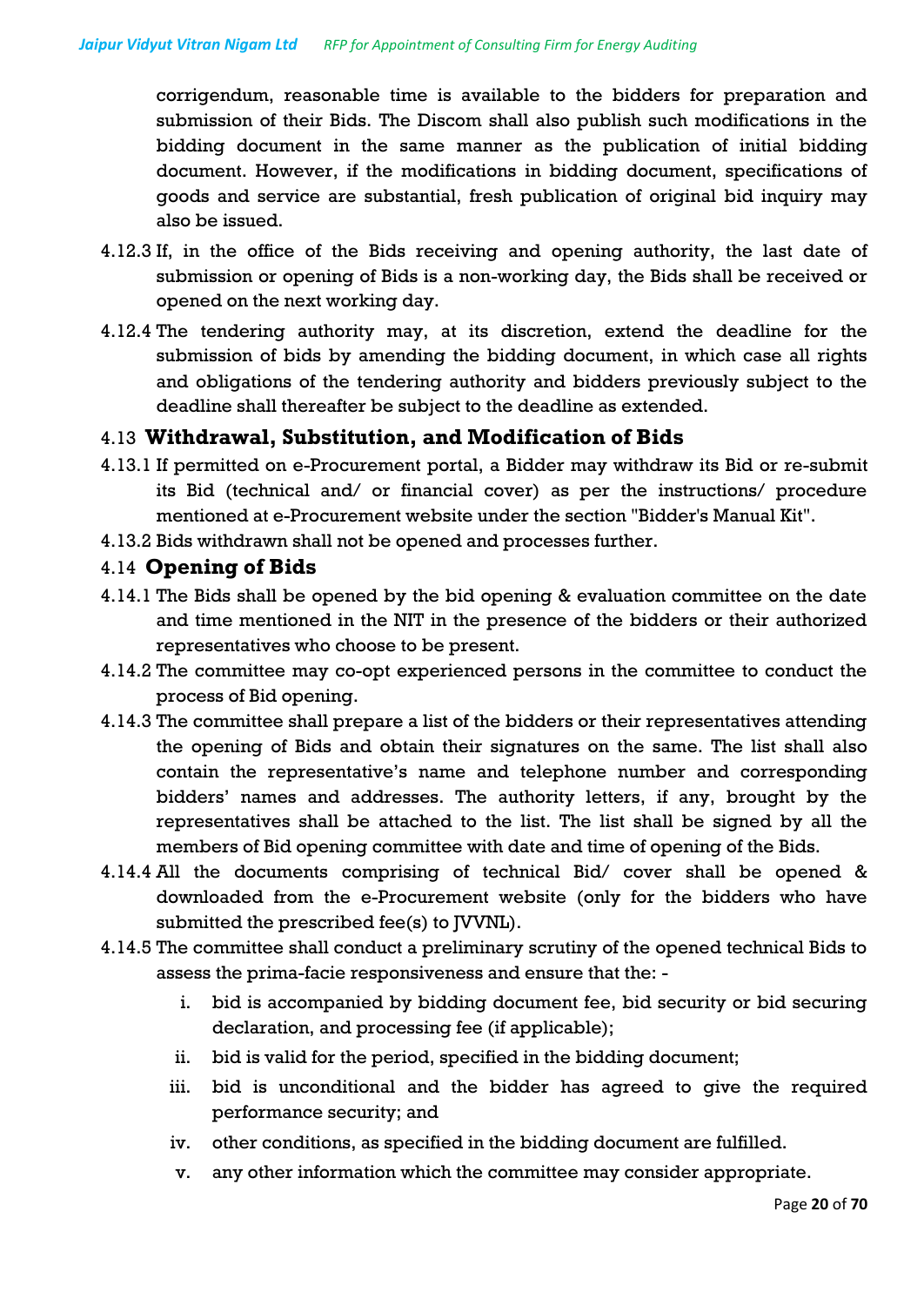corrigendum, reasonable time is available to the bidders for preparation and submission of their Bids. The Discom shall also publish such modifications in the bidding document in the same manner as the publication of initial bidding document. However, if the modifications in bidding document, specifications of goods and service are substantial, fresh publication of original bid inquiry may also be issued.

4.12.3 If, in the office of the Bids receiving and opening authority, the last date of submission or opening of Bids is a non-working day, the Bids shall be received or opened on the next working day.

4.12.4 The tendering authority may, at its discretion, extend the deadline for the submission of bids by amending the bidding document, in which case all rights and obligations of the tendering authority and bidders previously subject to the deadline shall thereafter be subject to the deadline as extended.

### 4.13 Withdrawal, Substitution, and Modification of Bids

4.13.1 If permitted on e-Procurement portal, a Bidder may withdraw its Bid or re-submit its Bid (technical and/ or financial cover) as per the instructions/ procedure mentioned at e-Procurement website under the section "Bidder's Manual Kit".

4.13.2 Bids withdrawn shall not be opened and processes further.

### 4.14 Opening of Bids

4.14.1 The Bids shall be opened by the bid opening & evaluation committee on the date and time mentioned in the NIT in the presence of the bidders or their authorized representatives who choose to be present.

4.14.2 The committee may co-opt experienced persons in the committee to conduct the process of Bid opening.

4.14.3 The committee shall prepare a list of the bidders or their representatives attending the opening of Bids and obtain their signatures on the same. The list shall also contain the representative's name and telephone number and corresponding bidders' names and addresses. The authority letters, if any, brought by the representatives shall be attached to the list. The list shall be signed by all the members of Bid opening committee with date and time of opening of the Bids.

4.14.4 All the documents comprising of technical Bid/ cover shall be opened & downloaded from the e-Procurement website (only for the bidders who have submitted the prescribed fee(s) to JVVNL).

4.14.5 The committee shall conduct a preliminary scrutiny of the opened technical Bids to assess the prima-facie responsiveness and ensure that the: -

i. bid is accompanied by bidding document fee, bid security or bid securing declaration, and processing fee (if applicable);

ii. bid is valid for the period, specified in the bidding document;

iii. bid is unconditional and the bidder has agreed to give the required performance security; and

iv. other conditions, as specified in the bidding document are fulfilled.

v. any other information which the committee may consider appropriate.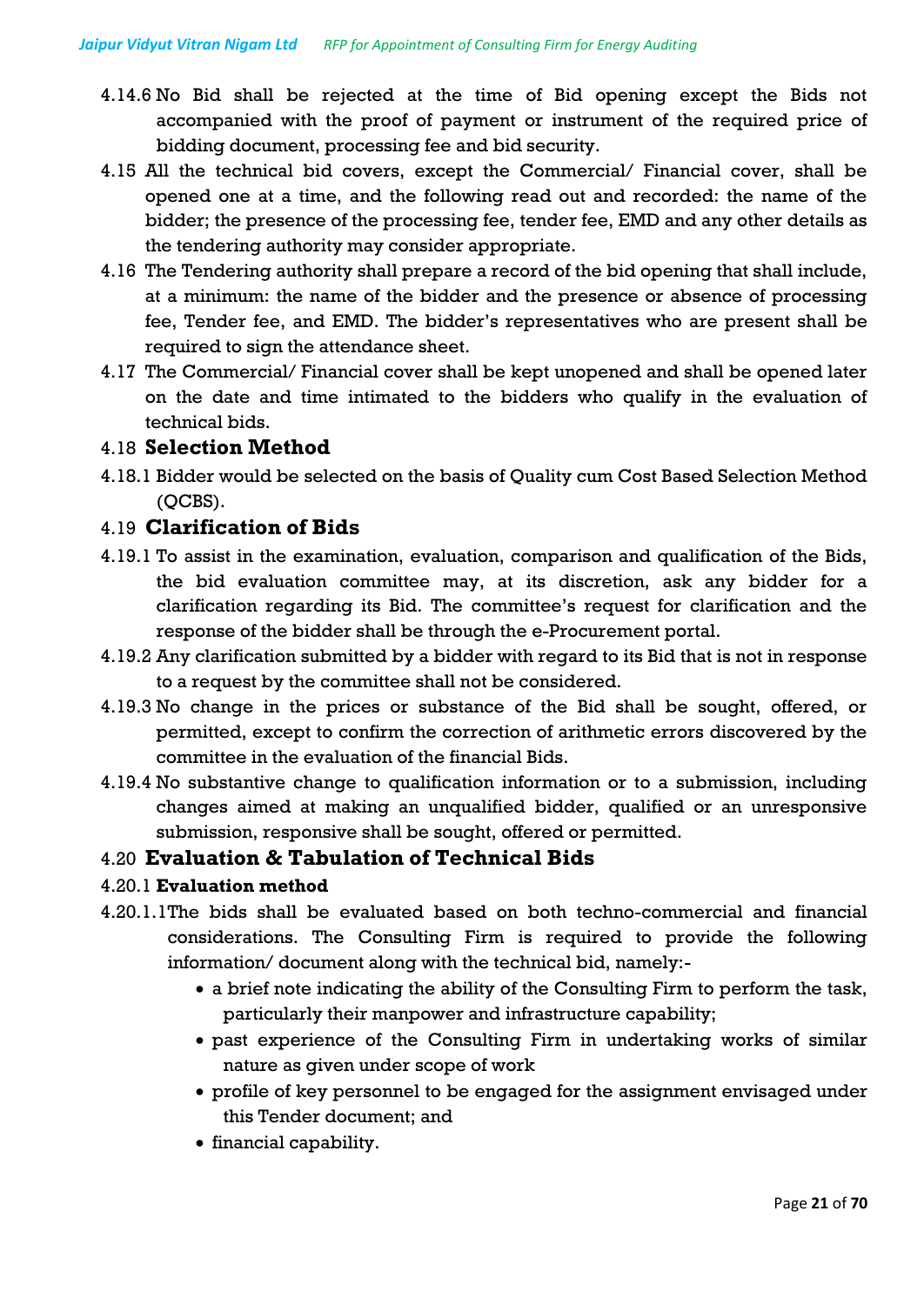4.14.6 No Bid shall be rejected at the time of Bid opening except the Bids not accompanied with the proof of payment or instrument of the required price of bidding document, processing fee and bid security.

4.15 All the technical bid covers, except the Commercial/ Financial cover, shall be opened one at a time, and the following read out and recorded: the name of the bidder; the presence of the processing fee, tender fee, EMD and any other details as the tendering authority may consider appropriate.

4.16 The Tendering authority shall prepare a record of the bid opening that shall include, at a minimum: the name of the bidder and the presence or absence of processing fee, Tender fee, and EMD. The bidder's representatives who are present shall be required to sign the attendance sheet.

4.17 The Commercial/ Financial cover shall be kept unopened and shall be opened later on the date and time intimated to the bidders who qualify in the evaluation of technical bids.

## 4.18 Selection Method

4.18.1 Bidder would be selected on the basis of Quality cum Cost Based Selection Method (QCBS).

## 4.19 Clarification of Bids

4.19.1 To assist in the examination, evaluation, comparison and qualification of the Bids, the bid evaluation committee may, at its discretion, ask any bidder for a clarification regarding its Bid. The committee's request for clarification and the response of the bidder shall be through the e-Procurement portal.

4.19.2 Any clarification submitted by a bidder with regard to its Bid that is not in response to a request by the committee shall not be considered.

4.19.3 No change in the prices or substance of the Bid shall be sought, offered, or permitted, except to confirm the correction of arithmetic errors discovered by the committee in the evaluation of the financial Bids.

4.19.4 No substantive change to qualification information or to a submission, including changes aimed at making an unqualified bidder, qualified or an unresponsive submission, responsive shall be sought, offered or permitted.

## 4.20 Evaluation & Tabulation of Technical Bids

### 4.20.1 Evaluation method

4.20.1.1The bids shall be evaluated based on both techno-commercial and financial considerations. The Consulting Firm is required to provide the following information/ document along with the technical bid, namely:-

- a brief note indicating the ability of the Consulting Firm to perform the task, particularly their manpower and infrastructure capability;
- past experience of the Consulting Firm in undertaking works of similar nature as given under scope of work
- profile of key personnel to be engaged for the assignment envisaged under this Tender document; and
- financial capability.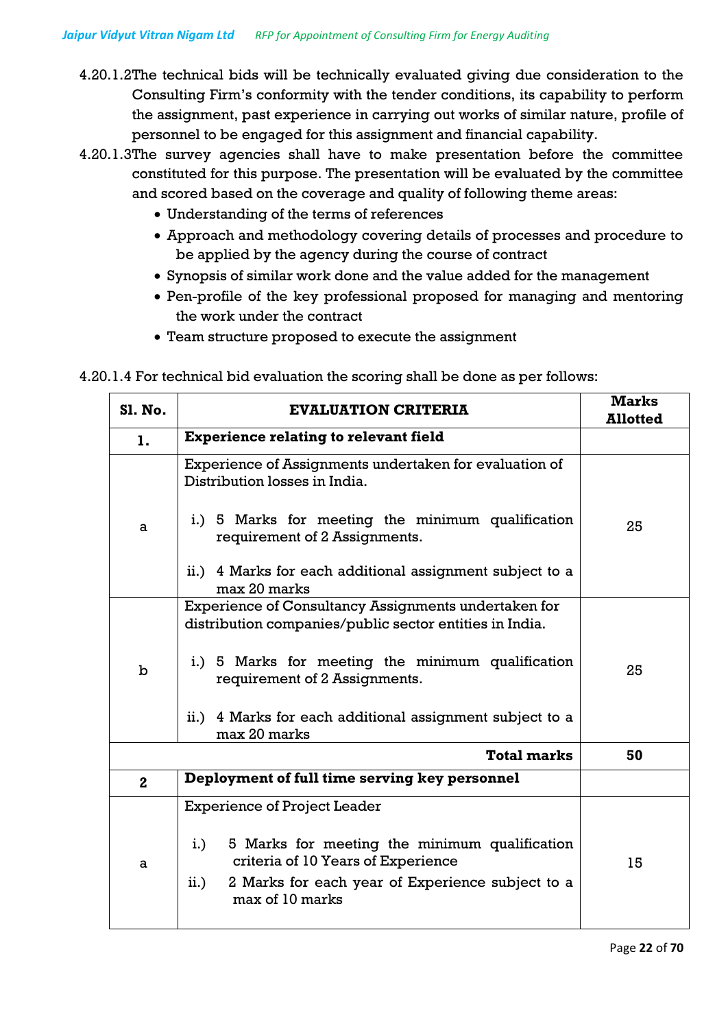4.20.1.2 The technical bids will be technically evaluated giving due consideration to the Consulting Firm's conformity with the tender conditions, its capability to perform the assignment, past experience in carrying out works of similar nature, profile of personnel to be engaged for this assignment and financial capability.

4.20.1.3 The survey agencies shall have to make presentation before the committee constituted for this purpose. The presentation will be evaluated by the committee and scored based on the coverage and quality of following theme areas:

- Understanding of the terms of references
- Approach and methodology covering details of processes and procedure to be applied by the agency during the course of contract
- Synopsis of similar work done and the value added for the management
- Pen-profile of the key professional proposed for managing and mentoring the work under the contract
- Team structure proposed to execute the assignment

4.20.1.4 For technical bid evaluation the scoring shall be done as per follows:

| Sl. No. | EVALUATION CRITERIA | Marks Allotted |
|---|---|---|
| **1.** | **Experience relating to relevant field** | |
| a | Experience of Assignments undertaken for evaluation of Distribution losses in India.<br><br>i.) 5 Marks for meeting the minimum qualification requirement of 2 Assignments.<br><br>ii.) 4 Marks for each additional assignment subject to a max 20 marks | 25 |
| b | Experience of Consultancy Assignments undertaken for distribution companies/public sector entities in India.<br><br>i.) 5 Marks for meeting the minimum qualification requirement of 2 Assignments.<br><br>ii.) 4 Marks for each additional assignment subject to a max 20 marks | 25 |
| | **Total marks** | **50** |
| **2** | **Deployment of full time serving key personnel** | |
| a | Experience of Project Leader<br><br>i.) 5 Marks for meeting the minimum qualification criteria of 10 Years of Experience<br><br>ii.) 2 Marks for each year of Experience subject to a max of 10 marks | 15 |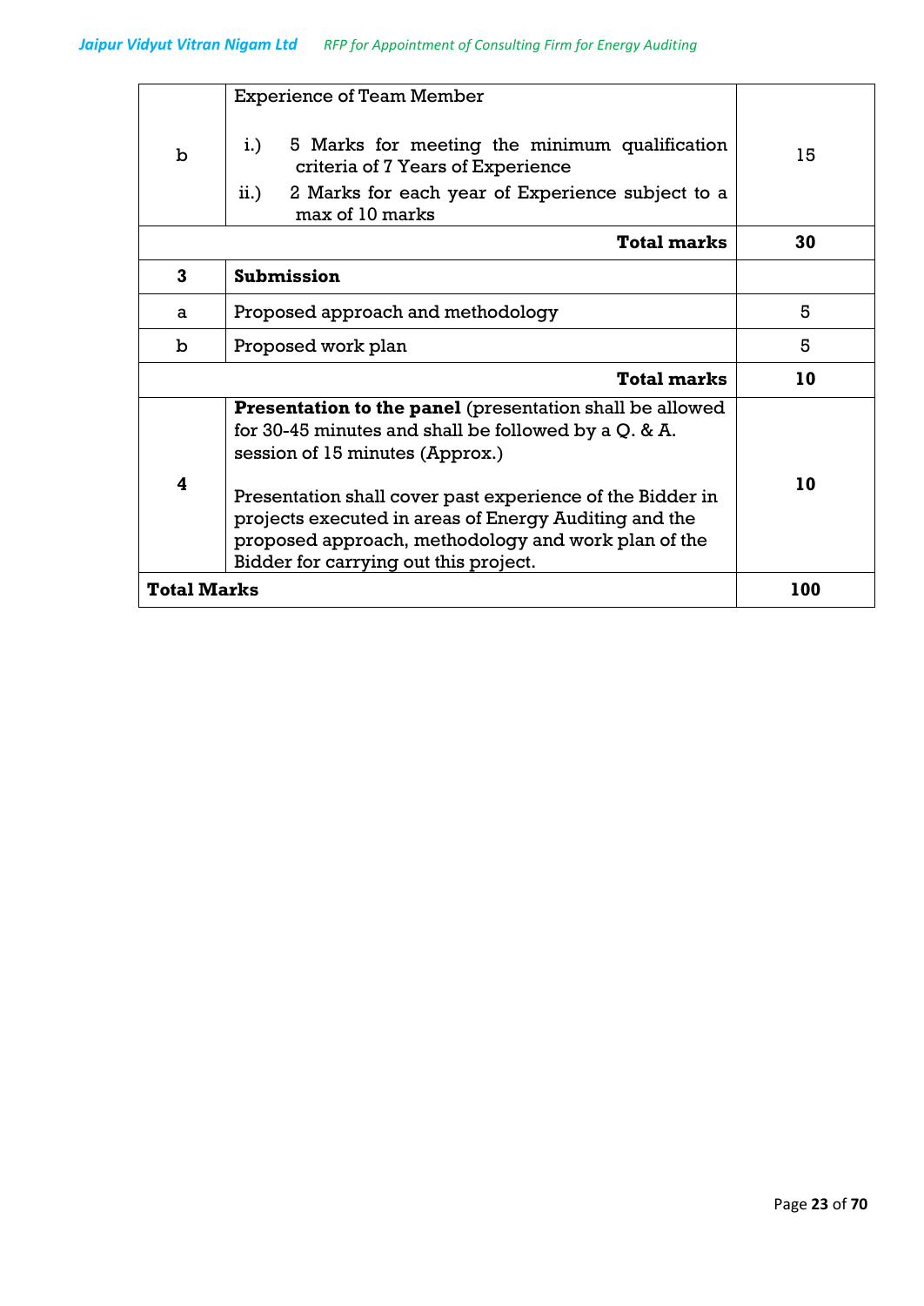| | | |
|---|---|---|
| b | Experience of Team Member<br><br>i.) 5 Marks for meeting the minimum qualification criteria of 7 Years of Experience<br>ii.) 2 Marks for each year of Experience subject to a max of 10 marks | 15 |
| | **Total marks** | **30** |
| **3** | **Submission** | |
| a | Proposed approach and methodology | 5 |
| b | Proposed work plan | 5 |
| | **Total marks** | **10** |
| **4** | **Presentation to the panel** (presentation shall be allowed for 30-45 minutes and shall be followed by a Q. & A. session of 15 minutes (Approx.)<br><br>Presentation shall cover past experience of the Bidder in projects executed in areas of Energy Auditing and the proposed approach, methodology and work plan of the Bidder for carrying out this project. | **10** |
| **Total Marks** | | **100** |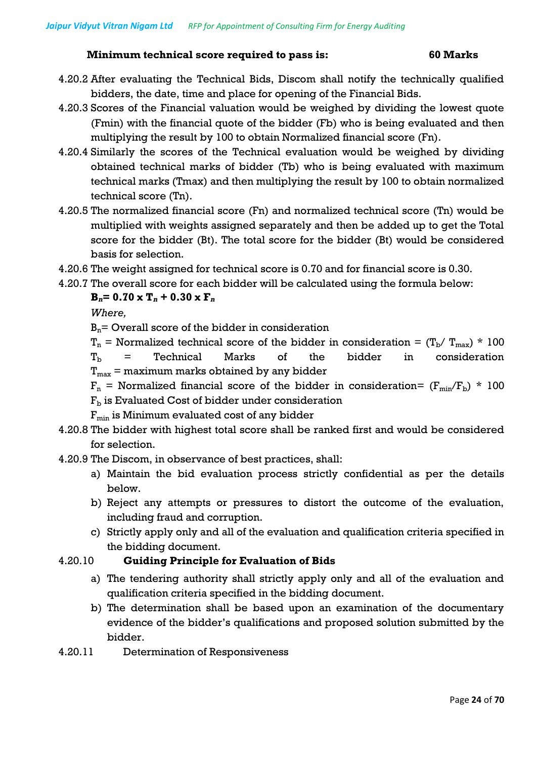**Minimum technical score required to pass is: 60 Marks**

4.20.2 After evaluating the Technical Bids, Discom shall notify the technically qualified bidders, the date, time and place for opening of the Financial Bids.

4.20.3 Scores of the Financial valuation would be weighed by dividing the lowest quote (Fmin) with the financial quote of the bidder (Fb) who is being evaluated and then multiplying the result by 100 to obtain Normalized financial score (Fn).

4.20.4 Similarly the scores of the Technical evaluation would be weighed by dividing obtained technical marks of bidder (Tb) who is being evaluated with maximum technical marks (Tmax) and then multiplying the result by 100 to obtain normalized technical score (Tn).

4.20.5 The normalized financial score (Fn) and normalized technical score (Tn) would be multiplied with weights assigned separately and then be added up to get the Total score for the bidder (Bt). The total score for the bidder (Bt) would be considered basis for selection.

4.20.6 The weight assigned for technical score is 0.70 and for financial score is 0.30.

4.20.7 The overall score for each bidder will be calculated using the formula below:

$$B_n = 0.70 \times T_n + 0.30 \times F_n$$

*Where,*

$B_n$ = Overall score of the bidder in consideration

$T_n$ = Normalized technical score of the bidder in consideration = $(T_b / T_{max}) * 100$

$T_b$ = Technical Marks of the bidder in consideration

$T_{max}$ = maximum marks obtained by any bidder

$F_n$ = Normalized financial score of the bidder in consideration= $(F_{min}/F_b) * 100$

$F_b$ is Evaluated Cost of bidder under consideration

$F_{min}$ is Minimum evaluated cost of any bidder

4.20.8 The bidder with highest total score shall be ranked first and would be considered for selection.

4.20.9 The Discom, in observance of best practices, shall:

a) Maintain the bid evaluation process strictly confidential as per the details below.

b) Reject any attempts or pressures to distort the outcome of the evaluation, including fraud and corruption.

c) Strictly apply only and all of the evaluation and qualification criteria specified in the bidding document.

4.20.10 **Guiding Principle for Evaluation of Bids**

a) The tendering authority shall strictly apply only and all of the evaluation and qualification criteria specified in the bidding document.

b) The determination shall be based upon an examination of the documentary evidence of the bidder's qualifications and proposed solution submitted by the bidder.

4.20.11 Determination of Responsiveness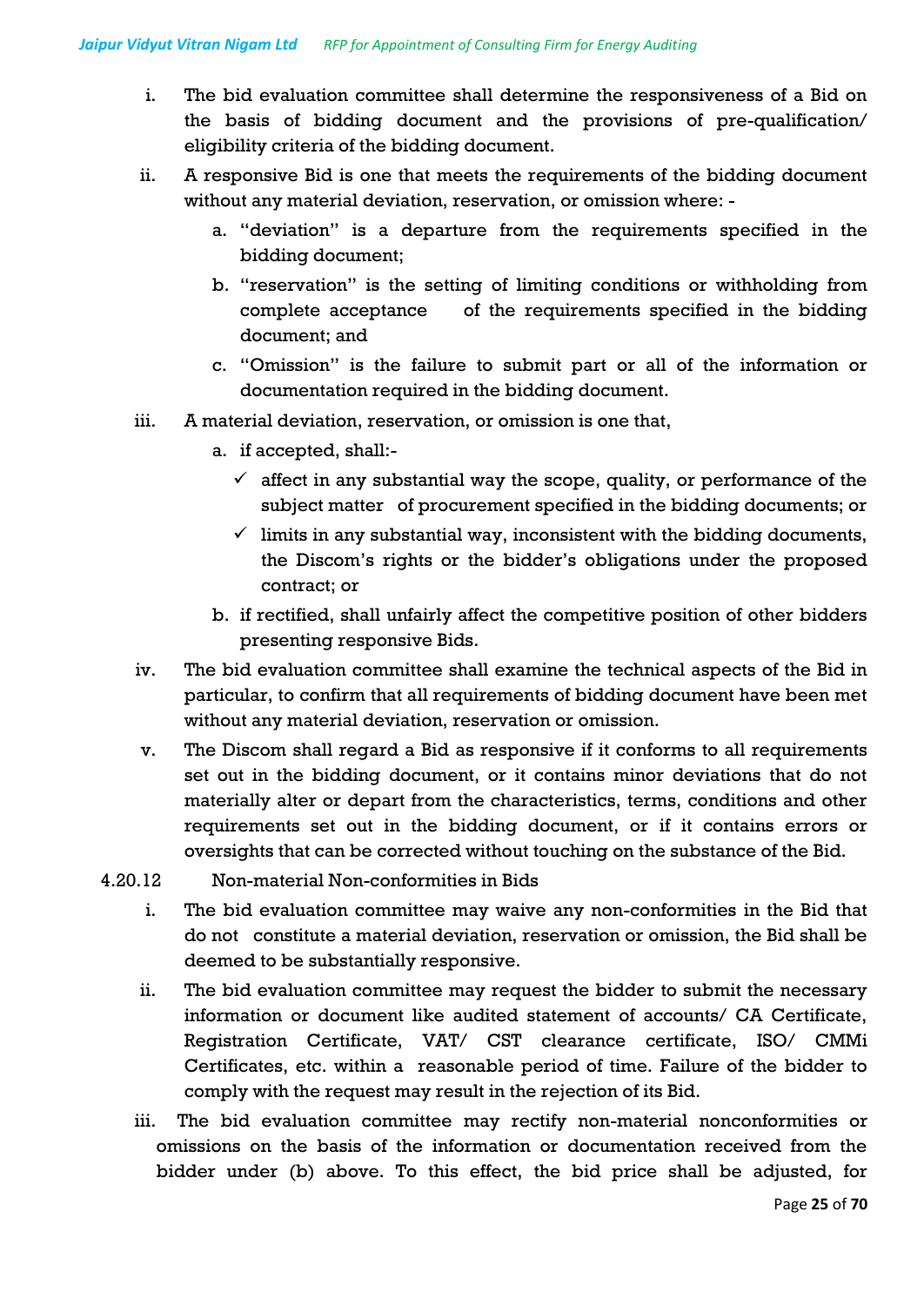i. The bid evaluation committee shall determine the responsiveness of a Bid on the basis of bidding document and the provisions of pre-qualification/ eligibility criteria of the bidding document.

ii. A responsive Bid is one that meets the requirements of the bidding document without any material deviation, reservation, or omission where: -

   a. "deviation" is a departure from the requirements specified in the bidding document;

   b. "reservation" is the setting of limiting conditions or withholding from complete acceptance of the requirements specified in the bidding document; and

   c. "Omission" is the failure to submit part or all of the information or documentation required in the bidding document.

iii. A material deviation, reservation, or omission is one that,

   a. if accepted, shall:-

      ✓ affect in any substantial way the scope, quality, or performance of the subject matter of procurement specified in the bidding documents; or

      ✓ limits in any substantial way, inconsistent with the bidding documents, the Discom's rights or the bidder's obligations under the proposed contract; or

   b. if rectified, shall unfairly affect the competitive position of other bidders presenting responsive Bids.

iv. The bid evaluation committee shall examine the technical aspects of the Bid in particular, to confirm that all requirements of bidding document have been met without any material deviation, reservation or omission.

v. The Discom shall regard a Bid as responsive if it conforms to all requirements set out in the bidding document, or it contains minor deviations that do not materially alter or depart from the characteristics, terms, conditions and other requirements set out in the bidding document, or if it contains errors or oversights that can be corrected without touching on the substance of the Bid.

4.20.12 Non-material Non-conformities in Bids

i. The bid evaluation committee may waive any non-conformities in the Bid that do not constitute a material deviation, reservation or omission, the Bid shall be deemed to be substantially responsive.

ii. The bid evaluation committee may request the bidder to submit the necessary information or document like audited statement of accounts/ CA Certificate, Registration Certificate, VAT/ CST clearance certificate, ISO/ CMMi Certificates, etc. within a reasonable period of time. Failure of the bidder to comply with the request may result in the rejection of its Bid.

iii. The bid evaluation committee may rectify non-material nonconformities or omissions on the basis of the information or documentation received from the bidder under (b) above. To this effect, the bid price shall be adjusted, for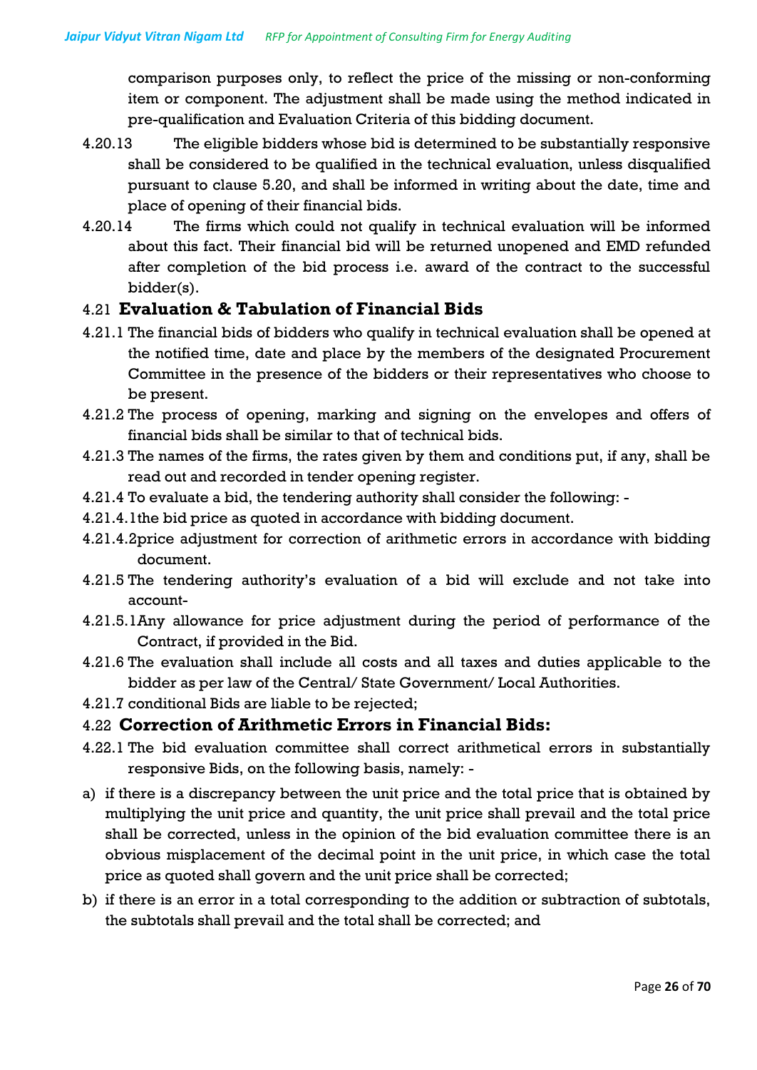comparison purposes only, to reflect the price of the missing or non-conforming item or component. The adjustment shall be made using the method indicated in pre-qualification and Evaluation Criteria of this bidding document.

4.20.13 The eligible bidders whose bid is determined to be substantially responsive shall be considered to be qualified in the technical evaluation, unless disqualified pursuant to clause 5.20, and shall be informed in writing about the date, time and place of opening of their financial bids.

4.20.14 The firms which could not qualify in technical evaluation will be informed about this fact. Their financial bid will be returned unopened and EMD refunded after completion of the bid process i.e. award of the contract to the successful bidder(s).

## 4.21 Evaluation & Tabulation of Financial Bids

4.21.1 The financial bids of bidders who qualify in technical evaluation shall be opened at the notified time, date and place by the members of the designated Procurement Committee in the presence of the bidders or their representatives who choose to be present.

4.21.2 The process of opening, marking and signing on the envelopes and offers of financial bids shall be similar to that of technical bids.

4.21.3 The names of the firms, the rates given by them and conditions put, if any, shall be read out and recorded in tender opening register.

4.21.4 To evaluate a bid, the tendering authority shall consider the following: -

4.21.4.1 the bid price as quoted in accordance with bidding document.

4.21.4.2 price adjustment for correction of arithmetic errors in accordance with bidding document.

4.21.5 The tendering authority's evaluation of a bid will exclude and not take into account-

4.21.5.1 Any allowance for price adjustment during the period of performance of the Contract, if provided in the Bid.

4.21.6 The evaluation shall include all costs and all taxes and duties applicable to the bidder as per law of the Central/ State Government/ Local Authorities.

4.21.7 conditional Bids are liable to be rejected;

## 4.22 Correction of Arithmetic Errors in Financial Bids:

4.22.1 The bid evaluation committee shall correct arithmetical errors in substantially responsive Bids, on the following basis, namely: -

a) if there is a discrepancy between the unit price and the total price that is obtained by multiplying the unit price and quantity, the unit price shall prevail and the total price shall be corrected, unless in the opinion of the bid evaluation committee there is an obvious misplacement of the decimal point in the unit price, in which case the total price as quoted shall govern and the unit price shall be corrected;

b) if there is an error in a total corresponding to the addition or subtraction of subtotals, the subtotals shall prevail and the total shall be corrected; and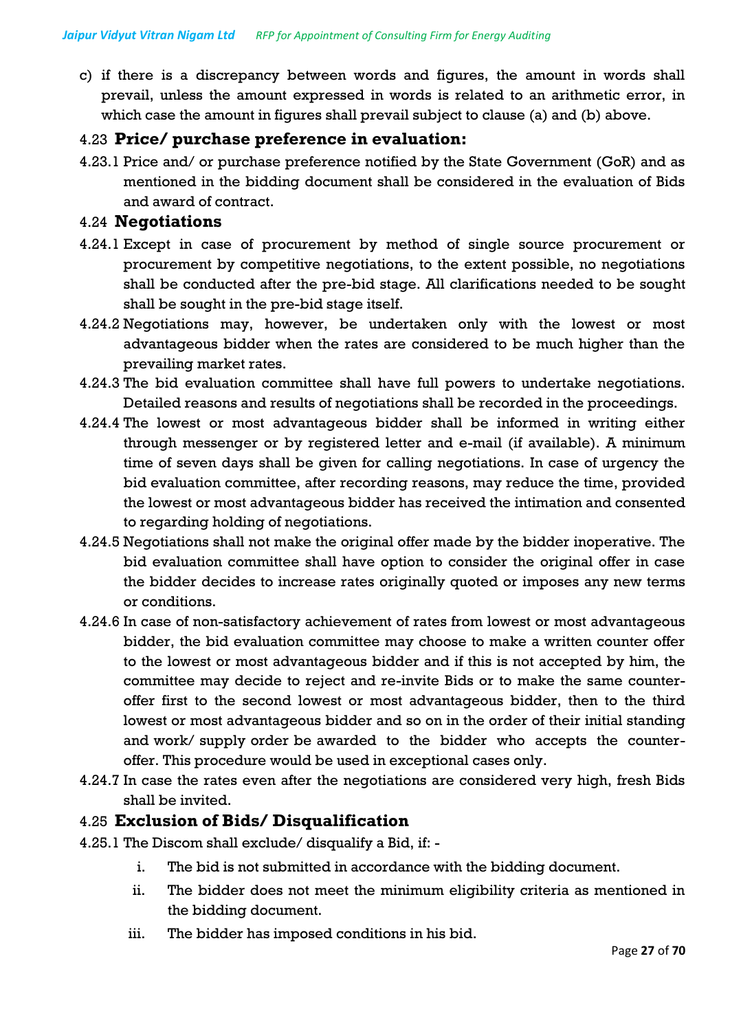c) if there is a discrepancy between words and figures, the amount in words shall prevail, unless the amount expressed in words is related to an arithmetic error, in which case the amount in figures shall prevail subject to clause (a) and (b) above.

### 4.23 Price/ purchase preference in evaluation:

4.23.1 Price and/ or purchase preference notified by the State Government (GoR) and as mentioned in the bidding document shall be considered in the evaluation of Bids and award of contract.

### 4.24 Negotiations

4.24.1 Except in case of procurement by method of single source procurement or procurement by competitive negotiations, to the extent possible, no negotiations shall be conducted after the pre-bid stage. All clarifications needed to be sought shall be sought in the pre-bid stage itself.

4.24.2 Negotiations may, however, be undertaken only with the lowest or most advantageous bidder when the rates are considered to be much higher than the prevailing market rates.

4.24.3 The bid evaluation committee shall have full powers to undertake negotiations. Detailed reasons and results of negotiations shall be recorded in the proceedings.

4.24.4 The lowest or most advantageous bidder shall be informed in writing either through messenger or by registered letter and e-mail (if available). A minimum time of seven days shall be given for calling negotiations. In case of urgency the bid evaluation committee, after recording reasons, may reduce the time, provided the lowest or most advantageous bidder has received the intimation and consented to regarding holding of negotiations.

4.24.5 Negotiations shall not make the original offer made by the bidder inoperative. The bid evaluation committee shall have option to consider the original offer in case the bidder decides to increase rates originally quoted or imposes any new terms or conditions.

4.24.6 In case of non-satisfactory achievement of rates from lowest or most advantageous bidder, the bid evaluation committee may choose to make a written counter offer to the lowest or most advantageous bidder and if this is not accepted by him, the committee may decide to reject and re-invite Bids or to make the same counter-offer first to the second lowest or most advantageous bidder, then to the third lowest or most advantageous bidder and so on in the order of their initial standing and work/ supply order be awarded to the bidder who accepts the counter-offer. This procedure would be used in exceptional cases only.

4.24.7 In case the rates even after the negotiations are considered very high, fresh Bids shall be invited.

### 4.25 Exclusion of Bids/ Disqualification

4.25.1 The Discom shall exclude/ disqualify a Bid, if: -

i. The bid is not submitted in accordance with the bidding document.

ii. The bidder does not meet the minimum eligibility criteria as mentioned in the bidding document.

iii. The bidder has imposed conditions in his bid.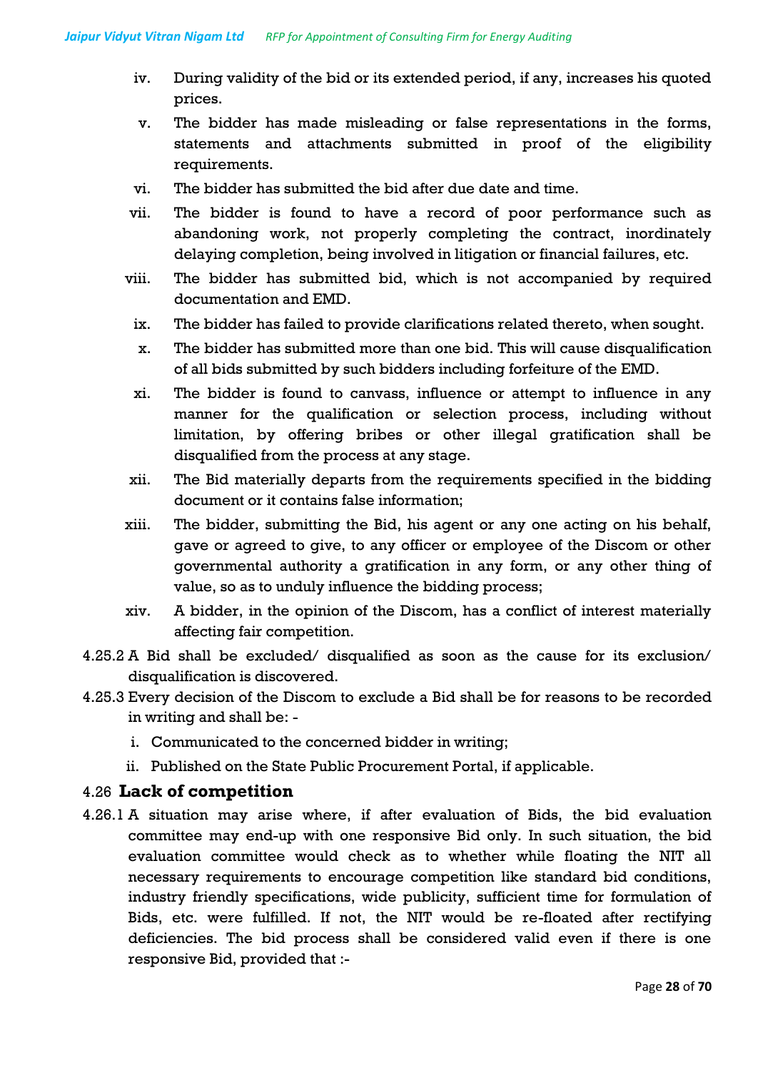iv. During validity of the bid or its extended period, if any, increases his quoted prices.

v. The bidder has made misleading or false representations in the forms, statements and attachments submitted in proof of the eligibility requirements.

vi. The bidder has submitted the bid after due date and time.

vii. The bidder is found to have a record of poor performance such as abandoning work, not properly completing the contract, inordinately delaying completion, being involved in litigation or financial failures, etc.

viii. The bidder has submitted bid, which is not accompanied by required documentation and EMD.

ix. The bidder has failed to provide clarifications related thereto, when sought.

x. The bidder has submitted more than one bid. This will cause disqualification of all bids submitted by such bidders including forfeiture of the EMD.

xi. The bidder is found to canvass, influence or attempt to influence in any manner for the qualification or selection process, including without limitation, by offering bribes or other illegal gratification shall be disqualified from the process at any stage.

xii. The Bid materially departs from the requirements specified in the bidding document or it contains false information;

xiii. The bidder, submitting the Bid, his agent or any one acting on his behalf, gave or agreed to give, to any officer or employee of the Discom or other governmental authority a gratification in any form, or any other thing of value, so as to unduly influence the bidding process;

xiv. A bidder, in the opinion of the Discom, has a conflict of interest materially affecting fair competition.

4.25.2 A Bid shall be excluded/ disqualified as soon as the cause for its exclusion/ disqualification is discovered.

4.25.3 Every decision of the Discom to exclude a Bid shall be for reasons to be recorded in writing and shall be: -

i. Communicated to the concerned bidder in writing;

ii. Published on the State Public Procurement Portal, if applicable.

### 4.26 Lack of competition

4.26.1 A situation may arise where, if after evaluation of Bids, the bid evaluation committee may end-up with one responsive Bid only. In such situation, the bid evaluation committee would check as to whether while floating the NIT all necessary requirements to encourage competition like standard bid conditions, industry friendly specifications, wide publicity, sufficient time for formulation of Bids, etc. were fulfilled. If not, the NIT would be re-floated after rectifying deficiencies. The bid process shall be considered valid even if there is one responsive Bid, provided that :-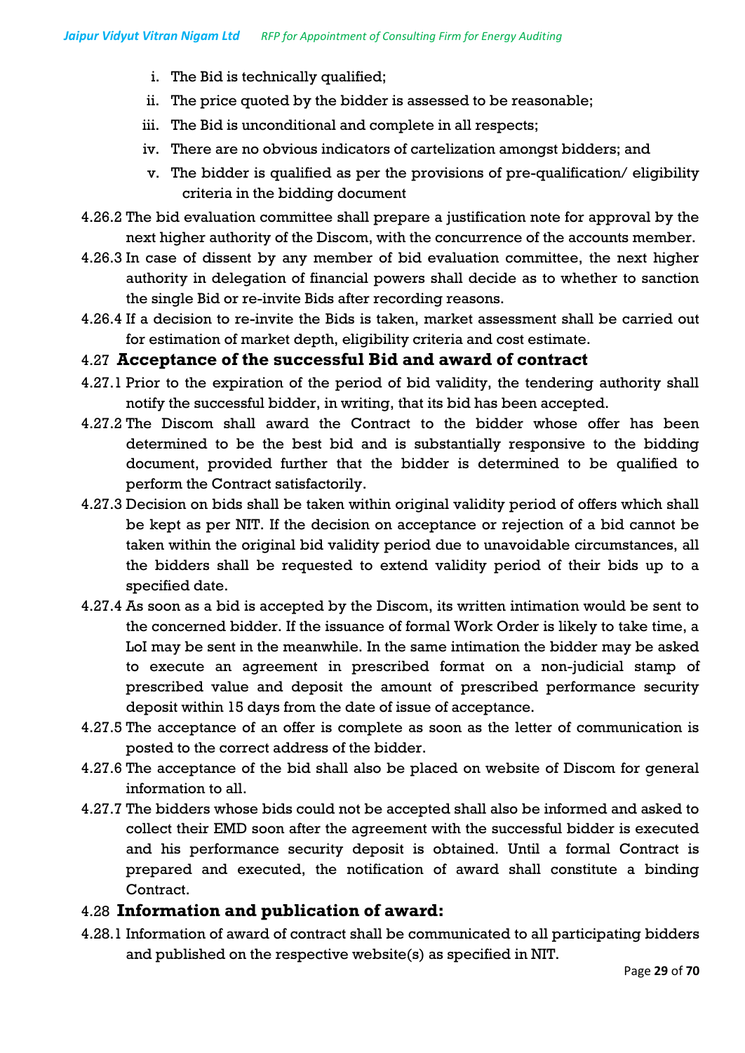i. The Bid is technically qualified;

ii. The price quoted by the bidder is assessed to be reasonable;

iii. The Bid is unconditional and complete in all respects;

iv. There are no obvious indicators of cartelization amongst bidders; and

v. The bidder is qualified as per the provisions of pre-qualification/ eligibility criteria in the bidding document

4.26.2 The bid evaluation committee shall prepare a justification note for approval by the next higher authority of the Discom, with the concurrence of the accounts member.

4.26.3 In case of dissent by any member of bid evaluation committee, the next higher authority in delegation of financial powers shall decide as to whether to sanction the single Bid or re-invite Bids after recording reasons.

4.26.4 If a decision to re-invite the Bids is taken, market assessment shall be carried out for estimation of market depth, eligibility criteria and cost estimate.

## 4.27 Acceptance of the successful Bid and award of contract

4.27.1 Prior to the expiration of the period of bid validity, the tendering authority shall notify the successful bidder, in writing, that its bid has been accepted.

4.27.2 The Discom shall award the Contract to the bidder whose offer has been determined to be the best bid and is substantially responsive to the bidding document, provided further that the bidder is determined to be qualified to perform the Contract satisfactorily.

4.27.3 Decision on bids shall be taken within original validity period of offers which shall be kept as per NIT. If the decision on acceptance or rejection of a bid cannot be taken within the original bid validity period due to unavoidable circumstances, all the bidders shall be requested to extend validity period of their bids up to a specified date.

4.27.4 As soon as a bid is accepted by the Discom, its written intimation would be sent to the concerned bidder. If the issuance of formal Work Order is likely to take time, a LoI may be sent in the meanwhile. In the same intimation the bidder may be asked to execute an agreement in prescribed format on a non-judicial stamp of prescribed value and deposit the amount of prescribed performance security deposit within 15 days from the date of issue of acceptance.

4.27.5 The acceptance of an offer is complete as soon as the letter of communication is posted to the correct address of the bidder.

4.27.6 The acceptance of the bid shall also be placed on website of Discom for general information to all.

4.27.7 The bidders whose bids could not be accepted shall also be informed and asked to collect their EMD soon after the agreement with the successful bidder is executed and his performance security deposit is obtained. Until a formal Contract is prepared and executed, the notification of award shall constitute a binding Contract.

## 4.28 Information and publication of award:

4.28.1 Information of award of contract shall be communicated to all participating bidders and published on the respective website(s) as specified in NIT.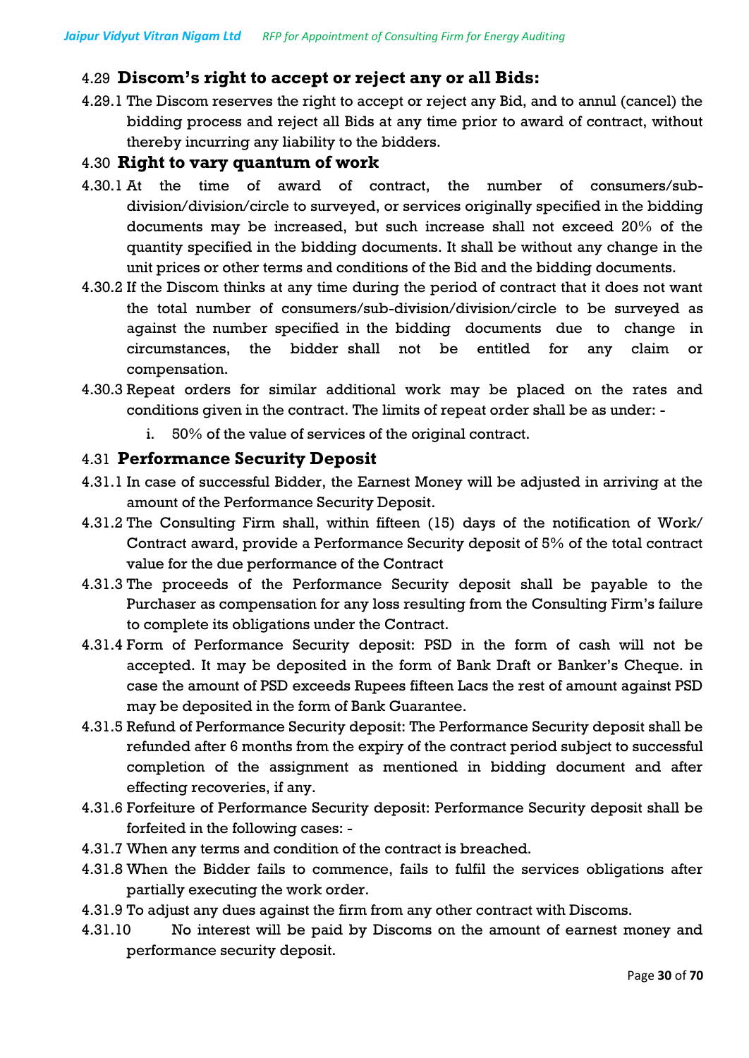### 4.29 Discom's right to accept or reject any or all Bids:

4.29.1 The Discom reserves the right to accept or reject any Bid, and to annul (cancel) the bidding process and reject all Bids at any time prior to award of contract, without thereby incurring any liability to the bidders.

### 4.30 Right to vary quantum of work

4.30.1 At the time of award of contract, the number of consumers/sub-division/division/circle to surveyed, or services originally specified in the bidding documents may be increased, but such increase shall not exceed 20% of the quantity specified in the bidding documents. It shall be without any change in the unit prices or other terms and conditions of the Bid and the bidding documents.

4.30.2 If the Discom thinks at any time during the period of contract that it does not want the total number of consumers/sub-division/division/circle to be surveyed as against the number specified in the bidding documents due to change in circumstances, the bidder shall not be entitled for any claim or compensation.

4.30.3 Repeat orders for similar additional work may be placed on the rates and conditions given in the contract. The limits of repeat order shall be as under: -

i. 50% of the value of services of the original contract.

### 4.31 Performance Security Deposit

4.31.1 In case of successful Bidder, the Earnest Money will be adjusted in arriving at the amount of the Performance Security Deposit.

4.31.2 The Consulting Firm shall, within fifteen (15) days of the notification of Work/ Contract award, provide a Performance Security deposit of 5% of the total contract value for the due performance of the Contract

4.31.3 The proceeds of the Performance Security deposit shall be payable to the Purchaser as compensation for any loss resulting from the Consulting Firm's failure to complete its obligations under the Contract.

4.31.4 Form of Performance Security deposit: PSD in the form of cash will not be accepted. It may be deposited in the form of Bank Draft or Banker's Cheque. in case the amount of PSD exceeds Rupees fifteen Lacs the rest of amount against PSD may be deposited in the form of Bank Guarantee.

4.31.5 Refund of Performance Security deposit: The Performance Security deposit shall be refunded after 6 months from the expiry of the contract period subject to successful completion of the assignment as mentioned in bidding document and after effecting recoveries, if any.

4.31.6 Forfeiture of Performance Security deposit: Performance Security deposit shall be forfeited in the following cases: -

4.31.7 When any terms and condition of the contract is breached.

4.31.8 When the Bidder fails to commence, fails to fulfil the services obligations after partially executing the work order.

4.31.9 To adjust any dues against the firm from any other contract with Discoms.

4.31.10 No interest will be paid by Discoms on the amount of earnest money and performance security deposit.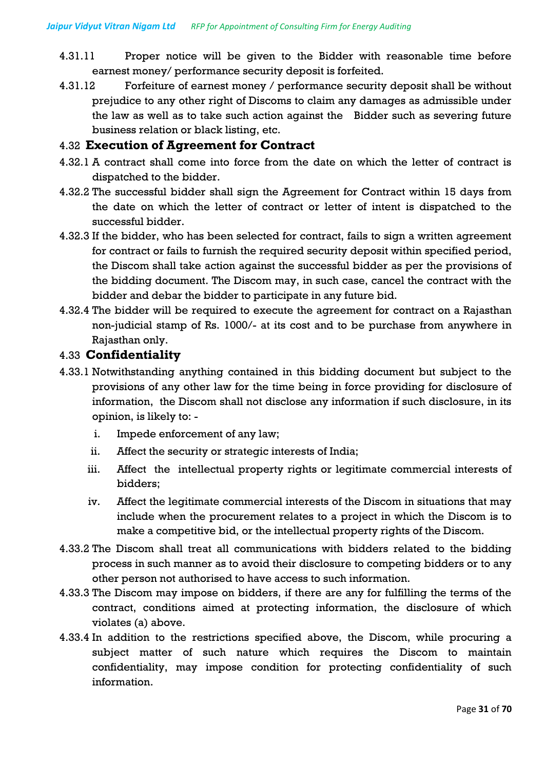4.31.11 Proper notice will be given to the Bidder with reasonable time before earnest money/ performance security deposit is forfeited.

4.31.12 Forfeiture of earnest money / performance security deposit shall be without prejudice to any other right of Discoms to claim any damages as admissible under the law as well as to take such action against the Bidder such as severing future business relation or black listing, etc.

## 4.32 Execution of Agreement for Contract

4.32.1 A contract shall come into force from the date on which the letter of contract is dispatched to the bidder.

4.32.2 The successful bidder shall sign the Agreement for Contract within 15 days from the date on which the letter of contract or letter of intent is dispatched to the successful bidder.

4.32.3 If the bidder, who has been selected for contract, fails to sign a written agreement for contract or fails to furnish the required security deposit within specified period, the Discom shall take action against the successful bidder as per the provisions of the bidding document. The Discom may, in such case, cancel the contract with the bidder and debar the bidder to participate in any future bid.

4.32.4 The bidder will be required to execute the agreement for contract on a Rajasthan non-judicial stamp of Rs. 1000/- at its cost and to be purchase from anywhere in Rajasthan only.

## 4.33 Confidentiality

4.33.1 Notwithstanding anything contained in this bidding document but subject to the provisions of any other law for the time being in force providing for disclosure of information, the Discom shall not disclose any information if such disclosure, in its opinion, is likely to: -

i. Impede enforcement of any law;

ii. Affect the security or strategic interests of India;

iii. Affect the intellectual property rights or legitimate commercial interests of bidders;

iv. Affect the legitimate commercial interests of the Discom in situations that may include when the procurement relates to a project in which the Discom is to make a competitive bid, or the intellectual property rights of the Discom.

4.33.2 The Discom shall treat all communications with bidders related to the bidding process in such manner as to avoid their disclosure to competing bidders or to any other person not authorised to have access to such information.

4.33.3 The Discom may impose on bidders, if there are any for fulfilling the terms of the contract, conditions aimed at protecting information, the disclosure of which violates (a) above.

4.33.4 In addition to the restrictions specified above, the Discom, while procuring a subject matter of such nature which requires the Discom to maintain confidentiality, may impose condition for protecting confidentiality of such information.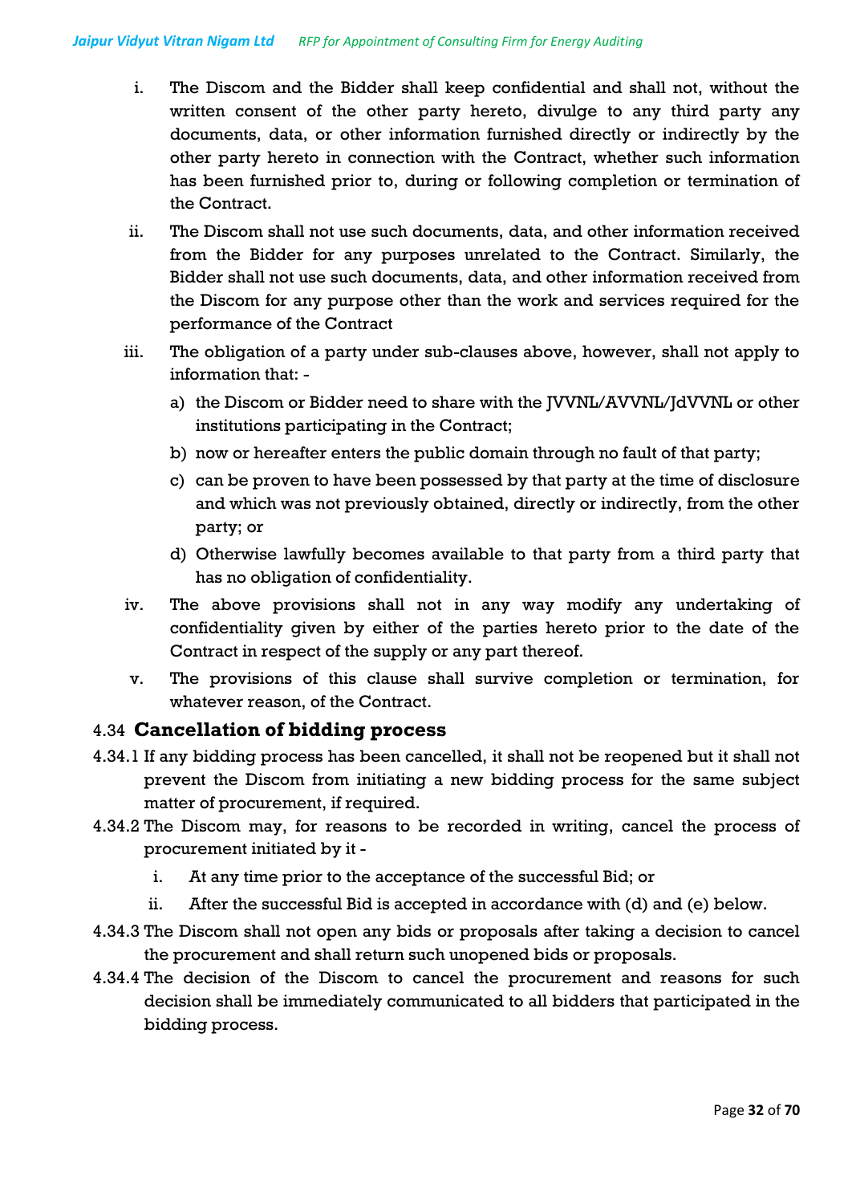i. The Discom and the Bidder shall keep confidential and shall not, without the written consent of the other party hereto, divulge to any third party any documents, data, or other information furnished directly or indirectly by the other party hereto in connection with the Contract, whether such information has been furnished prior to, during or following completion or termination of the Contract.

ii. The Discom shall not use such documents, data, and other information received from the Bidder for any purposes unrelated to the Contract. Similarly, the Bidder shall not use such documents, data, and other information received from the Discom for any purpose other than the work and services required for the performance of the Contract

iii. The obligation of a party under sub-clauses above, however, shall not apply to information that: -

   a) the Discom or Bidder need to share with the JVVNL/AVVNL/JdVVNL or other institutions participating in the Contract;
   
   b) now or hereafter enters the public domain through no fault of that party;
   
   c) can be proven to have been possessed by that party at the time of disclosure and which was not previously obtained, directly or indirectly, from the other party; or
   
   d) Otherwise lawfully becomes available to that party from a third party that has no obligation of confidentiality.

iv. The above provisions shall not in any way modify any undertaking of confidentiality given by either of the parties hereto prior to the date of the Contract in respect of the supply or any part thereof.

v. The provisions of this clause shall survive completion or termination, for whatever reason, of the Contract.

## 4.34 Cancellation of bidding process

4.34.1 If any bidding process has been cancelled, it shall not be reopened but it shall not prevent the Discom from initiating a new bidding process for the same subject matter of procurement, if required.

4.34.2 The Discom may, for reasons to be recorded in writing, cancel the process of procurement initiated by it -

   i. At any time prior to the acceptance of the successful Bid; or
   
   ii. After the successful Bid is accepted in accordance with (d) and (e) below.

4.34.3 The Discom shall not open any bids or proposals after taking a decision to cancel the procurement and shall return such unopened bids or proposals.

4.34.4 The decision of the Discom to cancel the procurement and reasons for such decision shall be immediately communicated to all bidders that participated in the bidding process.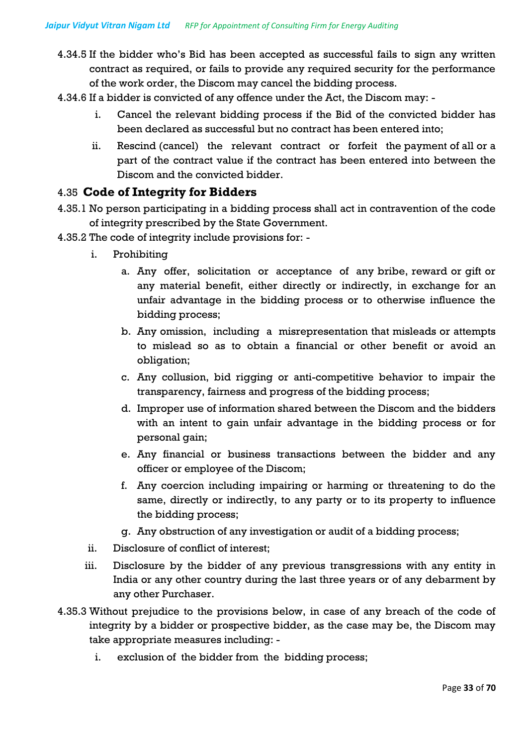4.34.5 If the bidder who's Bid has been accepted as successful fails to sign any written contract as required, or fails to provide any required security for the performance of the work order, the Discom may cancel the bidding process.

4.34.6 If a bidder is convicted of any offence under the Act, the Discom may: -

   i. Cancel the relevant bidding process if the Bid of the convicted bidder has been declared as successful but no contract has been entered into;

   ii. Rescind (cancel) the relevant contract or forfeit the payment of all or a part of the contract value if the contract has been entered into between the Discom and the convicted bidder.

## 4.35 Code of Integrity for Bidders

4.35.1 No person participating in a bidding process shall act in contravention of the code of integrity prescribed by the State Government.

4.35.2 The code of integrity include provisions for: -

   i. Prohibiting

      a. Any offer, solicitation or acceptance of any bribe, reward or gift or any material benefit, either directly or indirectly, in exchange for an unfair advantage in the bidding process or to otherwise influence the bidding process;

      b. Any omission, including a misrepresentation that misleads or attempts to mislead so as to obtain a financial or other benefit or avoid an obligation;

      c. Any collusion, bid rigging or anti-competitive behavior to impair the transparency, fairness and progress of the bidding process;

      d. Improper use of information shared between the Discom and the bidders with an intent to gain unfair advantage in the bidding process or for personal gain;

      e. Any financial or business transactions between the bidder and any officer or employee of the Discom;

      f. Any coercion including impairing or harming or threatening to do the same, directly or indirectly, to any party or to its property to influence the bidding process;

      g. Any obstruction of any investigation or audit of a bidding process;

   ii. Disclosure of conflict of interest;

   iii. Disclosure by the bidder of any previous transgressions with any entity in India or any other country during the last three years or of any debarment by any other Purchaser.

4.35.3 Without prejudice to the provisions below, in case of any breach of the code of integrity by a bidder or prospective bidder, as the case may be, the Discom may take appropriate measures including: -

   i. exclusion of the bidder from the bidding process;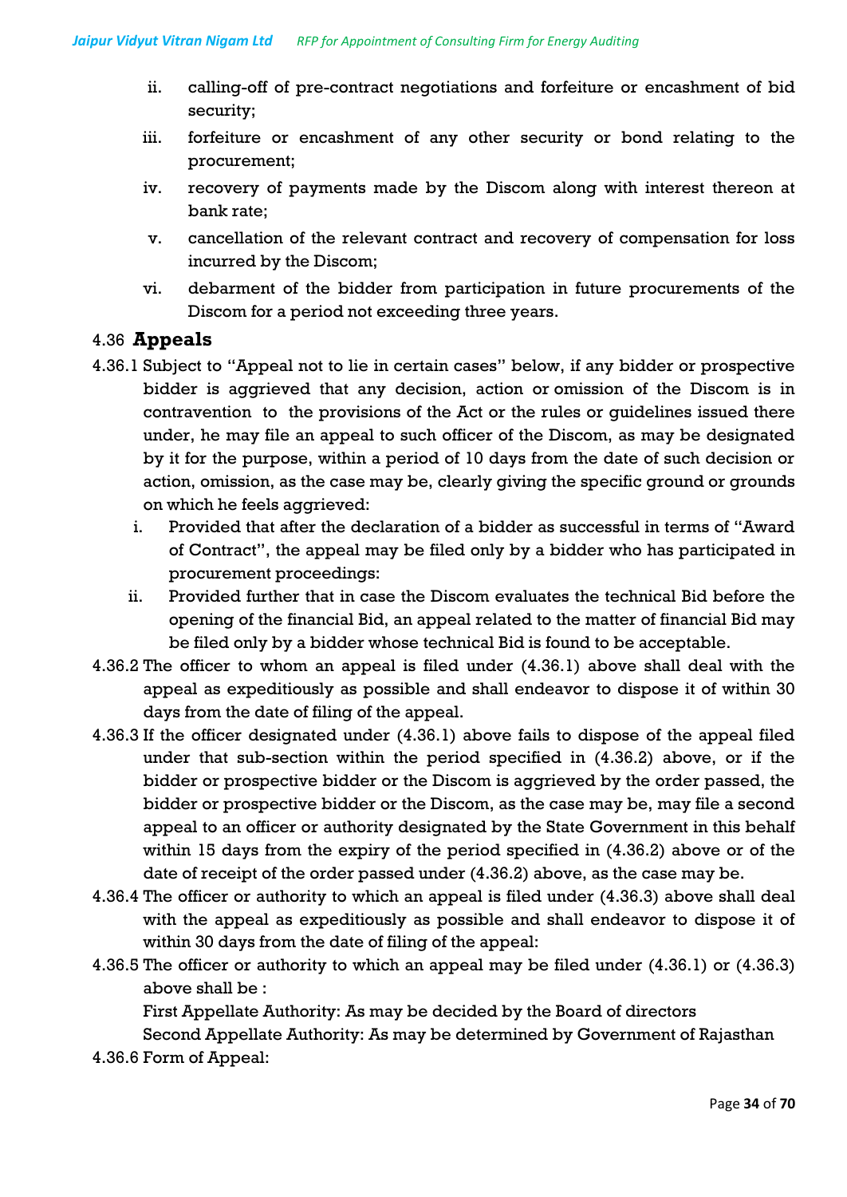ii. calling-off of pre-contract negotiations and forfeiture or encashment of bid security;

iii. forfeiture or encashment of any other security or bond relating to the procurement;

iv. recovery of payments made by the Discom along with interest thereon at bank rate;

v. cancellation of the relevant contract and recovery of compensation for loss incurred by the Discom;

vi. debarment of the bidder from participation in future procurements of the Discom for a period not exceeding three years.

### 4.36 **Appeals**

4.36.1 Subject to "Appeal not to lie in certain cases" below, if any bidder or prospective bidder is aggrieved that any decision, action or omission of the Discom is in contravention to the provisions of the Act or the rules or guidelines issued there under, he may file an appeal to such officer of the Discom, as may be designated by it for the purpose, within a period of 10 days from the date of such decision or action, omission, as the case may be, clearly giving the specific ground or grounds on which he feels aggrieved:

i. Provided that after the declaration of a bidder as successful in terms of "Award of Contract", the appeal may be filed only by a bidder who has participated in procurement proceedings:

ii. Provided further that in case the Discom evaluates the technical Bid before the opening of the financial Bid, an appeal related to the matter of financial Bid may be filed only by a bidder whose technical Bid is found to be acceptable.

4.36.2 The officer to whom an appeal is filed under (4.36.1) above shall deal with the appeal as expeditiously as possible and shall endeavor to dispose it of within 30 days from the date of filing of the appeal.

4.36.3 If the officer designated under (4.36.1) above fails to dispose of the appeal filed under that sub-section within the period specified in (4.36.2) above, or if the bidder or prospective bidder or the Discom is aggrieved by the order passed, the bidder or prospective bidder or the Discom, as the case may be, may file a second appeal to an officer or authority designated by the State Government in this behalf within 15 days from the expiry of the period specified in (4.36.2) above or of the date of receipt of the order passed under (4.36.2) above, as the case may be.

4.36.4 The officer or authority to which an appeal is filed under (4.36.3) above shall deal with the appeal as expeditiously as possible and shall endeavor to dispose it of within 30 days from the date of filing of the appeal:

4.36.5 The officer or authority to which an appeal may be filed under (4.36.1) or (4.36.3) above shall be :

First Appellate Authority: As may be decided by the Board of directors

Second Appellate Authority: As may be determined by Government of Rajasthan

4.36.6 Form of Appeal: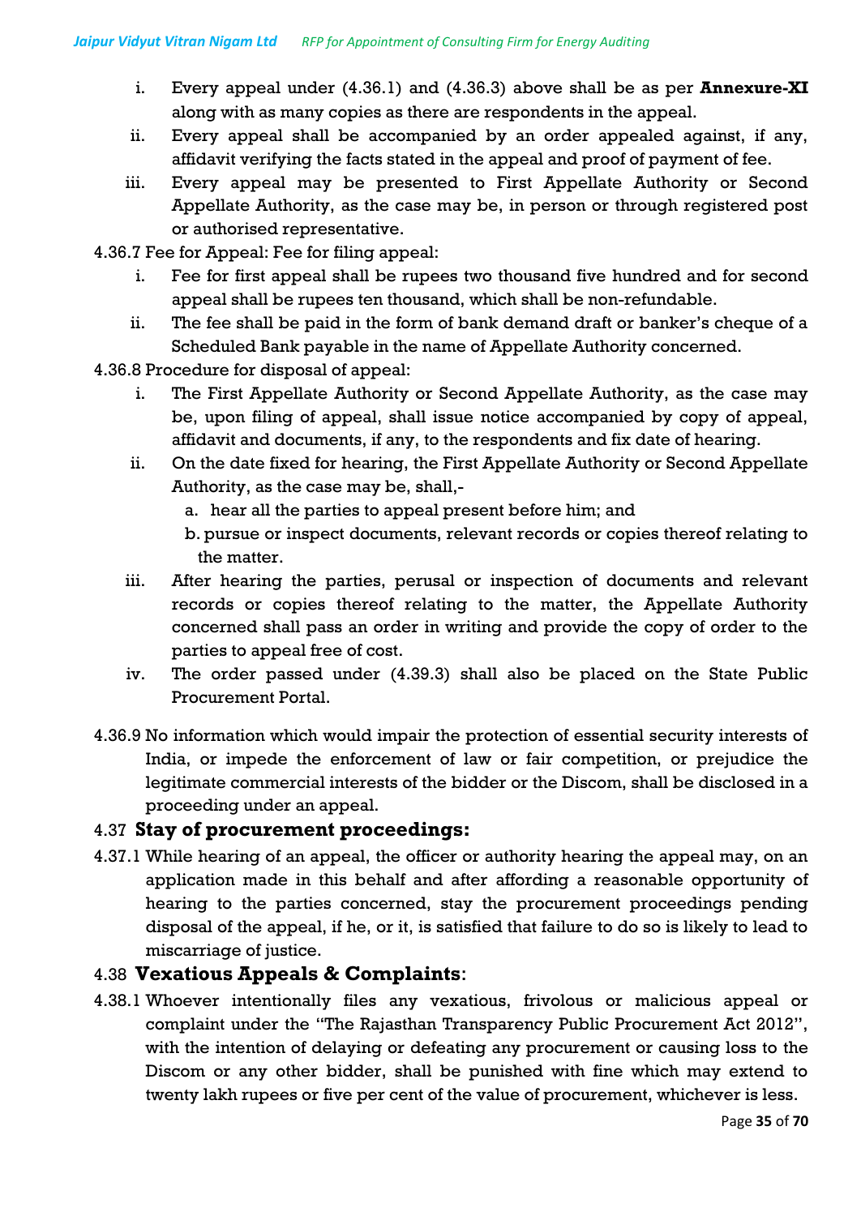i. Every appeal under (4.36.1) and (4.36.3) above shall be as per **Annexure-XI** along with as many copies as there are respondents in the appeal.
ii. Every appeal shall be accompanied by an order appealed against, if any, affidavit verifying the facts stated in the appeal and proof of payment of fee.
iii. Every appeal may be presented to First Appellate Authority or Second Appellate Authority, as the case may be, in person or through registered post or authorised representative.

4.36.7 Fee for Appeal: Fee for filing appeal:

i. Fee for first appeal shall be rupees two thousand five hundred and for second appeal shall be rupees ten thousand, which shall be non-refundable.
ii. The fee shall be paid in the form of bank demand draft or banker's cheque of a Scheduled Bank payable in the name of Appellate Authority concerned.

4.36.8 Procedure for disposal of appeal:

i. The First Appellate Authority or Second Appellate Authority, as the case may be, upon filing of appeal, shall issue notice accompanied by copy of appeal, affidavit and documents, if any, to the respondents and fix date of hearing.
ii. On the date fixed for hearing, the First Appellate Authority or Second Appellate Authority, as the case may be, shall,-
   a. hear all the parties to appeal present before him; and
   b. pursue or inspect documents, relevant records or copies thereof relating to the matter.
iii. After hearing the parties, perusal or inspection of documents and relevant records or copies thereof relating to the matter, the Appellate Authority concerned shall pass an order in writing and provide the copy of order to the parties to appeal free of cost.
iv. The order passed under (4.39.3) shall also be placed on the State Public Procurement Portal.

4.36.9 No information which would impair the protection of essential security interests of India, or impede the enforcement of law or fair competition, or prejudice the legitimate commercial interests of the bidder or the Discom, shall be disclosed in a proceeding under an appeal.

## 4.37 Stay of procurement proceedings:

4.37.1 While hearing of an appeal, the officer or authority hearing the appeal may, on an application made in this behalf and after affording a reasonable opportunity of hearing to the parties concerned, stay the procurement proceedings pending disposal of the appeal, if he, or it, is satisfied that failure to do so is likely to lead to miscarriage of justice.

## 4.38 Vexatious Appeals & Complaints:

4.38.1 Whoever intentionally files any vexatious, frivolous or malicious appeal or complaint under the "The Rajasthan Transparency Public Procurement Act 2012", with the intention of delaying or defeating any procurement or causing loss to the Discom or any other bidder, shall be punished with fine which may extend to twenty lakh rupees or five per cent of the value of procurement, whichever is less.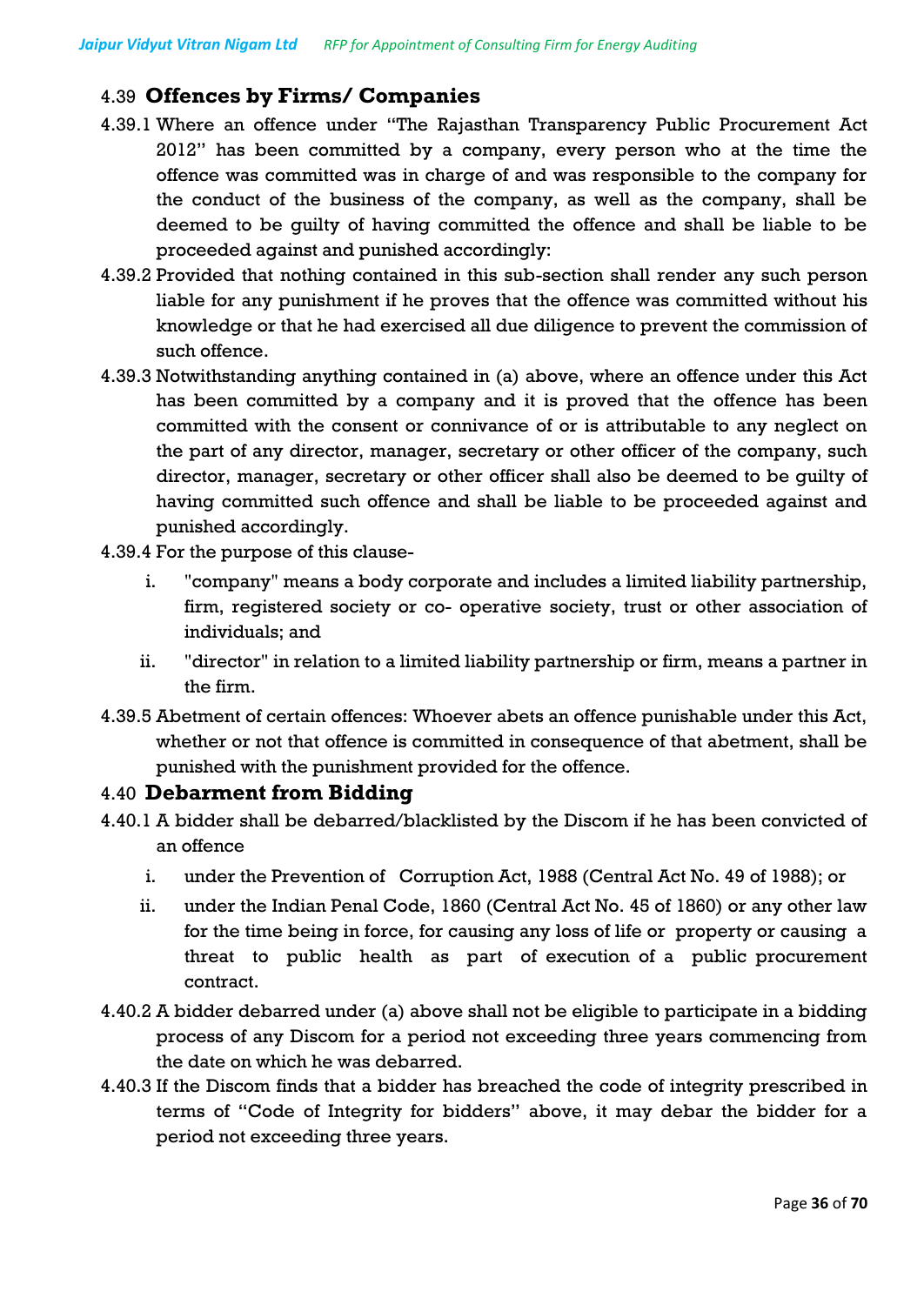## 4.39 **Offences by Firms/ Companies**

4.39.1 Where an offence under "The Rajasthan Transparency Public Procurement Act 2012" has been committed by a company, every person who at the time the offence was committed was in charge of and was responsible to the company for the conduct of the business of the company, as well as the company, shall be deemed to be guilty of having committed the offence and shall be liable to be proceeded against and punished accordingly:

4.39.2 Provided that nothing contained in this sub-section shall render any such person liable for any punishment if he proves that the offence was committed without his knowledge or that he had exercised all due diligence to prevent the commission of such offence.

4.39.3 Notwithstanding anything contained in (a) above, where an offence under this Act has been committed by a company and it is proved that the offence has been committed with the consent or connivance of or is attributable to any neglect on the part of any director, manager, secretary or other officer of the company, such director, manager, secretary or other officer shall also be deemed to be guilty of having committed such offence and shall be liable to be proceeded against and punished accordingly.

4.39.4 For the purpose of this clause-

i. "company" means a body corporate and includes a limited liability partnership, firm, registered society or co- operative society, trust or other association of individuals; and

ii. "director" in relation to a limited liability partnership or firm, means a partner in the firm.

4.39.5 Abetment of certain offences: Whoever abets an offence punishable under this Act, whether or not that offence is committed in consequence of that abetment, shall be punished with the punishment provided for the offence.

## 4.40 **Debarment from Bidding**

4.40.1 A bidder shall be debarred/blacklisted by the Discom if he has been convicted of an offence

i. under the Prevention of Corruption Act, 1988 (Central Act No. 49 of 1988); or

ii. under the Indian Penal Code, 1860 (Central Act No. 45 of 1860) or any other law for the time being in force, for causing any loss of life or property or causing a threat to public health as part of execution of a public procurement contract.

4.40.2 A bidder debarred under (a) above shall not be eligible to participate in a bidding process of any Discom for a period not exceeding three years commencing from the date on which he was debarred.

4.40.3 If the Discom finds that a bidder has breached the code of integrity prescribed in terms of "Code of Integrity for bidders" above, it may debar the bidder for a period not exceeding three years.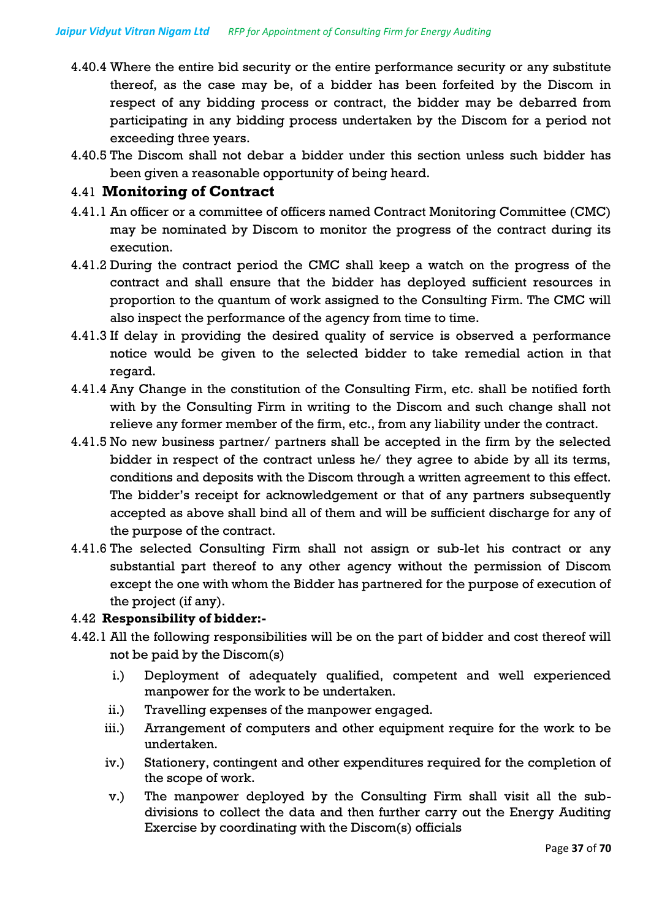4.40.4 Where the entire bid security or the entire performance security or any substitute thereof, as the case may be, of a bidder has been forfeited by the Discom in respect of any bidding process or contract, the bidder may be debarred from participating in any bidding process undertaken by the Discom for a period not exceeding three years.

4.40.5 The Discom shall not debar a bidder under this section unless such bidder has been given a reasonable opportunity of being heard.

### 4.41 Monitoring of Contract

4.41.1 An officer or a committee of officers named Contract Monitoring Committee (CMC) may be nominated by Discom to monitor the progress of the contract during its execution.

4.41.2 During the contract period the CMC shall keep a watch on the progress of the contract and shall ensure that the bidder has deployed sufficient resources in proportion to the quantum of work assigned to the Consulting Firm. The CMC will also inspect the performance of the agency from time to time.

4.41.3 If delay in providing the desired quality of service is observed a performance notice would be given to the selected bidder to take remedial action in that regard.

4.41.4 Any Change in the constitution of the Consulting Firm, etc. shall be notified forth with by the Consulting Firm in writing to the Discom and such change shall not relieve any former member of the firm, etc., from any liability under the contract.

4.41.5 No new business partner/ partners shall be accepted in the firm by the selected bidder in respect of the contract unless he/ they agree to abide by all its terms, conditions and deposits with the Discom through a written agreement to this effect. The bidder's receipt for acknowledgement or that of any partners subsequently accepted as above shall bind all of them and will be sufficient discharge for any of the purpose of the contract.

4.41.6 The selected Consulting Firm shall not assign or sub-let his contract or any substantial part thereof to any other agency without the permission of Discom except the one with whom the Bidder has partnered for the purpose of execution of the project (if any).

### 4.42 Responsibility of bidder:-

4.42.1 All the following responsibilities will be on the part of bidder and cost thereof will not be paid by the Discom(s)

- i.) Deployment of adequately qualified, competent and well experienced manpower for the work to be undertaken.
- ii.) Travelling expenses of the manpower engaged.
- iii.) Arrangement of computers and other equipment require for the work to be undertaken.
- iv.) Stationery, contingent and other expenditures required for the completion of the scope of work.
- v.) The manpower deployed by the Consulting Firm shall visit all the sub-divisions to collect the data and then further carry out the Energy Auditing Exercise by coordinating with the Discom(s) officials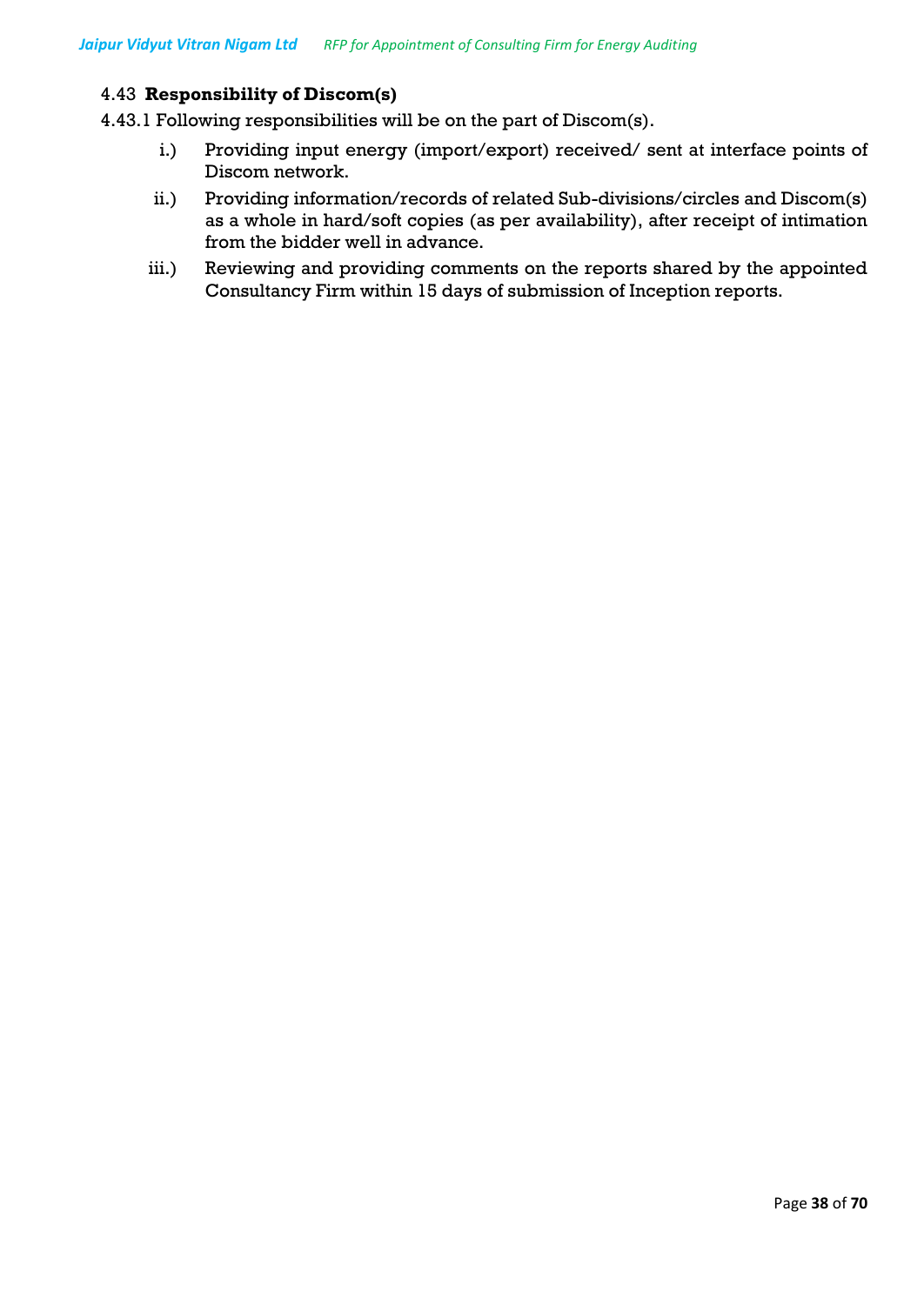### 4.43 **Responsibility of Discom(s)**

4.43.1 Following responsibilities will be on the part of Discom(s).

i.) Providing input energy (import/export) received/ sent at interface points of Discom network.

ii.) Providing information/records of related Sub-divisions/circles and Discom(s) as a whole in hard/soft copies (as per availability), after receipt of intimation from the bidder well in advance.

iii.) Reviewing and providing comments on the reports shared by the appointed Consultancy Firm within 15 days of submission of Inception reports.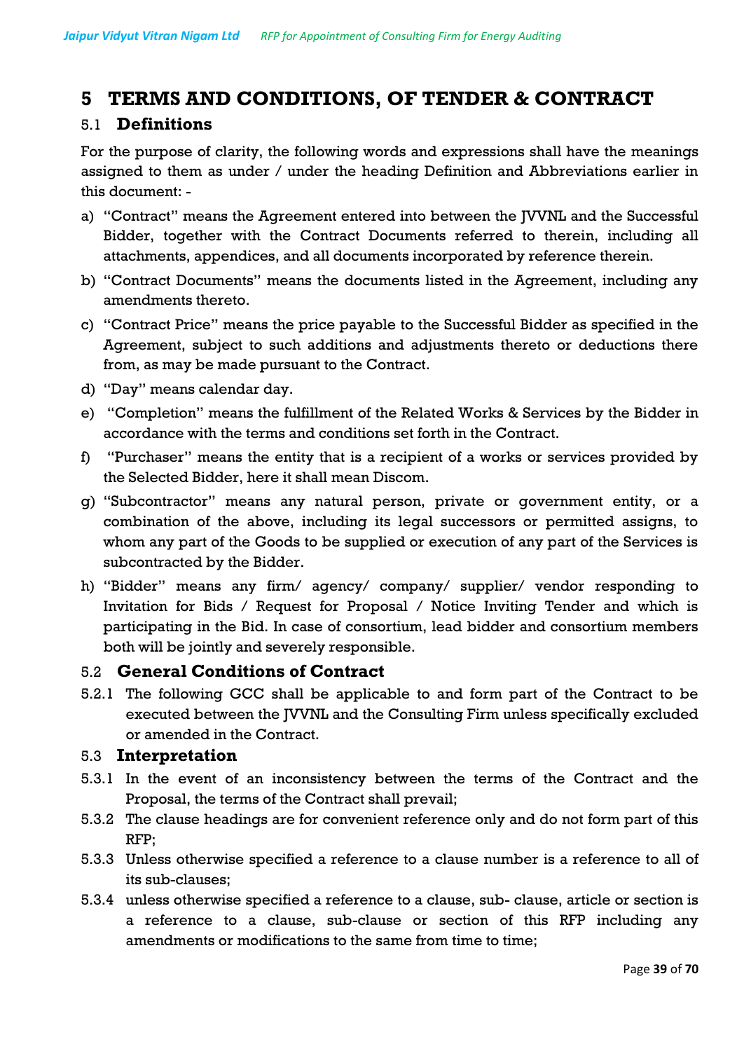# 5 TERMS AND CONDITIONS, OF TENDER & CONTRACT

## 5.1 Definitions

For the purpose of clarity, the following words and expressions shall have the meanings assigned to them as under / under the heading Definition and Abbreviations earlier in this document: -

a) "Contract" means the Agreement entered into between the JVVNL and the Successful Bidder, together with the Contract Documents referred to therein, including all attachments, appendices, and all documents incorporated by reference therein.

b) "Contract Documents" means the documents listed in the Agreement, including any amendments thereto.

c) "Contract Price" means the price payable to the Successful Bidder as specified in the Agreement, subject to such additions and adjustments thereto or deductions there from, as may be made pursuant to the Contract.

d) "Day" means calendar day.

e) "Completion" means the fulfillment of the Related Works & Services by the Bidder in accordance with the terms and conditions set forth in the Contract.

f) "Purchaser" means the entity that is a recipient of a works or services provided by the Selected Bidder, here it shall mean Discom.

g) "Subcontractor" means any natural person, private or government entity, or a combination of the above, including its legal successors or permitted assigns, to whom any part of the Goods to be supplied or execution of any part of the Services is subcontracted by the Bidder.

h) "Bidder" means any firm/ agency/ company/ supplier/ vendor responding to Invitation for Bids / Request for Proposal / Notice Inviting Tender and which is participating in the Bid. In case of consortium, lead bidder and consortium members both will be jointly and severely responsible.

## 5.2 General Conditions of Contract

5.2.1 The following GCC shall be applicable to and form part of the Contract to be executed between the JVVNL and the Consulting Firm unless specifically excluded or amended in the Contract.

## 5.3 Interpretation

5.3.1 In the event of an inconsistency between the terms of the Contract and the Proposal, the terms of the Contract shall prevail;

5.3.2 The clause headings are for convenient reference only and do not form part of this RFP;

5.3.3 Unless otherwise specified a reference to a clause number is a reference to all of its sub-clauses;

5.3.4 unless otherwise specified a reference to a clause, sub- clause, article or section is a reference to a clause, sub-clause or section of this RFP including any amendments or modifications to the same from time to time;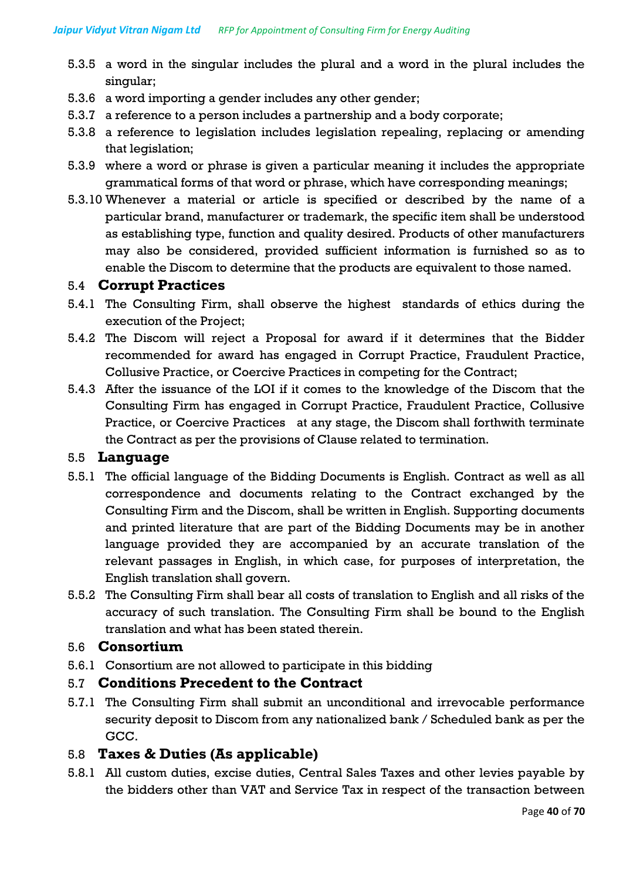5.3.5 a word in the singular includes the plural and a word in the plural includes the singular;

5.3.6 a word importing a gender includes any other gender;

5.3.7 a reference to a person includes a partnership and a body corporate;

5.3.8 a reference to legislation includes legislation repealing, replacing or amending that legislation;

5.3.9 where a word or phrase is given a particular meaning it includes the appropriate grammatical forms of that word or phrase, which have corresponding meanings;

5.3.10 Whenever a material or article is specified or described by the name of a particular brand, manufacturer or trademark, the specific item shall be understood as establishing type, function and quality desired. Products of other manufacturers may also be considered, provided sufficient information is furnished so as to enable the Discom to determine that the products are equivalent to those named.

## 5.4 Corrupt Practices

5.4.1 The Consulting Firm, shall observe the highest standards of ethics during the execution of the Project;

5.4.2 The Discom will reject a Proposal for award if it determines that the Bidder recommended for award has engaged in Corrupt Practice, Fraudulent Practice, Collusive Practice, or Coercive Practices in competing for the Contract;

5.4.3 After the issuance of the LOI if it comes to the knowledge of the Discom that the Consulting Firm has engaged in Corrupt Practice, Fraudulent Practice, Collusive Practice, or Coercive Practices at any stage, the Discom shall forthwith terminate the Contract as per the provisions of Clause related to termination.

## 5.5 Language

5.5.1 The official language of the Bidding Documents is English. Contract as well as all correspondence and documents relating to the Contract exchanged by the Consulting Firm and the Discom, shall be written in English. Supporting documents and printed literature that are part of the Bidding Documents may be in another language provided they are accompanied by an accurate translation of the relevant passages in English, in which case, for purposes of interpretation, the English translation shall govern.

5.5.2 The Consulting Firm shall bear all costs of translation to English and all risks of the accuracy of such translation. The Consulting Firm shall be bound to the English translation and what has been stated therein.

## 5.6 Consortium

5.6.1 Consortium are not allowed to participate in this bidding

## 5.7 Conditions Precedent to the Contract

5.7.1 The Consulting Firm shall submit an unconditional and irrevocable performance security deposit to Discom from any nationalized bank / Scheduled bank as per the GCC.

## 5.8 Taxes & Duties (As applicable)

5.8.1 All custom duties, excise duties, Central Sales Taxes and other levies payable by the bidders other than VAT and Service Tax in respect of the transaction between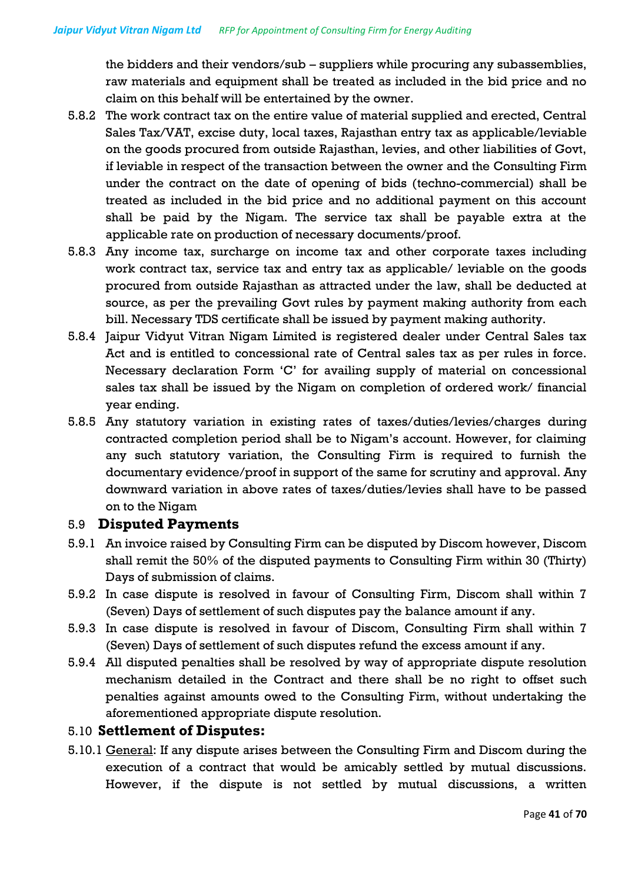the bidders and their vendors/sub – suppliers while procuring any subassemblies, raw materials and equipment shall be treated as included in the bid price and no claim on this behalf will be entertained by the owner.

5.8.2 The work contract tax on the entire value of material supplied and erected, Central Sales Tax/VAT, excise duty, local taxes, Rajasthan entry tax as applicable/leviable on the goods procured from outside Rajasthan, levies, and other liabilities of Govt, if leviable in respect of the transaction between the owner and the Consulting Firm under the contract on the date of opening of bids (techno-commercial) shall be treated as included in the bid price and no additional payment on this account shall be paid by the Nigam. The service tax shall be payable extra at the applicable rate on production of necessary documents/proof.

5.8.3 Any income tax, surcharge on income tax and other corporate taxes including work contract tax, service tax and entry tax as applicable/ leviable on the goods procured from outside Rajasthan as attracted under the law, shall be deducted at source, as per the prevailing Govt rules by payment making authority from each bill. Necessary TDS certificate shall be issued by payment making authority.

5.8.4 Jaipur Vidyut Vitran Nigam Limited is registered dealer under Central Sales tax Act and is entitled to concessional rate of Central sales tax as per rules in force. Necessary declaration Form 'C' for availing supply of material on concessional sales tax shall be issued by the Nigam on completion of ordered work/ financial year ending.

5.8.5 Any statutory variation in existing rates of taxes/duties/levies/charges during contracted completion period shall be to Nigam's account. However, for claiming any such statutory variation, the Consulting Firm is required to furnish the documentary evidence/proof in support of the same for scrutiny and approval. Any downward variation in above rates of taxes/duties/levies shall have to be passed on to the Nigam

## 5.9 Disputed Payments

5.9.1 An invoice raised by Consulting Firm can be disputed by Discom however, Discom shall remit the 50% of the disputed payments to Consulting Firm within 30 (Thirty) Days of submission of claims.

5.9.2 In case dispute is resolved in favour of Consulting Firm, Discom shall within 7 (Seven) Days of settlement of such disputes pay the balance amount if any.

5.9.3 In case dispute is resolved in favour of Discom, Consulting Firm shall within 7 (Seven) Days of settlement of such disputes refund the excess amount if any.

5.9.4 All disputed penalties shall be resolved by way of appropriate dispute resolution mechanism detailed in the Contract and there shall be no right to offset such penalties against amounts owed to the Consulting Firm, without undertaking the aforementioned appropriate dispute resolution.

## 5.10 Settlement of Disputes:

5.10.1 General: If any dispute arises between the Consulting Firm and Discom during the execution of a contract that would be amicably settled by mutual discussions. However, if the dispute is not settled by mutual discussions, a written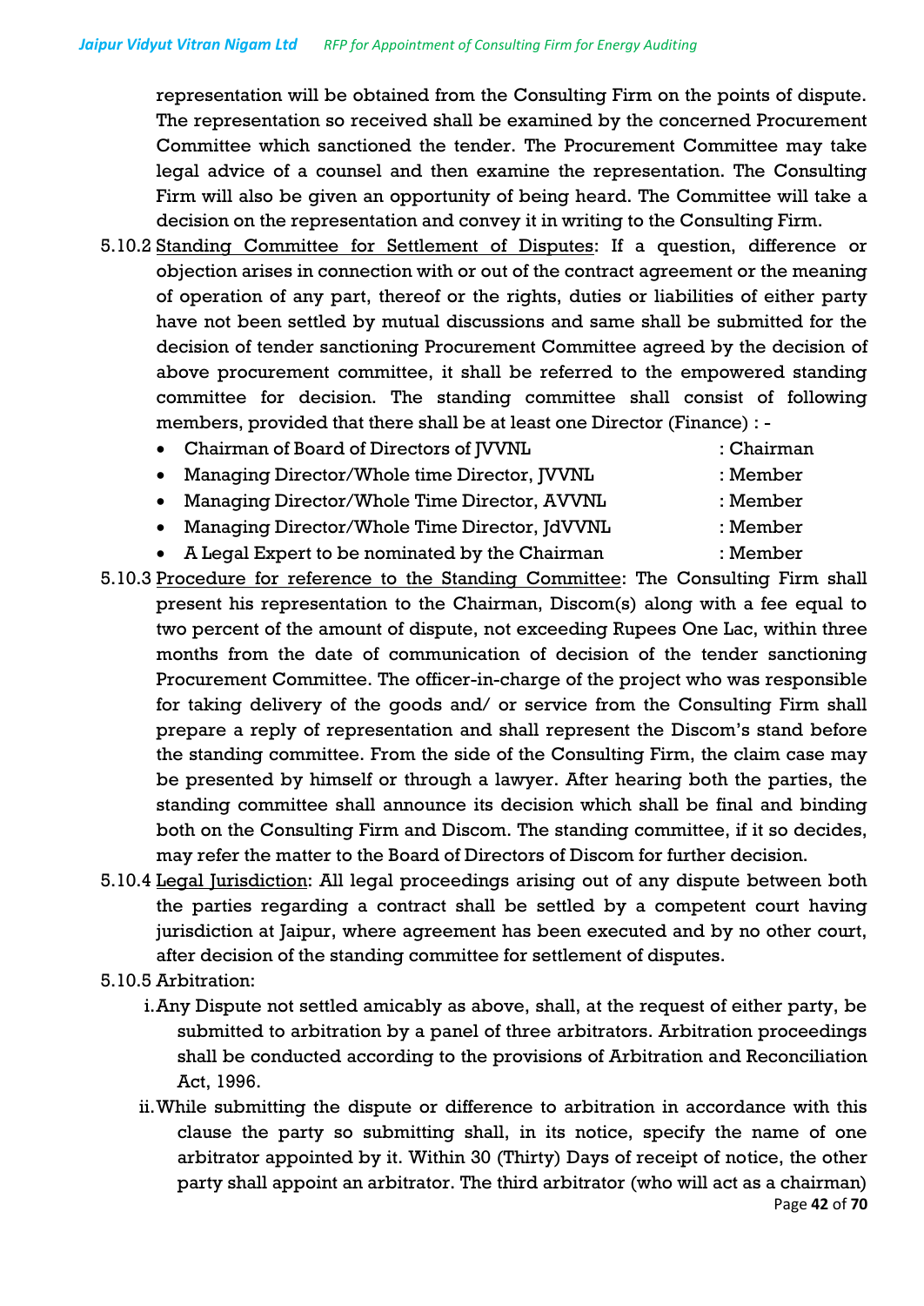representation will be obtained from the Consulting Firm on the points of dispute. The representation so received shall be examined by the concerned Procurement Committee which sanctioned the tender. The Procurement Committee may take legal advice of a counsel and then examine the representation. The Consulting Firm will also be given an opportunity of being heard. The Committee will take a decision on the representation and convey it in writing to the Consulting Firm.

5.10.2 <u>Standing Committee for Settlement of Disputes</u>: If a question, difference or objection arises in connection with or out of the contract agreement or the meaning of operation of any part, thereof or the rights, duties or liabilities of either party have not been settled by mutual discussions and same shall be submitted for the decision of tender sanctioning Procurement Committee agreed by the decision of above procurement committee, it shall be referred to the empowered standing committee for decision. The standing committee shall consist of following members, provided that there shall be at least one Director (Finance) : -

- Chairman of Board of Directors of JVVNL : Chairman
- Managing Director/Whole time Director, JVVNL : Member
- Managing Director/Whole Time Director, AVVNL : Member
- Managing Director/Whole Time Director, JdVVNL : Member
- A Legal Expert to be nominated by the Chairman : Member

5.10.3 <u>Procedure for reference to the Standing Committee</u>: The Consulting Firm shall present his representation to the Chairman, Discom(s) along with a fee equal to two percent of the amount of dispute, not exceeding Rupees One Lac, within three months from the date of communication of decision of the tender sanctioning Procurement Committee. The officer-in-charge of the project who was responsible for taking delivery of the goods and/ or service from the Consulting Firm shall prepare a reply of representation and shall represent the Discom's stand before the standing committee. From the side of the Consulting Firm, the claim case may be presented by himself or through a lawyer. After hearing both the parties, the standing committee shall announce its decision which shall be final and binding both on the Consulting Firm and Discom. The standing committee, if it so decides, may refer the matter to the Board of Directors of Discom for further decision.

5.10.4 <u>Legal Jurisdiction</u>: All legal proceedings arising out of any dispute between both the parties regarding a contract shall be settled by a competent court having jurisdiction at Jaipur, where agreement has been executed and by no other court, after decision of the standing committee for settlement of disputes.

5.10.5 Arbitration:

i. Any Dispute not settled amicably as above, shall, at the request of either party, be submitted to arbitration by a panel of three arbitrators. Arbitration proceedings shall be conducted according to the provisions of Arbitration and Reconciliation Act, 1996.

ii. While submitting the dispute or difference to arbitration in accordance with this clause the party so submitting shall, in its notice, specify the name of one arbitrator appointed by it. Within 30 (Thirty) Days of receipt of notice, the other party shall appoint an arbitrator. The third arbitrator (who will act as a chairman)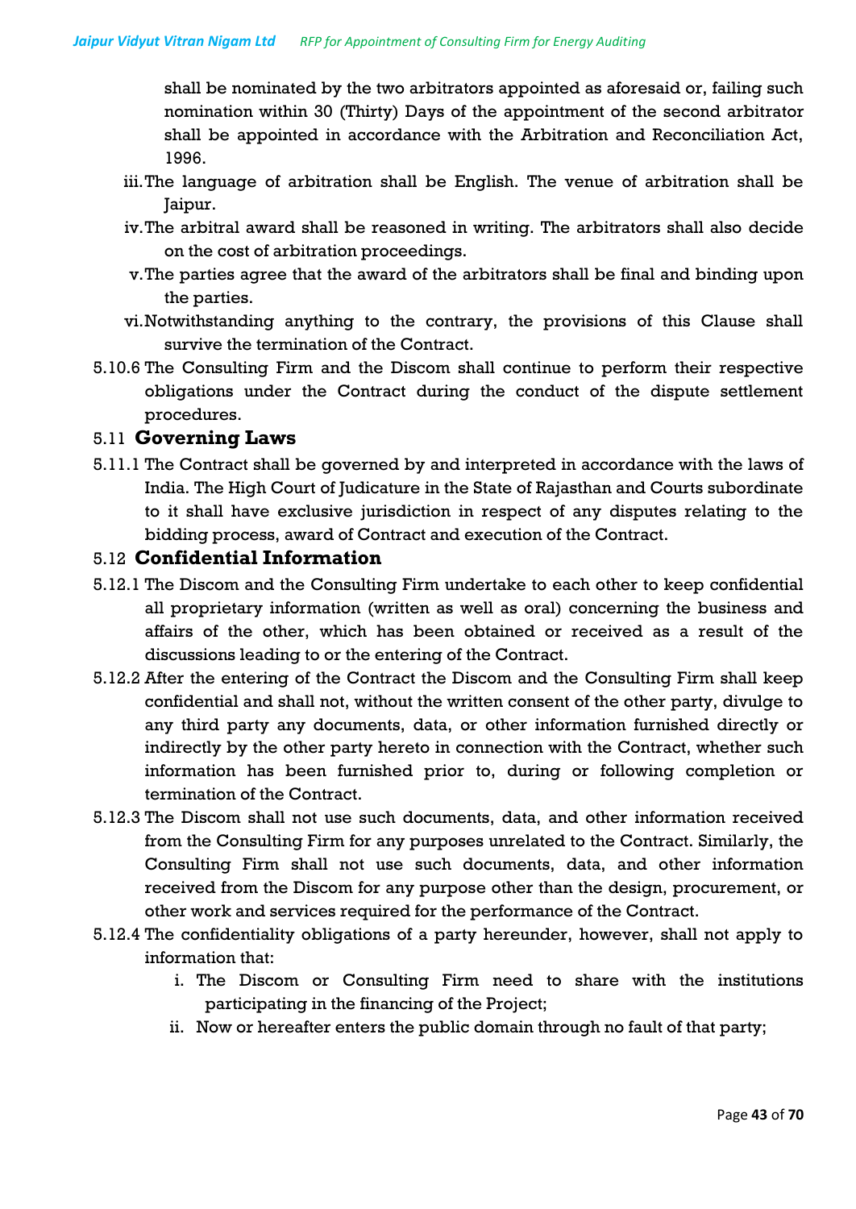shall be nominated by the two arbitrators appointed as aforesaid or, failing such nomination within 30 (Thirty) Days of the appointment of the second arbitrator shall be appointed in accordance with the Arbitration and Reconciliation Act, 1996.

iii. The language of arbitration shall be English. The venue of arbitration shall be Jaipur.

iv. The arbitral award shall be reasoned in writing. The arbitrators shall also decide on the cost of arbitration proceedings.

v. The parties agree that the award of the arbitrators shall be final and binding upon the parties.

vi. Notwithstanding anything to the contrary, the provisions of this Clause shall survive the termination of the Contract.

5.10.6 The Consulting Firm and the Discom shall continue to perform their respective obligations under the Contract during the conduct of the dispute settlement procedures.

### 5.11 Governing Laws

5.11.1 The Contract shall be governed by and interpreted in accordance with the laws of India. The High Court of Judicature in the State of Rajasthan and Courts subordinate to it shall have exclusive jurisdiction in respect of any disputes relating to the bidding process, award of Contract and execution of the Contract.

### 5.12 Confidential Information

5.12.1 The Discom and the Consulting Firm undertake to each other to keep confidential all proprietary information (written as well as oral) concerning the business and affairs of the other, which has been obtained or received as a result of the discussions leading to or the entering of the Contract.

5.12.2 After the entering of the Contract the Discom and the Consulting Firm shall keep confidential and shall not, without the written consent of the other party, divulge to any third party any documents, data, or other information furnished directly or indirectly by the other party hereto in connection with the Contract, whether such information has been furnished prior to, during or following completion or termination of the Contract.

5.12.3 The Discom shall not use such documents, data, and other information received from the Consulting Firm for any purposes unrelated to the Contract. Similarly, the Consulting Firm shall not use such documents, data, and other information received from the Discom for any purpose other than the design, procurement, or other work and services required for the performance of the Contract.

5.12.4 The confidentiality obligations of a party hereunder, however, shall not apply to information that:

i. The Discom or Consulting Firm need to share with the institutions participating in the financing of the Project;

ii. Now or hereafter enters the public domain through no fault of that party;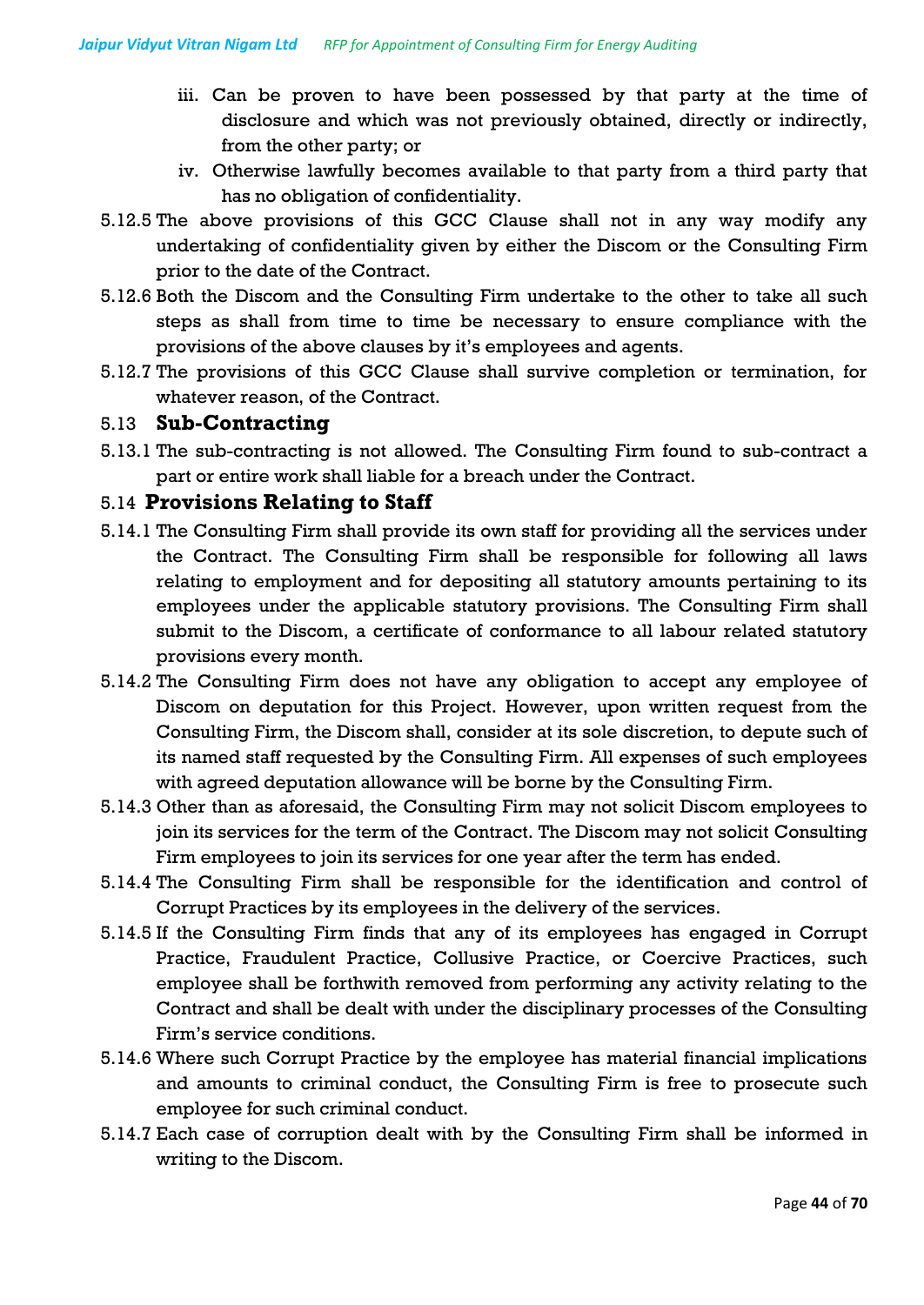iii. Can be proven to have been possessed by that party at the time of disclosure and which was not previously obtained, directly or indirectly, from the other party; or

iv. Otherwise lawfully becomes available to that party from a third party that has no obligation of confidentiality.

5.12.5 The above provisions of this GCC Clause shall not in any way modify any undertaking of confidentiality given by either the Discom or the Consulting Firm prior to the date of the Contract.

5.12.6 Both the Discom and the Consulting Firm undertake to the other to take all such steps as shall from time to time be necessary to ensure compliance with the provisions of the above clauses by it's employees and agents.

5.12.7 The provisions of this GCC Clause shall survive completion or termination, for whatever reason, of the Contract.

## 5.13 Sub-Contracting

5.13.1 The sub-contracting is not allowed. The Consulting Firm found to sub-contract a part or entire work shall liable for a breach under the Contract.

## 5.14 Provisions Relating to Staff

5.14.1 The Consulting Firm shall provide its own staff for providing all the services under the Contract. The Consulting Firm shall be responsible for following all laws relating to employment and for depositing all statutory amounts pertaining to its employees under the applicable statutory provisions. The Consulting Firm shall submit to the Discom, a certificate of conformance to all labour related statutory provisions every month.

5.14.2 The Consulting Firm does not have any obligation to accept any employee of Discom on deputation for this Project. However, upon written request from the Consulting Firm, the Discom shall, consider at its sole discretion, to depute such of its named staff requested by the Consulting Firm. All expenses of such employees with agreed deputation allowance will be borne by the Consulting Firm.

5.14.3 Other than as aforesaid, the Consulting Firm may not solicit Discom employees to join its services for the term of the Contract. The Discom may not solicit Consulting Firm employees to join its services for one year after the term has ended.

5.14.4 The Consulting Firm shall be responsible for the identification and control of Corrupt Practices by its employees in the delivery of the services.

5.14.5 If the Consulting Firm finds that any of its employees has engaged in Corrupt Practice, Fraudulent Practice, Collusive Practice, or Coercive Practices, such employee shall be forthwith removed from performing any activity relating to the Contract and shall be dealt with under the disciplinary processes of the Consulting Firm's service conditions.

5.14.6 Where such Corrupt Practice by the employee has material financial implications and amounts to criminal conduct, the Consulting Firm is free to prosecute such employee for such criminal conduct.

5.14.7 Each case of corruption dealt with by the Consulting Firm shall be informed in writing to the Discom.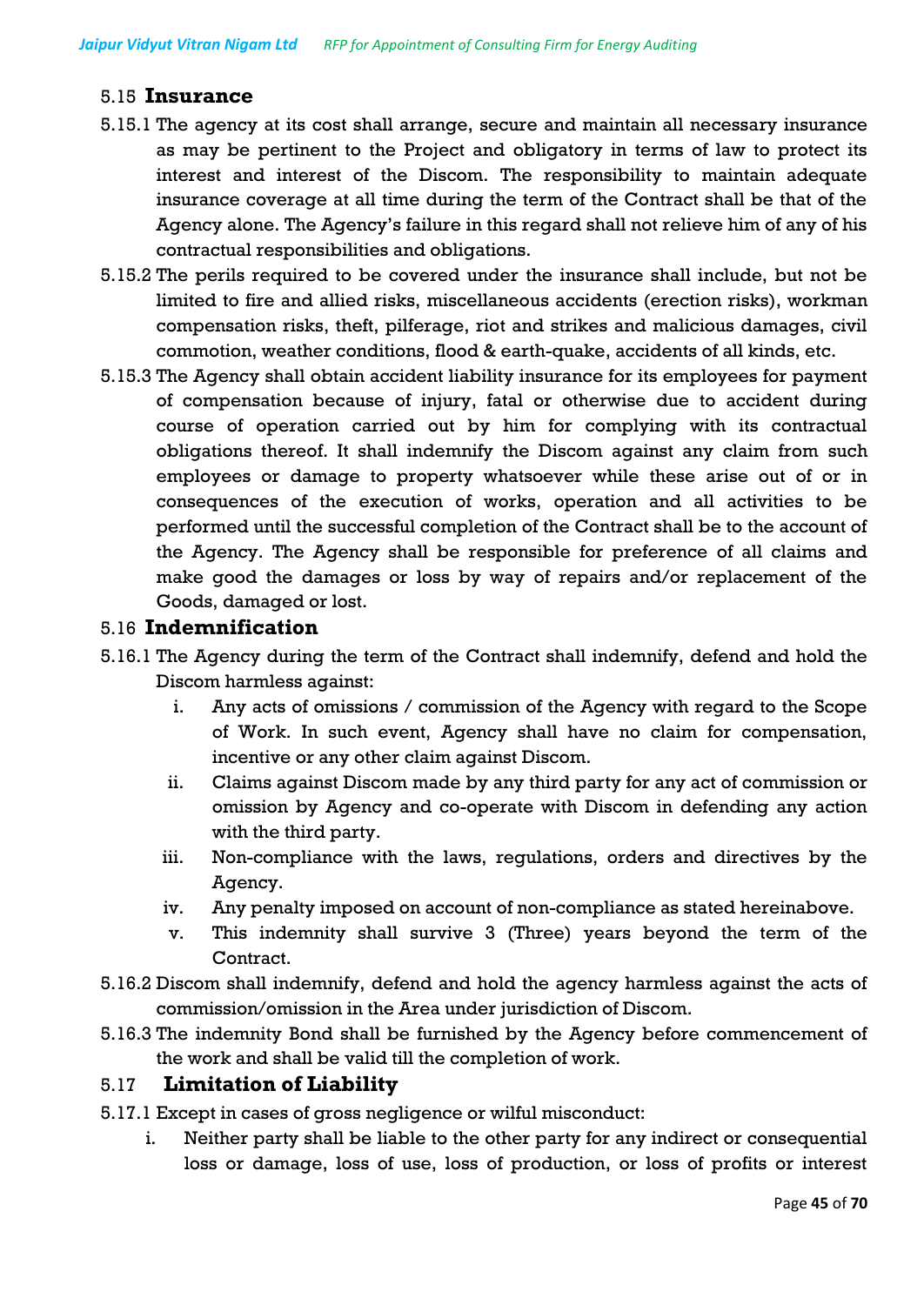## 5.15 Insurance

5.15.1 The agency at its cost shall arrange, secure and maintain all necessary insurance as may be pertinent to the Project and obligatory in terms of law to protect its interest and interest of the Discom. The responsibility to maintain adequate insurance coverage at all time during the term of the Contract shall be that of the Agency alone. The Agency's failure in this regard shall not relieve him of any of his contractual responsibilities and obligations.

5.15.2 The perils required to be covered under the insurance shall include, but not be limited to fire and allied risks, miscellaneous accidents (erection risks), workman compensation risks, theft, pilferage, riot and strikes and malicious damages, civil commotion, weather conditions, flood & earth-quake, accidents of all kinds, etc.

5.15.3 The Agency shall obtain accident liability insurance for its employees for payment of compensation because of injury, fatal or otherwise due to accident during course of operation carried out by him for complying with its contractual obligations thereof. It shall indemnify the Discom against any claim from such employees or damage to property whatsoever while these arise out of or in consequences of the execution of works, operation and all activities to be performed until the successful completion of the Contract shall be to the account of the Agency. The Agency shall be responsible for preference of all claims and make good the damages or loss by way of repairs and/or replacement of the Goods, damaged or lost.

## 5.16 Indemnification

5.16.1 The Agency during the term of the Contract shall indemnify, defend and hold the Discom harmless against:

i. Any acts of omissions / commission of the Agency with regard to the Scope of Work. In such event, Agency shall have no claim for compensation, incentive or any other claim against Discom.

ii. Claims against Discom made by any third party for any act of commission or omission by Agency and co-operate with Discom in defending any action with the third party.

iii. Non-compliance with the laws, regulations, orders and directives by the Agency.

iv. Any penalty imposed on account of non-compliance as stated hereinabove.

v. This indemnity shall survive 3 (Three) years beyond the term of the Contract.

5.16.2 Discom shall indemnify, defend and hold the agency harmless against the acts of commission/omission in the Area under jurisdiction of Discom.

5.16.3 The indemnity Bond shall be furnished by the Agency before commencement of the work and shall be valid till the completion of work.

## 5.17 Limitation of Liability

5.17.1 Except in cases of gross negligence or wilful misconduct:

i. Neither party shall be liable to the other party for any indirect or consequential loss or damage, loss of use, loss of production, or loss of profits or interest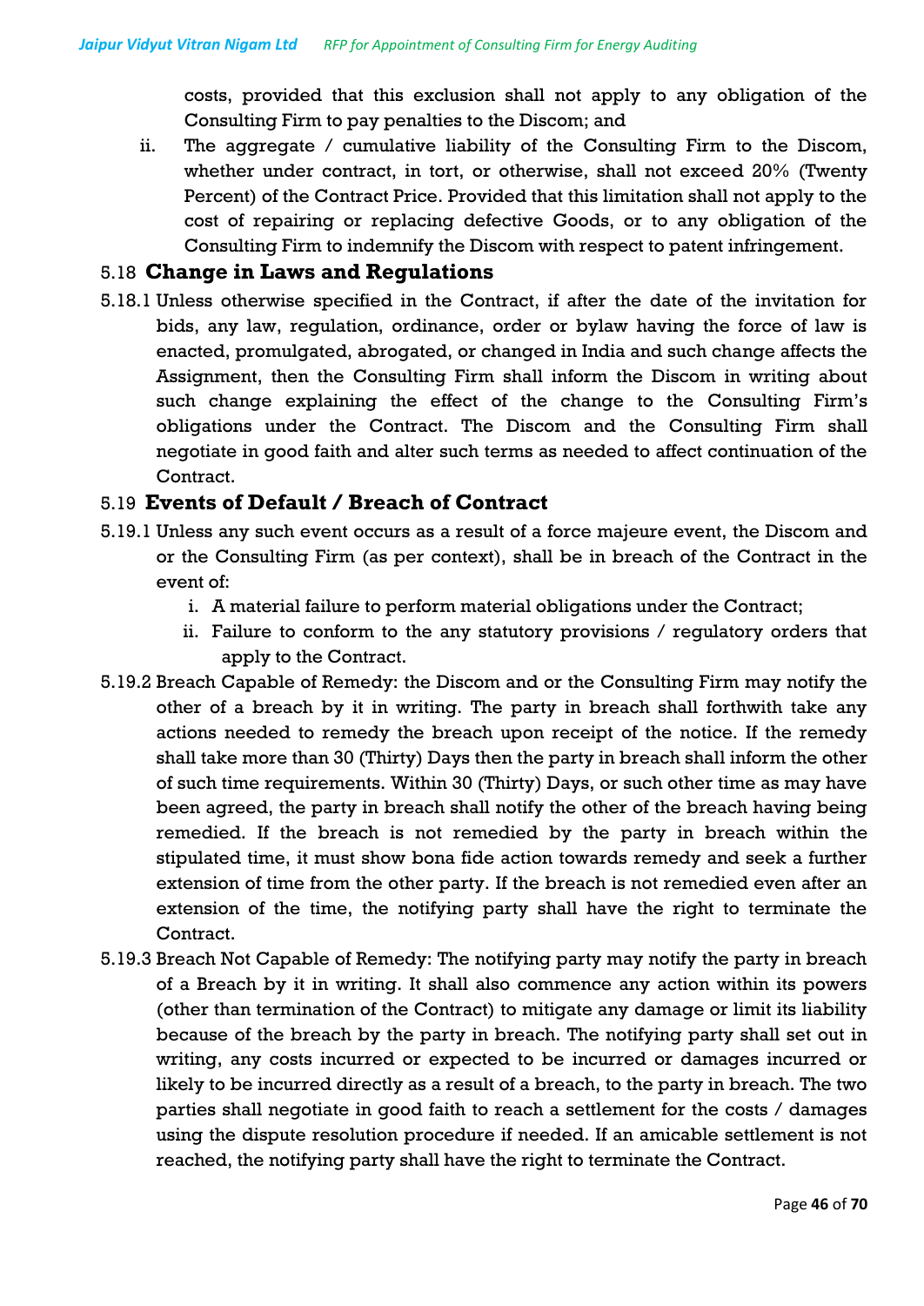costs, provided that this exclusion shall not apply to any obligation of the Consulting Firm to pay penalties to the Discom; and

ii. The aggregate / cumulative liability of the Consulting Firm to the Discom, whether under contract, in tort, or otherwise, shall not exceed 20% (Twenty Percent) of the Contract Price. Provided that this limitation shall not apply to the cost of repairing or replacing defective Goods, or to any obligation of the Consulting Firm to indemnify the Discom with respect to patent infringement.

## 5.18 Change in Laws and Regulations

5.18.1 Unless otherwise specified in the Contract, if after the date of the invitation for bids, any law, regulation, ordinance, order or bylaw having the force of law is enacted, promulgated, abrogated, or changed in India and such change affects the Assignment, then the Consulting Firm shall inform the Discom in writing about such change explaining the effect of the change to the Consulting Firm's obligations under the Contract. The Discom and the Consulting Firm shall negotiate in good faith and alter such terms as needed to affect continuation of the Contract.

## 5.19 Events of Default / Breach of Contract

5.19.1 Unless any such event occurs as a result of a force majeure event, the Discom and or the Consulting Firm (as per context), shall be in breach of the Contract in the event of:

i. A material failure to perform material obligations under the Contract;
ii. Failure to conform to the any statutory provisions / regulatory orders that apply to the Contract.

5.19.2 Breach Capable of Remedy: the Discom and or the Consulting Firm may notify the other of a breach by it in writing. The party in breach shall forthwith take any actions needed to remedy the breach upon receipt of the notice. If the remedy shall take more than 30 (Thirty) Days then the party in breach shall inform the other of such time requirements. Within 30 (Thirty) Days, or such other time as may have been agreed, the party in breach shall notify the other of the breach having being remedied. If the breach is not remedied by the party in breach within the stipulated time, it must show bona fide action towards remedy and seek a further extension of time from the other party. If the breach is not remedied even after an extension of the time, the notifying party shall have the right to terminate the Contract.

5.19.3 Breach Not Capable of Remedy: The notifying party may notify the party in breach of a Breach by it in writing. It shall also commence any action within its powers (other than termination of the Contract) to mitigate any damage or limit its liability because of the breach by the party in breach. The notifying party shall set out in writing, any costs incurred or expected to be incurred or damages incurred or likely to be incurred directly as a result of a breach, to the party in breach. The two parties shall negotiate in good faith to reach a settlement for the costs / damages using the dispute resolution procedure if needed. If an amicable settlement is not reached, the notifying party shall have the right to terminate the Contract.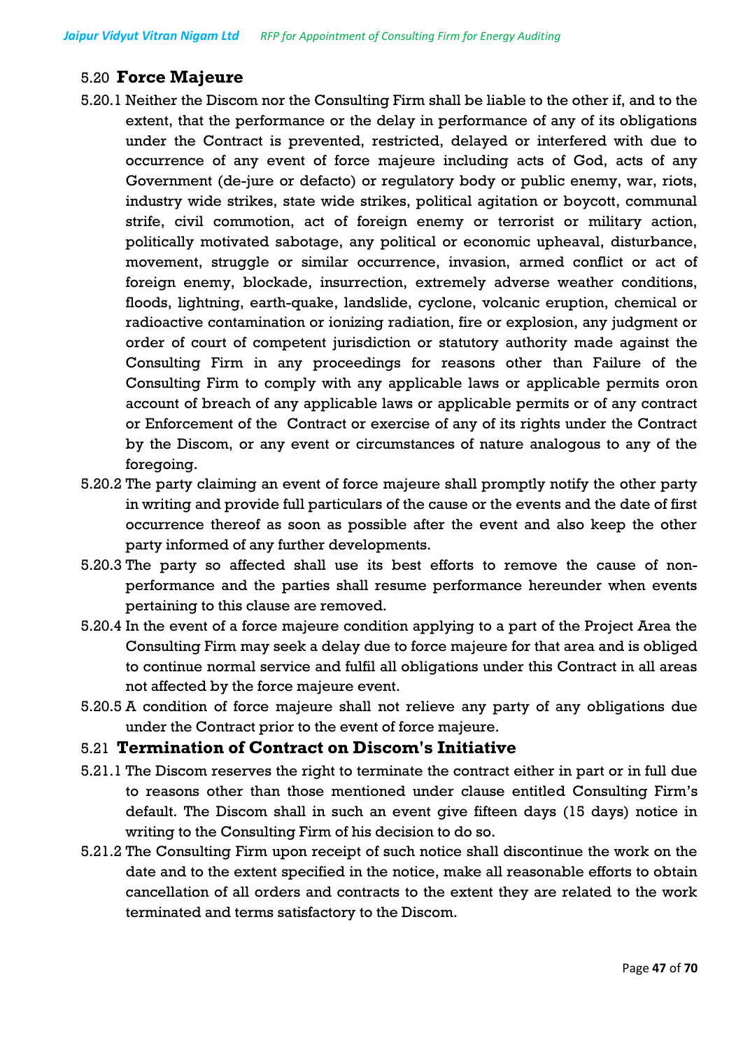## 5.20 Force Majeure

5.20.1 Neither the Discom nor the Consulting Firm shall be liable to the other if, and to the extent, that the performance or the delay in performance of any of its obligations under the Contract is prevented, restricted, delayed or interfered with due to occurrence of any event of force majeure including acts of God, acts of any Government (de-jure or defacto) or regulatory body or public enemy, war, riots, industry wide strikes, state wide strikes, political agitation or boycott, communal strife, civil commotion, act of foreign enemy or terrorist or military action, politically motivated sabotage, any political or economic upheaval, disturbance, movement, struggle or similar occurrence, invasion, armed conflict or act of foreign enemy, blockade, insurrection, extremely adverse weather conditions, floods, lightning, earth-quake, landslide, cyclone, volcanic eruption, chemical or radioactive contamination or ionizing radiation, fire or explosion, any judgment or order of court of competent jurisdiction or statutory authority made against the Consulting Firm in any proceedings for reasons other than Failure of the Consulting Firm to comply with any applicable laws or applicable permits oron account of breach of any applicable laws or applicable permits or of any contract or Enforcement of the Contract or exercise of any of its rights under the Contract by the Discom, or any event or circumstances of nature analogous to any of the foregoing.

5.20.2 The party claiming an event of force majeure shall promptly notify the other party in writing and provide full particulars of the cause or the events and the date of first occurrence thereof as soon as possible after the event and also keep the other party informed of any further developments.

5.20.3 The party so affected shall use its best efforts to remove the cause of non-performance and the parties shall resume performance hereunder when events pertaining to this clause are removed.

5.20.4 In the event of a force majeure condition applying to a part of the Project Area the Consulting Firm may seek a delay due to force majeure for that area and is obliged to continue normal service and fulfil all obligations under this Contract in all areas not affected by the force majeure event.

5.20.5 A condition of force majeure shall not relieve any party of any obligations due under the Contract prior to the event of force majeure.

## 5.21 Termination of Contract on Discom's Initiative

5.21.1 The Discom reserves the right to terminate the contract either in part or in full due to reasons other than those mentioned under clause entitled Consulting Firm's default. The Discom shall in such an event give fifteen days (15 days) notice in writing to the Consulting Firm of his decision to do so.

5.21.2 The Consulting Firm upon receipt of such notice shall discontinue the work on the date and to the extent specified in the notice, make all reasonable efforts to obtain cancellation of all orders and contracts to the extent they are related to the work terminated and terms satisfactory to the Discom.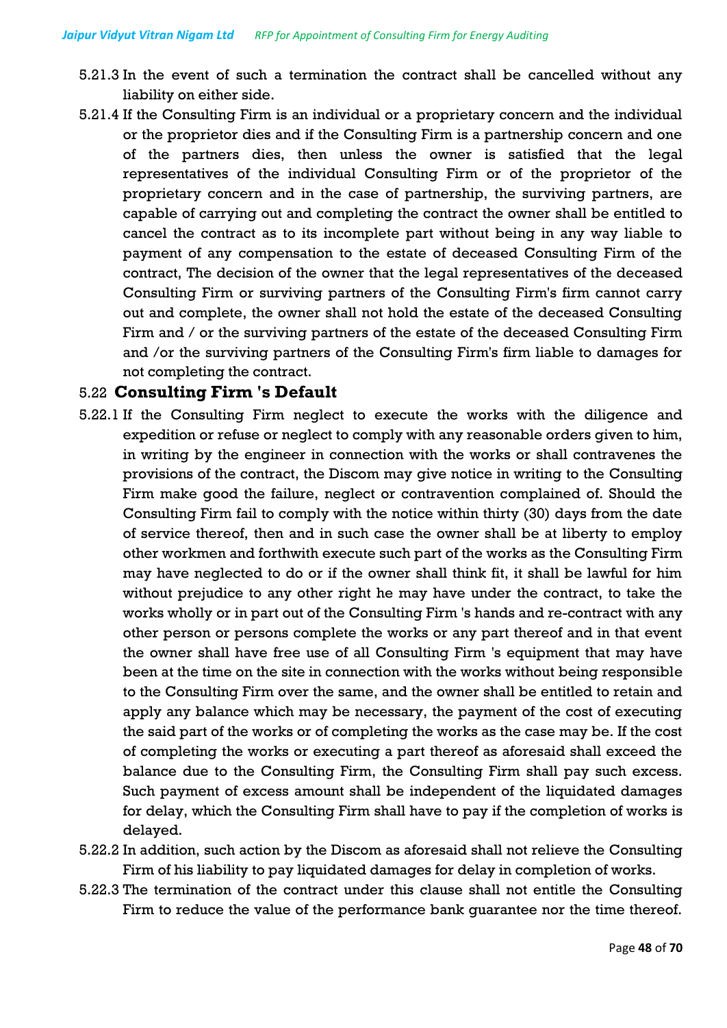5.21.3 In the event of such a termination the contract shall be cancelled without any liability on either side.

5.21.4 If the Consulting Firm is an individual or a proprietary concern and the individual or the proprietor dies and if the Consulting Firm is a partnership concern and one of the partners dies, then unless the owner is satisfied that the legal representatives of the individual Consulting Firm or of the proprietor of the proprietary concern and in the case of partnership, the surviving partners, are capable of carrying out and completing the contract the owner shall be entitled to cancel the contract as to its incomplete part without being in any way liable to payment of any compensation to the estate of deceased Consulting Firm of the contract, The decision of the owner that the legal representatives of the deceased Consulting Firm or surviving partners of the Consulting Firm's firm cannot carry out and complete, the owner shall not hold the estate of the deceased Consulting Firm and / or the surviving partners of the estate of the deceased Consulting Firm and /or the surviving partners of the Consulting Firm's firm liable to damages for not completing the contract.

### 5.22 Consulting Firm 's Default

5.22.1 If the Consulting Firm neglect to execute the works with the diligence and expedition or refuse or neglect to comply with any reasonable orders given to him, in writing by the engineer in connection with the works or shall contravenes the provisions of the contract, the Discom may give notice in writing to the Consulting Firm make good the failure, neglect or contravention complained of. Should the Consulting Firm fail to comply with the notice within thirty (30) days from the date of service thereof, then and in such case the owner shall be at liberty to employ other workmen and forthwith execute such part of the works as the Consulting Firm may have neglected to do or if the owner shall think fit, it shall be lawful for him without prejudice to any other right he may have under the contract, to take the works wholly or in part out of the Consulting Firm 's hands and re-contract with any other person or persons complete the works or any part thereof and in that event the owner shall have free use of all Consulting Firm 's equipment that may have been at the time on the site in connection with the works without being responsible to the Consulting Firm over the same, and the owner shall be entitled to retain and apply any balance which may be necessary, the payment of the cost of executing the said part of the works or of completing the works as the case may be. If the cost of completing the works or executing a part thereof as aforesaid shall exceed the balance due to the Consulting Firm, the Consulting Firm shall pay such excess. Such payment of excess amount shall be independent of the liquidated damages for delay, which the Consulting Firm shall have to pay if the completion of works is delayed.

5.22.2 In addition, such action by the Discom as aforesaid shall not relieve the Consulting Firm of his liability to pay liquidated damages for delay in completion of works.

5.22.3 The termination of the contract under this clause shall not entitle the Consulting Firm to reduce the value of the performance bank guarantee nor the time thereof.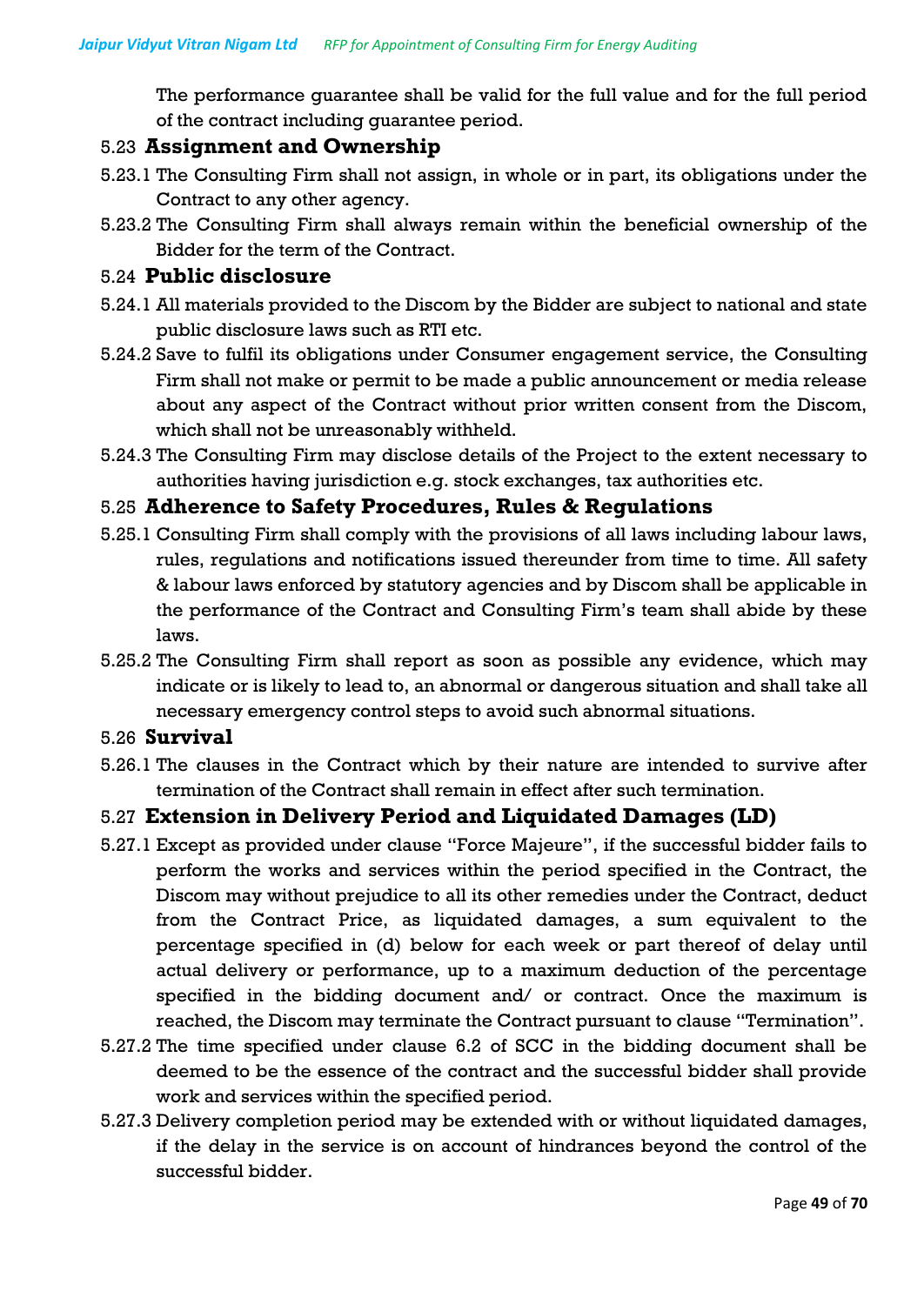The performance guarantee shall be valid for the full value and for the full period of the contract including guarantee period.

### 5.23 Assignment and Ownership

5.23.1 The Consulting Firm shall not assign, in whole or in part, its obligations under the Contract to any other agency.

5.23.2 The Consulting Firm shall always remain within the beneficial ownership of the Bidder for the term of the Contract.

### 5.24 Public disclosure

5.24.1 All materials provided to the Discom by the Bidder are subject to national and state public disclosure laws such as RTI etc.

5.24.2 Save to fulfil its obligations under Consumer engagement service, the Consulting Firm shall not make or permit to be made a public announcement or media release about any aspect of the Contract without prior written consent from the Discom, which shall not be unreasonably withheld.

5.24.3 The Consulting Firm may disclose details of the Project to the extent necessary to authorities having jurisdiction e.g. stock exchanges, tax authorities etc.

### 5.25 Adherence to Safety Procedures, Rules & Regulations

5.25.1 Consulting Firm shall comply with the provisions of all laws including labour laws, rules, regulations and notifications issued thereunder from time to time. All safety & labour laws enforced by statutory agencies and by Discom shall be applicable in the performance of the Contract and Consulting Firm's team shall abide by these laws.

5.25.2 The Consulting Firm shall report as soon as possible any evidence, which may indicate or is likely to lead to, an abnormal or dangerous situation and shall take all necessary emergency control steps to avoid such abnormal situations.

### 5.26 Survival

5.26.1 The clauses in the Contract which by their nature are intended to survive after termination of the Contract shall remain in effect after such termination.

### 5.27 Extension in Delivery Period and Liquidated Damages (LD)

5.27.1 Except as provided under clause "Force Majeure", if the successful bidder fails to perform the works and services within the period specified in the Contract, the Discom may without prejudice to all its other remedies under the Contract, deduct from the Contract Price, as liquidated damages, a sum equivalent to the percentage specified in (d) below for each week or part thereof of delay until actual delivery or performance, up to a maximum deduction of the percentage specified in the bidding document and/ or contract. Once the maximum is reached, the Discom may terminate the Contract pursuant to clause "Termination".

5.27.2 The time specified under clause 6.2 of SCC in the bidding document shall be deemed to be the essence of the contract and the successful bidder shall provide work and services within the specified period.

5.27.3 Delivery completion period may be extended with or without liquidated damages, if the delay in the service is on account of hindrances beyond the control of the successful bidder.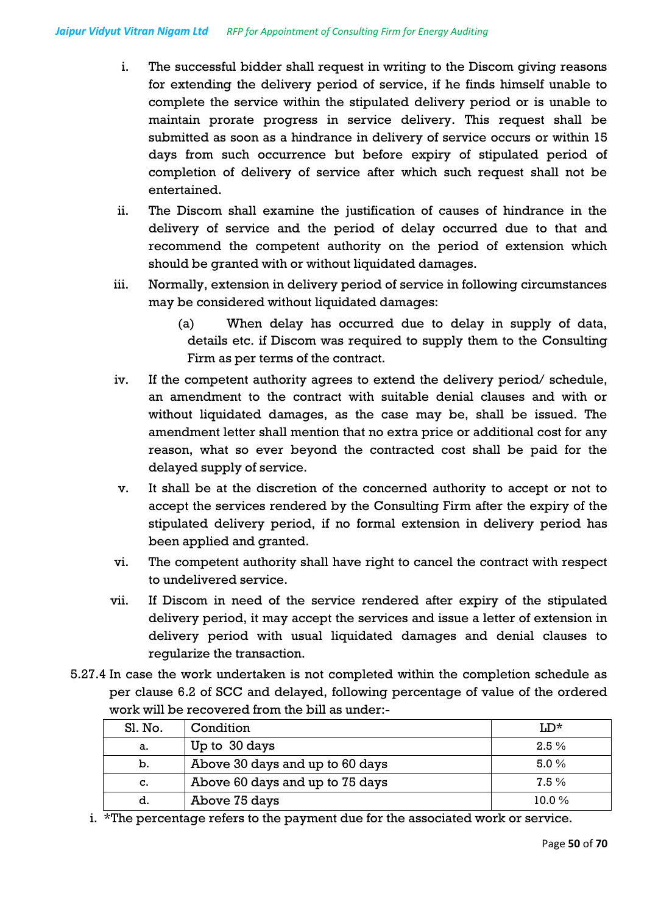i. The successful bidder shall request in writing to the Discom giving reasons for extending the delivery period of service, if he finds himself unable to complete the service within the stipulated delivery period or is unable to maintain prorate progress in service delivery. This request shall be submitted as soon as a hindrance in delivery of service occurs or within 15 days from such occurrence but before expiry of stipulated period of completion of delivery of service after which such request shall not be entertained.

ii. The Discom shall examine the justification of causes of hindrance in the delivery of service and the period of delay occurred due to that and recommend the competent authority on the period of extension which should be granted with or without liquidated damages.

iii. Normally, extension in delivery period of service in following circumstances may be considered without liquidated damages:

   (a) When delay has occurred due to delay in supply of data, details etc. if Discom was required to supply them to the Consulting Firm as per terms of the contract.

iv. If the competent authority agrees to extend the delivery period/ schedule, an amendment to the contract with suitable denial clauses and with or without liquidated damages, as the case may be, shall be issued. The amendment letter shall mention that no extra price or additional cost for any reason, what so ever beyond the contracted cost shall be paid for the delayed supply of service.

v. It shall be at the discretion of the concerned authority to accept or not to accept the services rendered by the Consulting Firm after the expiry of the stipulated delivery period, if no formal extension in delivery period has been applied and granted.

vi. The competent authority shall have right to cancel the contract with respect to undelivered service.

vii. If Discom in need of the service rendered after expiry of the stipulated delivery period, it may accept the services and issue a letter of extension in delivery period with usual liquidated damages and denial clauses to regularize the transaction.

5.27.4 In case the work undertaken is not completed within the completion schedule as per clause 6.2 of SCC and delayed, following percentage of value of the ordered work will be recovered from the bill as under:-

| Sl. No. | Condition | LD* |
|---|---|---|
| a. | Up to 30 days | 2.5 % |
| b. | Above 30 days and up to 60 days | 5.0 % |
| c. | Above 60 days and up to 75 days | 7.5 % |
| d. | Above 75 days | 10.0 % |

i. *The percentage refers to the payment due for the associated work or service.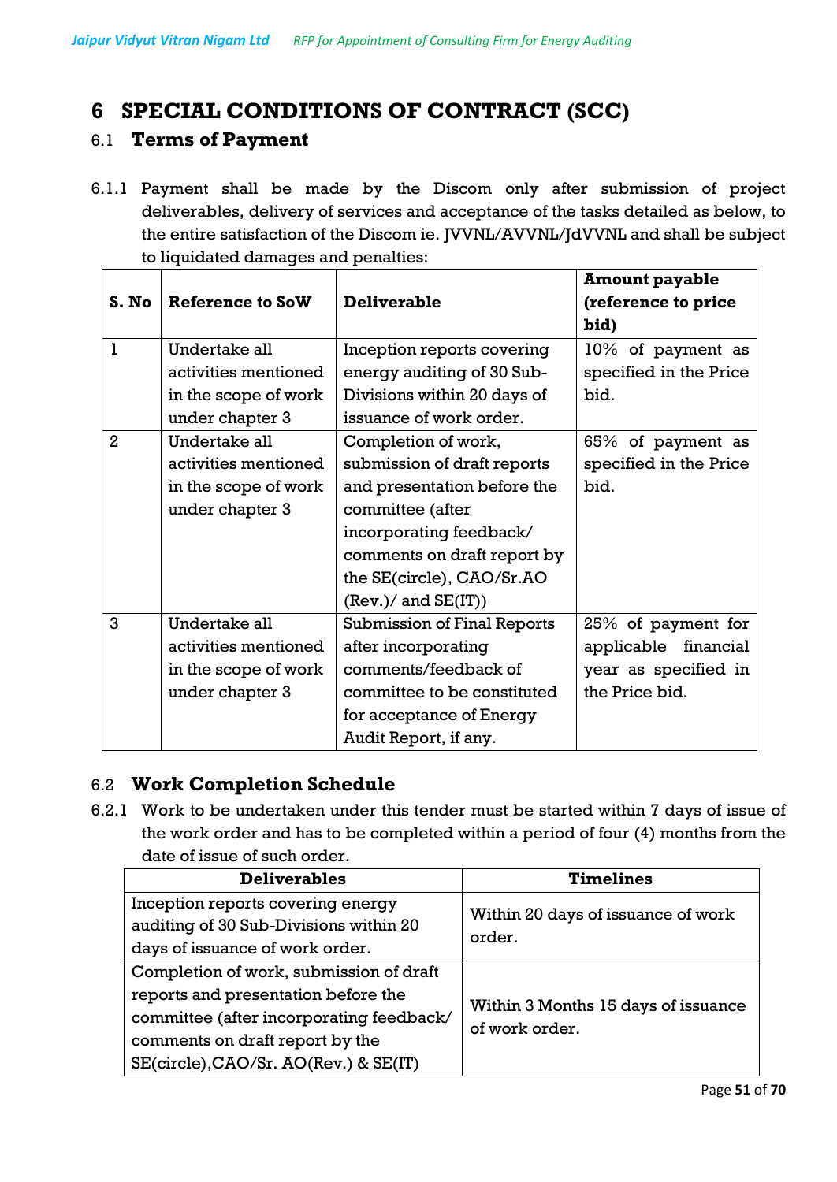# 6 SPECIAL CONDITIONS OF CONTRACT (SCC)

## 6.1 Terms of Payment

6.1.1 Payment shall be made by the Discom only after submission of project deliverables, delivery of services and acceptance of the tasks detailed as below, to the entire satisfaction of the Discom ie. JVVNL/AVVNL/JdVVNL and shall be subject to liquidated damages and penalties:

| S. No | Reference to SoW | Deliverable | Amount payable (reference to price bid) |
|---|---|---|---|
| 1 | Undertake all activities mentioned in the scope of work under chapter 3 | Inception reports covering energy auditing of 30 Sub-Divisions within 20 days of issuance of work order. | 10% of payment as specified in the Price bid. |
| 2 | Undertake all activities mentioned in the scope of work under chapter 3 | Completion of work, submission of draft reports and presentation before the committee (after incorporating feedback/ comments on draft report by the SE(circle), CAO/Sr.AO (Rev.)/ and SE(IT)) | 65% of payment as specified in the Price bid. |
| 3 | Undertake all activities mentioned in the scope of work under chapter 3 | Submission of Final Reports after incorporating comments/feedback of committee to be constituted for acceptance of Energy Audit Report, if any. | 25% of payment for applicable financial year as specified in the Price bid. |

## 6.2 Work Completion Schedule

6.2.1 Work to be undertaken under this tender must be started within 7 days of issue of the work order and has to be completed within a period of four (4) months from the date of issue of such order.

| Deliverables | Timelines |
|---|---|
| Inception reports covering energy auditing of 30 Sub-Divisions within 20 days of issuance of work order. | Within 20 days of issuance of work order. |
| Completion of work, submission of draft reports and presentation before the committee (after incorporating feedback/ comments on draft report by the SE(circle),CAO/Sr. AO(Rev.) & SE(IT) | Within 3 Months 15 days of issuance of work order. |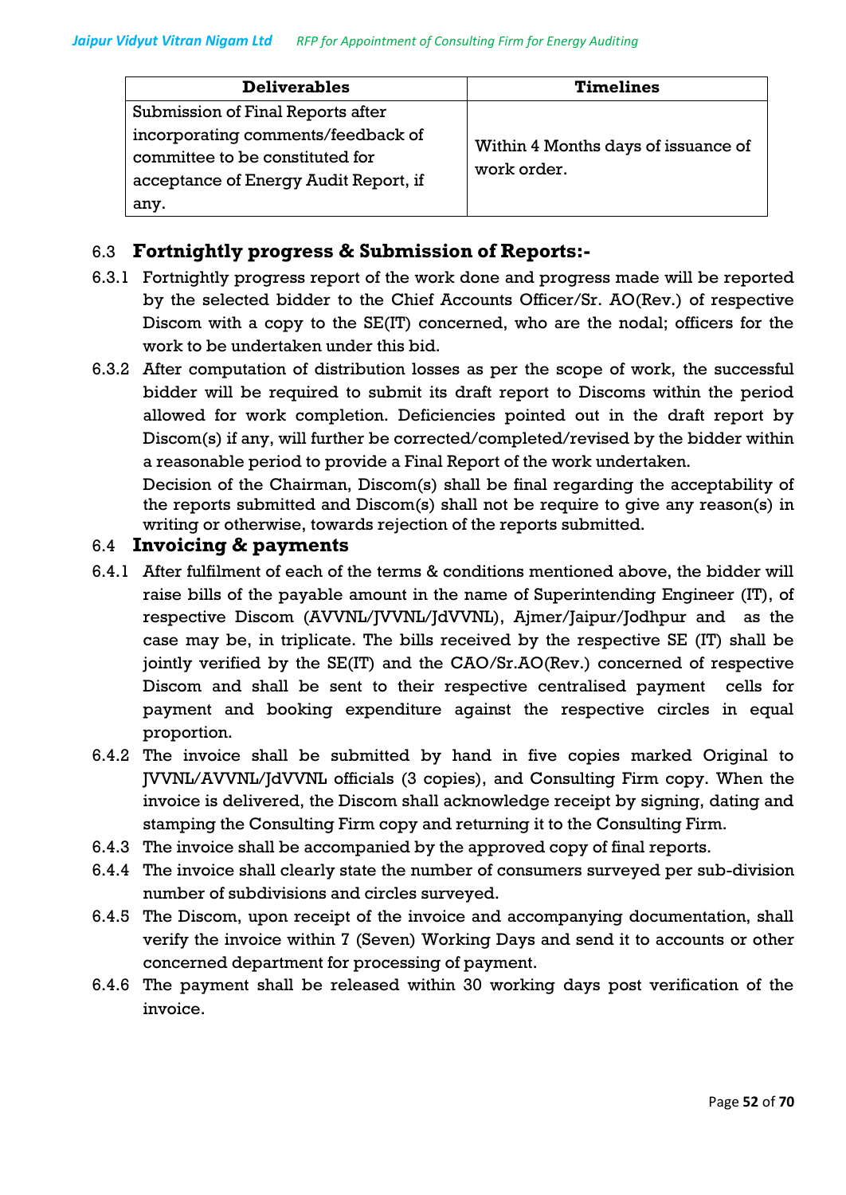| Deliverables | Timelines |
| --- | --- |
| Submission of Final Reports after incorporating comments/feedback of committee to be constituted for acceptance of Energy Audit Report, if any. | Within 4 Months days of issuance of work order. |

## 6.3 Fortnightly progress & Submission of Reports:-

6.3.1 Fortnightly progress report of the work done and progress made will be reported by the selected bidder to the Chief Accounts Officer/Sr. AO(Rev.) of respective Discom with a copy to the SE(IT) concerned, who are the nodal; officers for the work to be undertaken under this bid.

6.3.2 After computation of distribution losses as per the scope of work, the successful bidder will be required to submit its draft report to Discoms within the period allowed for work completion. Deficiencies pointed out in the draft report by Discom(s) if any, will further be corrected/completed/revised by the bidder within a reasonable period to provide a Final Report of the work undertaken.

Decision of the Chairman, Discom(s) shall be final regarding the acceptability of the reports submitted and Discom(s) shall not be require to give any reason(s) in writing or otherwise, towards rejection of the reports submitted.

## 6.4 Invoicing & payments

6.4.1 After fulfilment of each of the terms & conditions mentioned above, the bidder will raise bills of the payable amount in the name of Superintending Engineer (IT), of respective Discom (AVVNL/JVVNL/JdVVNL), Ajmer/Jaipur/Jodhpur and as the case may be, in triplicate. The bills received by the respective SE (IT) shall be jointly verified by the SE(IT) and the CAO/Sr.AO(Rev.) concerned of respective Discom and shall be sent to their respective centralised payment cells for payment and booking expenditure against the respective circles in equal proportion.

6.4.2 The invoice shall be submitted by hand in five copies marked Original to JVVNL/AVVNL/JdVVNL officials (3 copies), and Consulting Firm copy. When the invoice is delivered, the Discom shall acknowledge receipt by signing, dating and stamping the Consulting Firm copy and returning it to the Consulting Firm.

6.4.3 The invoice shall be accompanied by the approved copy of final reports.

6.4.4 The invoice shall clearly state the number of consumers surveyed per sub-division number of subdivisions and circles surveyed.

6.4.5 The Discom, upon receipt of the invoice and accompanying documentation, shall verify the invoice within 7 (Seven) Working Days and send it to accounts or other concerned department for processing of payment.

6.4.6 The payment shall be released within 30 working days post verification of the invoice.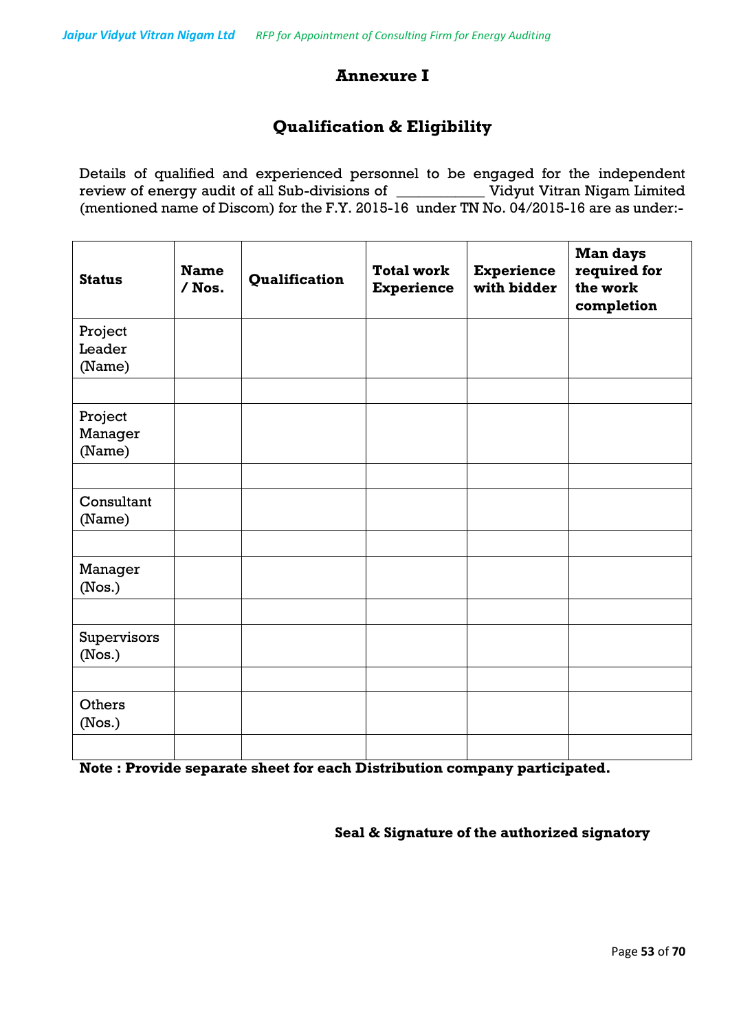# Annexure I

## Qualification & Eligibility

Details of qualified and experienced personnel to be engaged for the independent review of energy audit of all Sub-divisions of ___________ Vidyut Vitran Nigam Limited (mentioned name of Discom) for the F.Y. 2015-16 under TN No. 04/2015-16 are as under:-

| Status | Name / Nos. | Qualification | Total work Experience | Experience with bidder | Man days required for the work completion |
|---|---|---|---|---|---|
| Project Leader (Name) | | | | | |
| | | | | | |
| Project Manager (Name) | | | | | |
| | | | | | |
| Consultant (Name) | | | | | |
| | | | | | |
| Manager (Nos.) | | | | | |
| | | | | | |
| Supervisors (Nos.) | | | | | |
| | | | | | |
| Others (Nos.) | | | | | |
| | | | | | |

**Note : Provide separate sheet for each Distribution company participated.**

**Seal & Signature of the authorized signatory**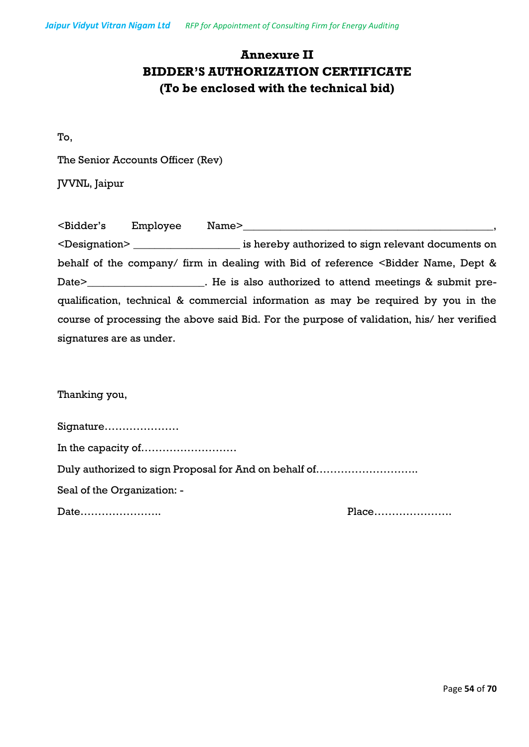# Annexure II
# BIDDER'S AUTHORIZATION CERTIFICATE
# (To be enclosed with the technical bid)

To,

The Senior Accounts Officer (Rev)

JVVNL, Jaipur

<Bidder's Employee Name>_____________________________________________, <Designation> ___________________ is hereby authorized to sign relevant documents on behalf of the company/ firm in dealing with Bid of reference <Bidder Name, Dept & Date>_____________________. He is also authorized to attend meetings & submit pre-qualification, technical & commercial information as may be required by you in the course of processing the above said Bid. For the purpose of validation, his/ her verified signatures are as under.

Thanking you,

Signature…………………

In the capacity of………………………

Duly authorized to sign Proposal for And on behalf of……………………….

Seal of the Organization: -

Date…………………..    Place………………….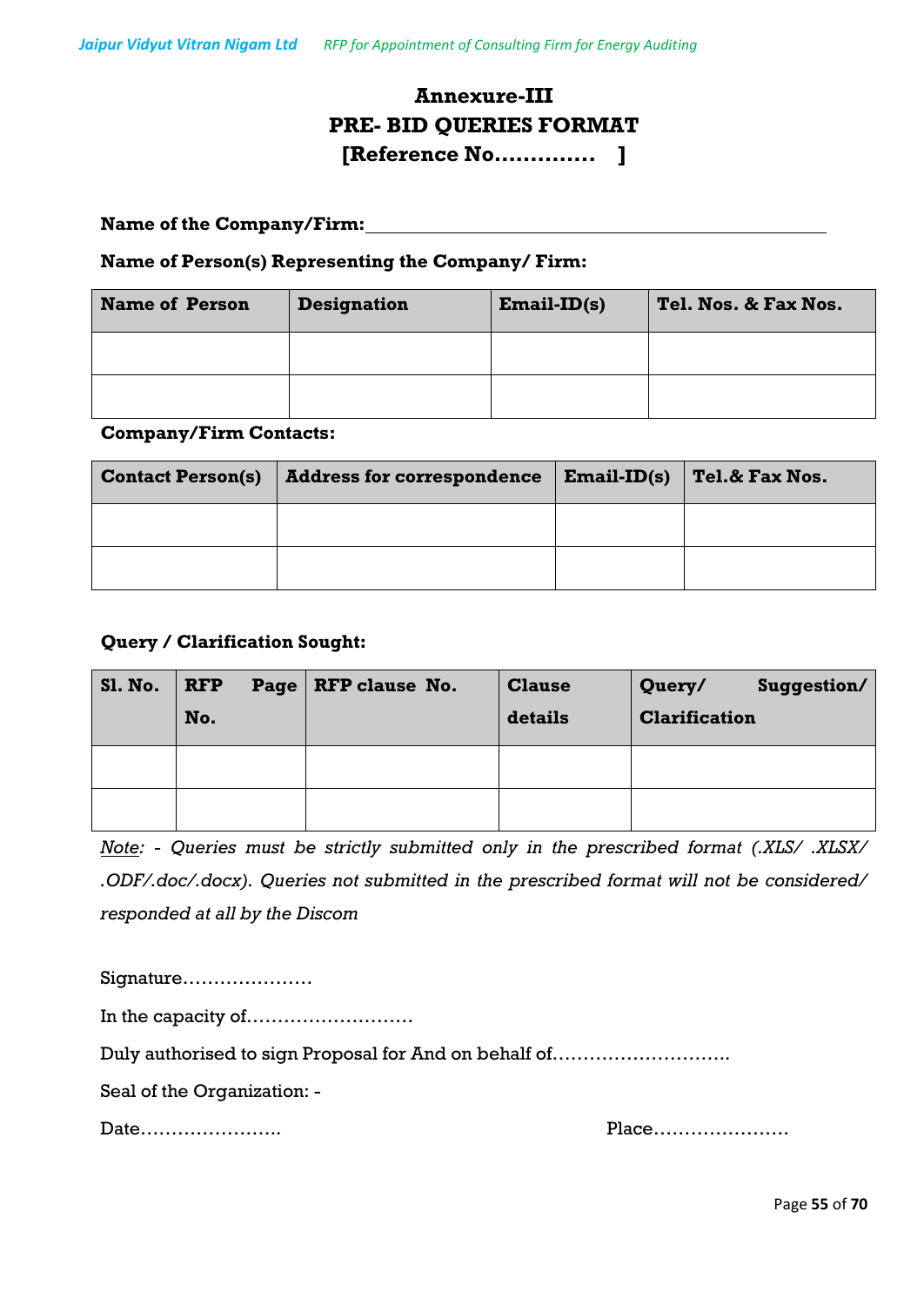# Annexure-III
# PRE- BID QUERIES FORMAT
# [Reference No.............. ]

**Name of the Company/Firm:**\_\_\_\_\_\_\_\_\_\_\_\_\_\_\_\_\_\_\_\_\_\_\_\_\_\_\_\_\_\_\_\_\_\_\_\_\_\_\_\_\_\_\_\_

**Name of Person(s) Representing the Company/ Firm:**

| Name of Person | Designation | Email-ID(s) | Tel. Nos. & Fax Nos. |
|---|---|---|---|
| | | | |
| | | | |

**Company/Firm Contacts:**

| Contact Person(s) | Address for correspondence | Email-ID(s) | Tel.& Fax Nos. |
|---|---|---|---|
| | | | |
| | | | |

**Query / Clarification Sought:**

| Sl. No. | RFP Page No. | RFP clause No. | Clause details | Query/ Suggestion/ Clarification |
|---|---|---|---|---|
| | | | | |
| | | | | |

*<u>Note</u>: - Queries must be strictly submitted only in the prescribed format (.XLS/ .XLSX/ .ODF/.doc/.docx). Queries not submitted in the prescribed format will not be considered/ responded at all by the Discom*

Signature…………………

In the capacity of………………………

Duly authorised to sign Proposal for And on behalf of……………………….

Seal of the Organization: -

Date………………….. Place………………….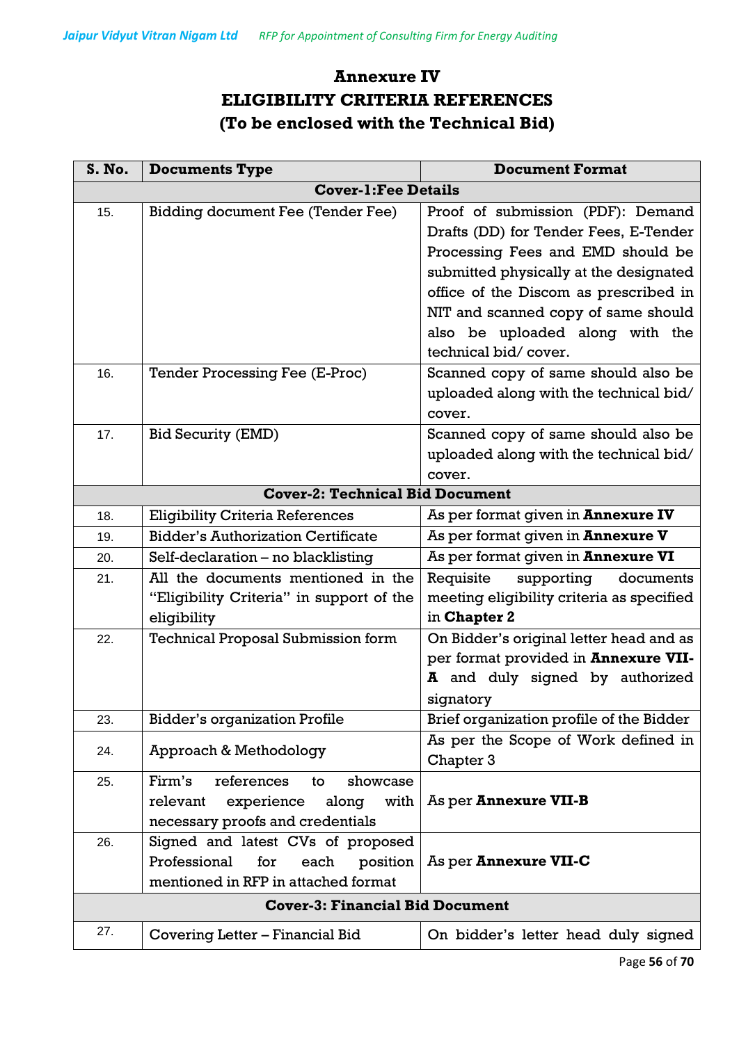## Annexure IV
## ELIGIBILITY CRITERIA REFERENCES
## (To be enclosed with the Technical Bid)

| S. No. | Documents Type | Document Format |
|---|---|---|
| **Cover-1:Fee Details** | | |
| 15. | Bidding document Fee (Tender Fee) | Proof of submission (PDF): Demand Drafts (DD) for Tender Fees, E-Tender Processing Fees and EMD should be submitted physically at the designated office of the Discom as prescribed in NIT and scanned copy of same should also be uploaded along with the technical bid/ cover. |
| 16. | Tender Processing Fee (E-Proc) | Scanned copy of same should also be uploaded along with the technical bid/ cover. |
| 17. | Bid Security (EMD) | Scanned copy of same should also be uploaded along with the technical bid/ cover. |
| **Cover-2: Technical Bid Document** | | |
| 18. | Eligibility Criteria References | As per format given in **Annexure IV** |
| 19. | Bidder's Authorization Certificate | As per format given in **Annexure V** |
| 20. | Self-declaration – no blacklisting | As per format given in **Annexure VI** |
| 21. | All the documents mentioned in the "Eligibility Criteria" in support of the eligibility | Requisite supporting documents meeting eligibility criteria as specified in **Chapter 2** |
| 22. | Technical Proposal Submission form | On Bidder's original letter head and as per format provided in **Annexure VII-A** and duly signed by authorized signatory |
| 23. | Bidder's organization Profile | Brief organization profile of the Bidder |
| 24. | Approach & Methodology | As per the Scope of Work defined in Chapter 3 |
| 25. | Firm's references to showcase relevant experience along with necessary proofs and credentials | As per **Annexure VII-B** |
| 26. | Signed and latest CVs of proposed Professional for each position mentioned in RFP in attached format | As per **Annexure VII-C** |
| **Cover-3: Financial Bid Document** | | |
| 27. | Covering Letter – Financial Bid | On bidder's letter head duly signed |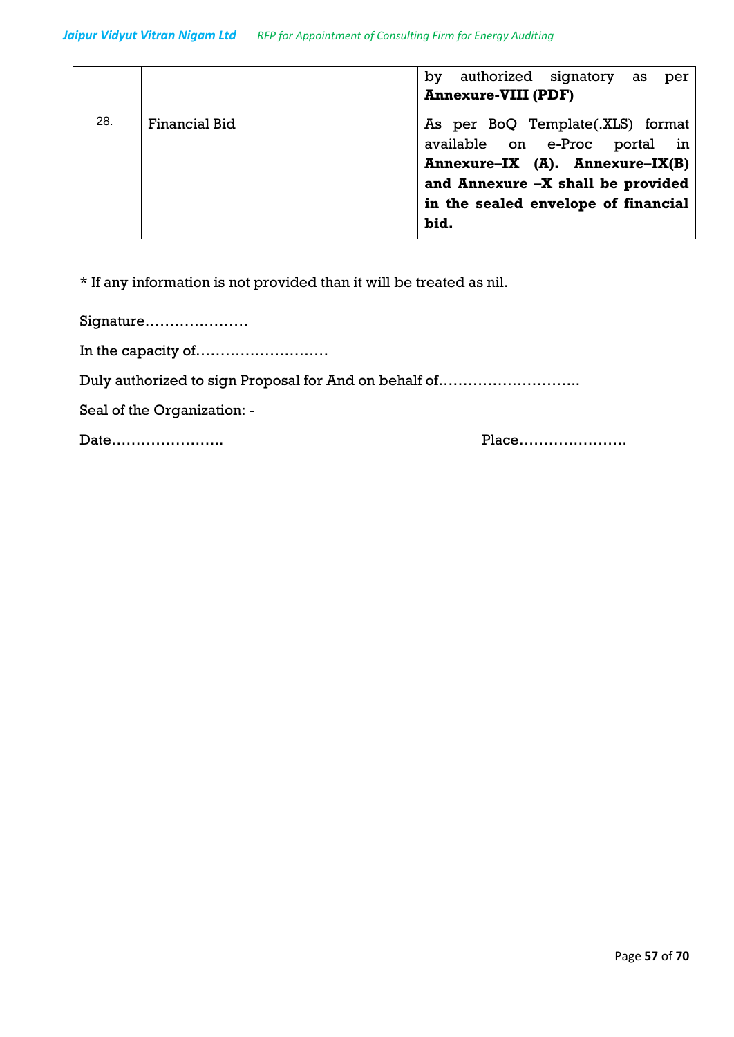|  |  | by authorized signatory as per **Annexure-VIII (PDF)** |
|---|---|---|
| 28. | Financial Bid | As per BoQ Template(.XLS) format available on e-Proc portal in **Annexure–IX (A). Annexure–IX(B) and Annexure –X shall be provided in the sealed envelope of financial bid.** |

* If any information is not provided than it will be treated as nil.

Signature…………………

In the capacity of………………………

Duly authorized to sign Proposal for And on behalf of……………………….

Seal of the Organization: -

Date…………………..                                                Place………………….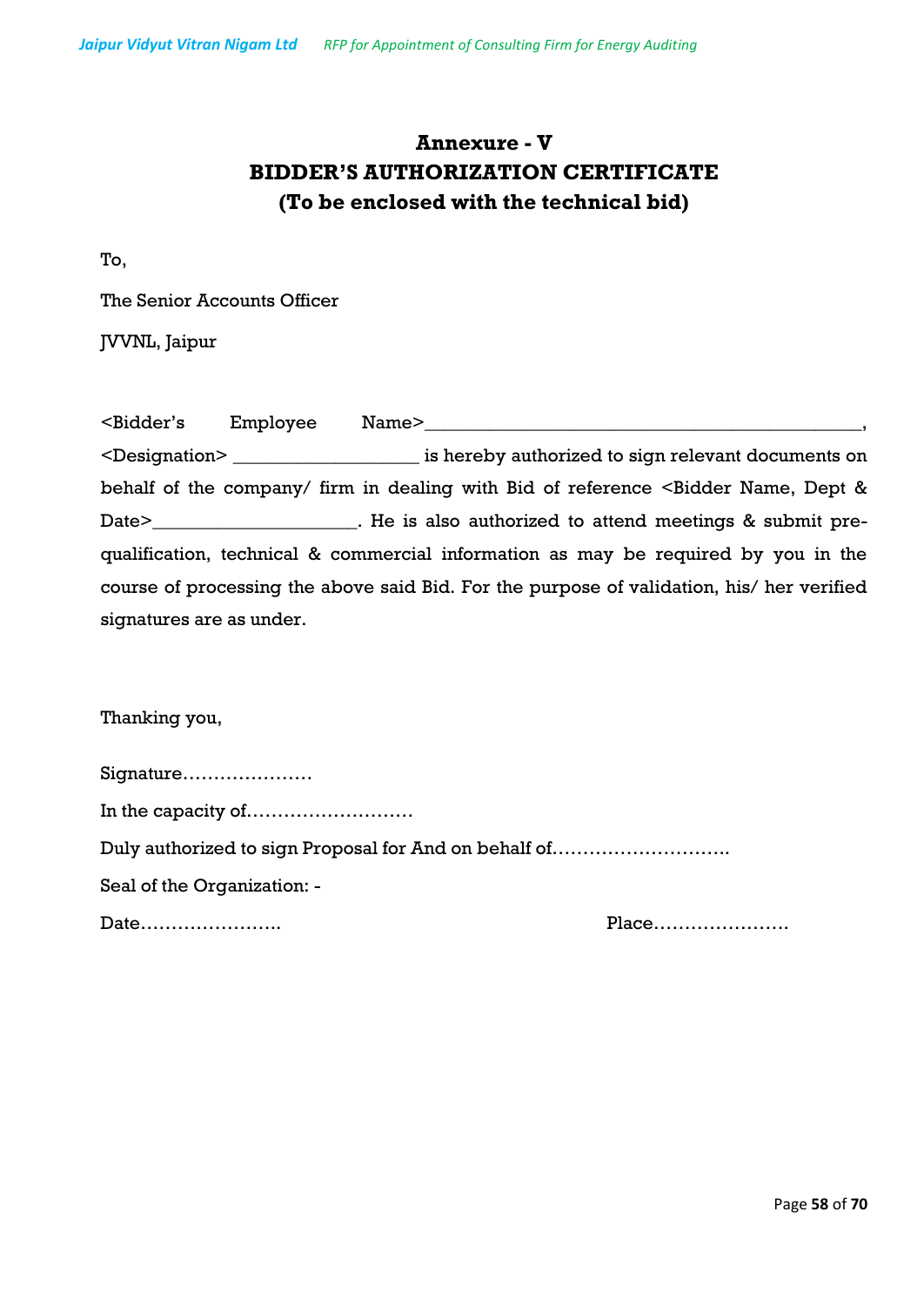# Annexure - V
# BIDDER'S AUTHORIZATION CERTIFICATE
## (To be enclosed with the technical bid)

To,

The Senior Accounts Officer

JVVNL, Jaipur

<Bidder's Employee Name>_____________________________________________, <Designation> __________________ is hereby authorized to sign relevant documents on behalf of the company/ firm in dealing with Bid of reference <Bidder Name, Dept & Date>_____________________. He is also authorized to attend meetings & submit pre-qualification, technical & commercial information as may be required by you in the course of processing the above said Bid. For the purpose of validation, his/ her verified signatures are as under.

Thanking you,

Signature…………………

In the capacity of………………………

Duly authorized to sign Proposal for And on behalf of……………………….

Seal of the Organization: -

Date…………………..  Place………………….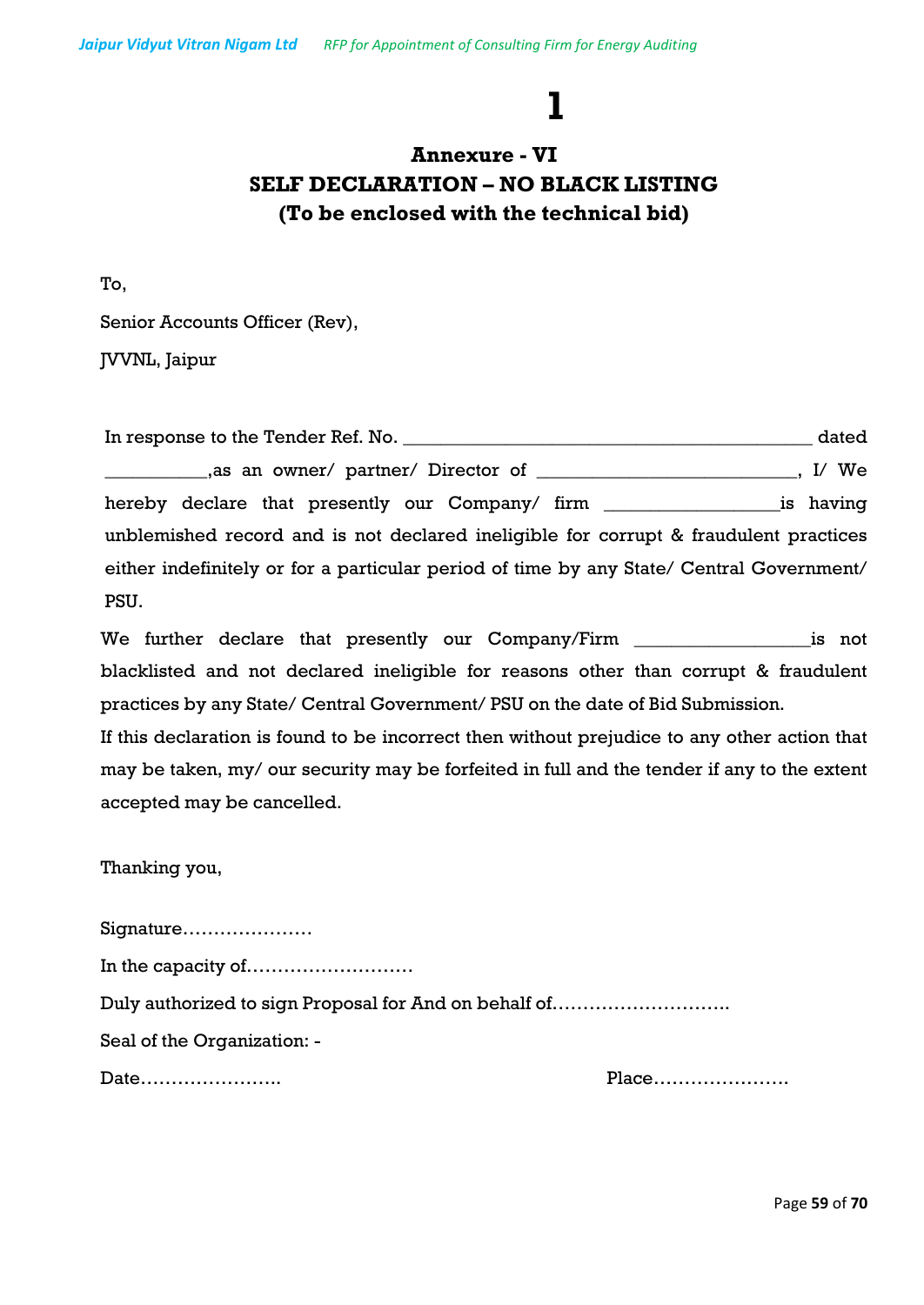# 1

## Annexure - VI
## SELF DECLARATION – NO BLACK LISTING
## (To be enclosed with the technical bid)

To,

Senior Accounts Officer (Rev),

JVVNL, Jaipur

In response to the Tender Ref. No. ___________________________________________ dated ___________,as an owner/ partner/ Director of ___________________________, I/ We hereby declare that presently our Company/ firm __________________is having unblemished record and is not declared ineligible for corrupt & fraudulent practices either indefinitely or for a particular period of time by any State/ Central Government/ PSU.

We further declare that presently our Company/Firm __________________is not blacklisted and not declared ineligible for reasons other than corrupt & fraudulent practices by any State/ Central Government/ PSU on the date of Bid Submission.

If this declaration is found to be incorrect then without prejudice to any other action that may be taken, my/ our security may be forfeited in full and the tender if any to the extent accepted may be cancelled.

Thanking you,

Signature…………………

In the capacity of………………………

Duly authorized to sign Proposal for And on behalf of……………………….

Seal of the Organization: -

Date…………………. Place………………….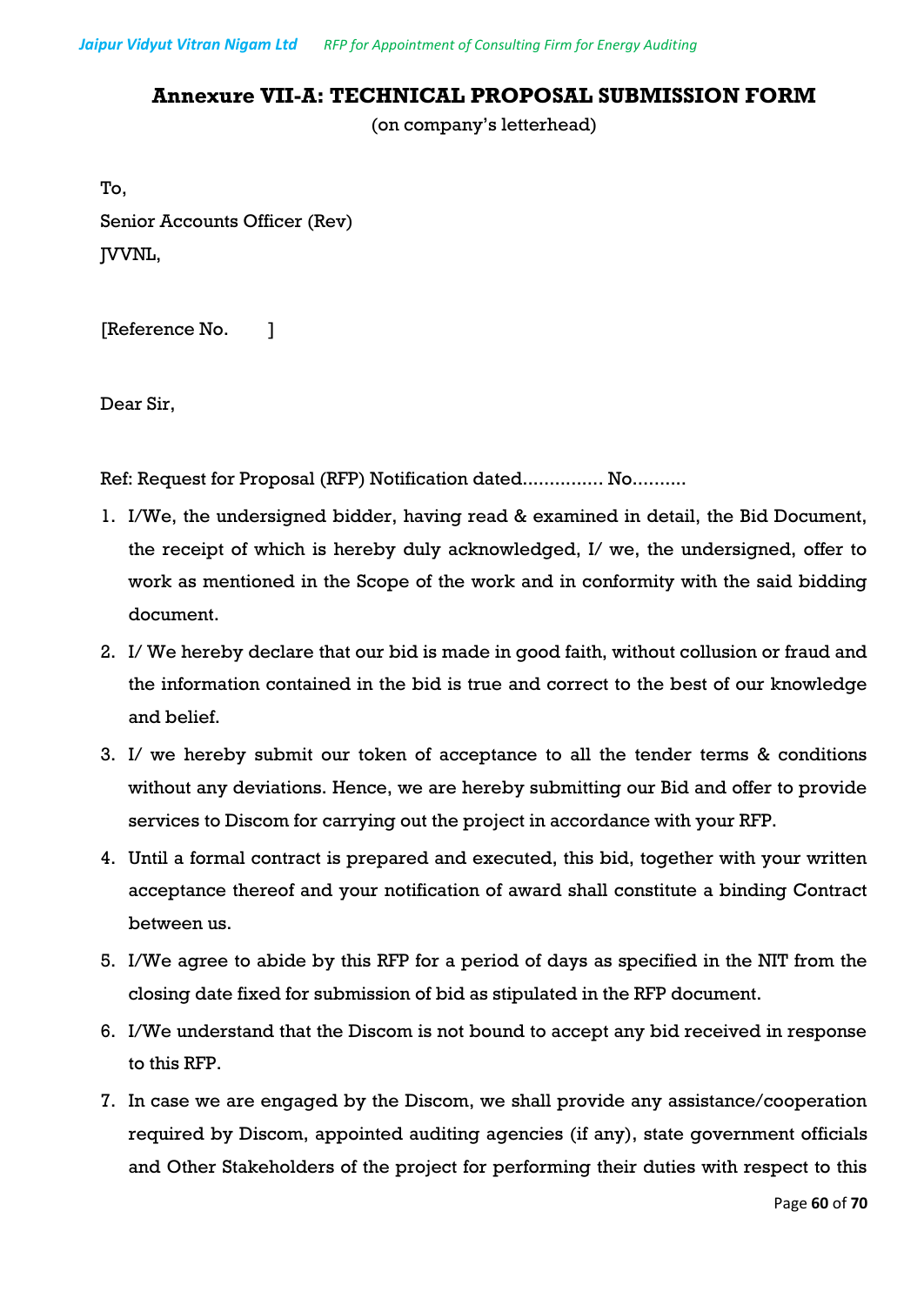# Annexure VII-A: TECHNICAL PROPOSAL SUBMISSION FORM

(on company's letterhead)

To,

Senior Accounts Officer (Rev)

JVVNL,

[Reference No.        ]

Dear Sir,

Ref: Request for Proposal (RFP) Notification dated............... No..........

1. I/We, the undersigned bidder, having read & examined in detail, the Bid Document, the receipt of which is hereby duly acknowledged, I/ we, the undersigned, offer to work as mentioned in the Scope of the work and in conformity with the said bidding document.
2. I/ We hereby declare that our bid is made in good faith, without collusion or fraud and the information contained in the bid is true and correct to the best of our knowledge and belief.
3. I/ we hereby submit our token of acceptance to all the tender terms & conditions without any deviations. Hence, we are hereby submitting our Bid and offer to provide services to Discom for carrying out the project in accordance with your RFP.
4. Until a formal contract is prepared and executed, this bid, together with your written acceptance thereof and your notification of award shall constitute a binding Contract between us.
5. I/We agree to abide by this RFP for a period of days as specified in the NIT from the closing date fixed for submission of bid as stipulated in the RFP document.
6. I/We understand that the Discom is not bound to accept any bid received in response to this RFP.
7. In case we are engaged by the Discom, we shall provide any assistance/cooperation required by Discom, appointed auditing agencies (if any), state government officials and Other Stakeholders of the project for performing their duties with respect to this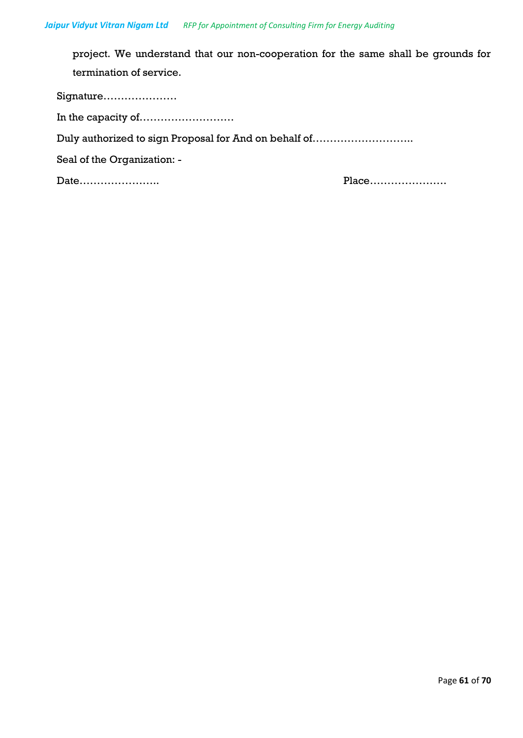project. We understand that our non-cooperation for the same shall be grounds for termination of service.

Signature…………………

In the capacity of………………………

Duly authorized to sign Proposal for And on behalf of………………………..

Seal of the Organization: -

Date…………………. Place………………….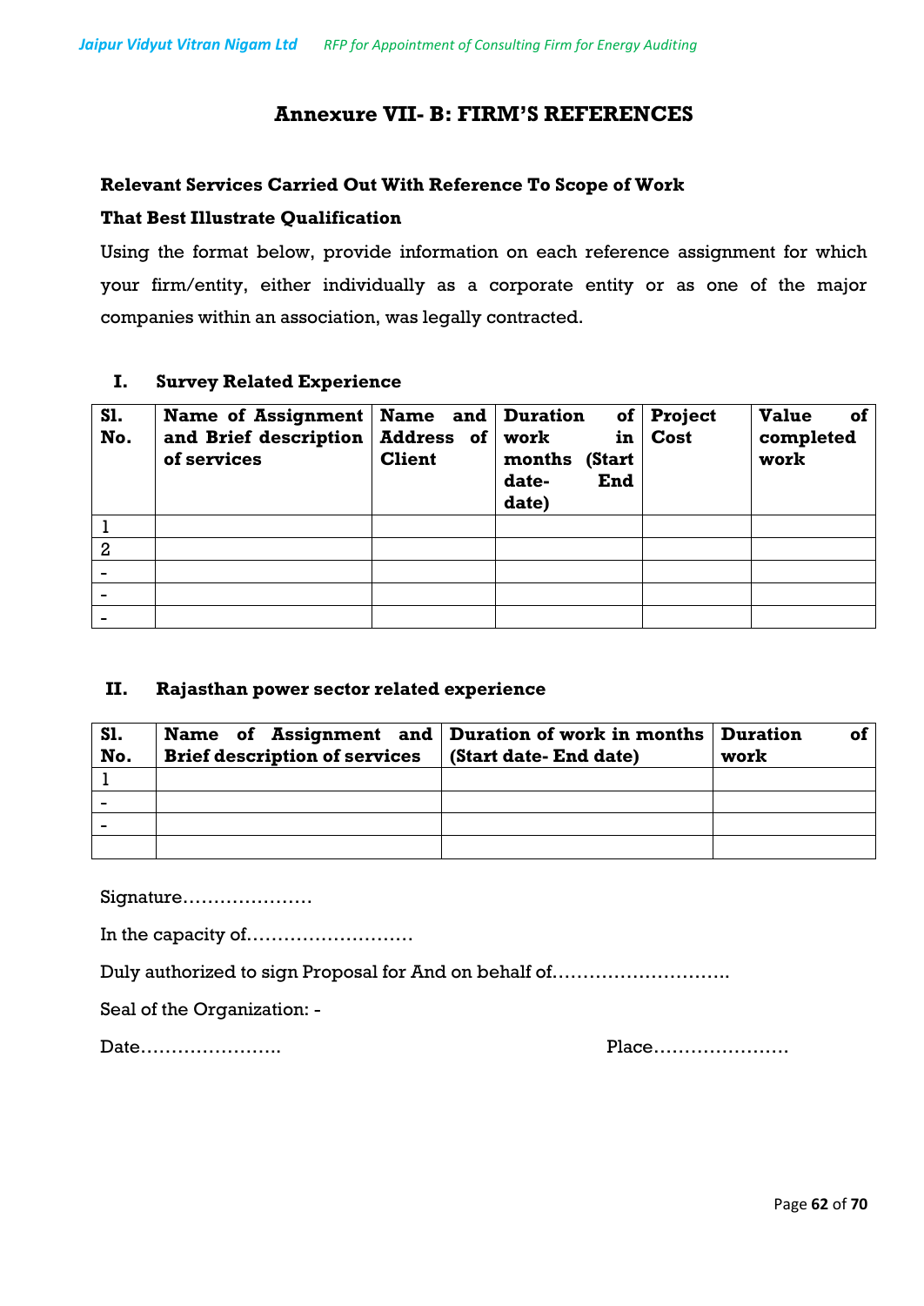## Annexure VII- B: FIRM'S REFERENCES

**Relevant Services Carried Out With Reference To Scope of Work**

**That Best Illustrate Qualification**

Using the format below, provide information on each reference assignment for which your firm/entity, either individually as a corporate entity or as one of the major companies within an association, was legally contracted.

### I. Survey Related Experience

| Sl. No. | Name of Assignment and Brief description of services | Name and Address of Client | Duration of work in months (Start date- End date) | Project Cost | Value of completed work |
|---|---|---|---|---|---|
| 1 | | | | | |
| 2 | | | | | |
| - | | | | | |
| - | | | | | |
| - | | | | | |

### II. Rajasthan power sector related experience

| Sl. No. | Name of Assignment and Brief description of services | Duration of work in months (Start date- End date) | Duration of work |
|---|---|---|---|
| 1 | | | |
| - | | | |
| - | | | |
| | | | |

Signature…………………

In the capacity of………………………

Duly authorized to sign Proposal for And on behalf of………………………..

Seal of the Organization: -

Date…………………..    Place………………….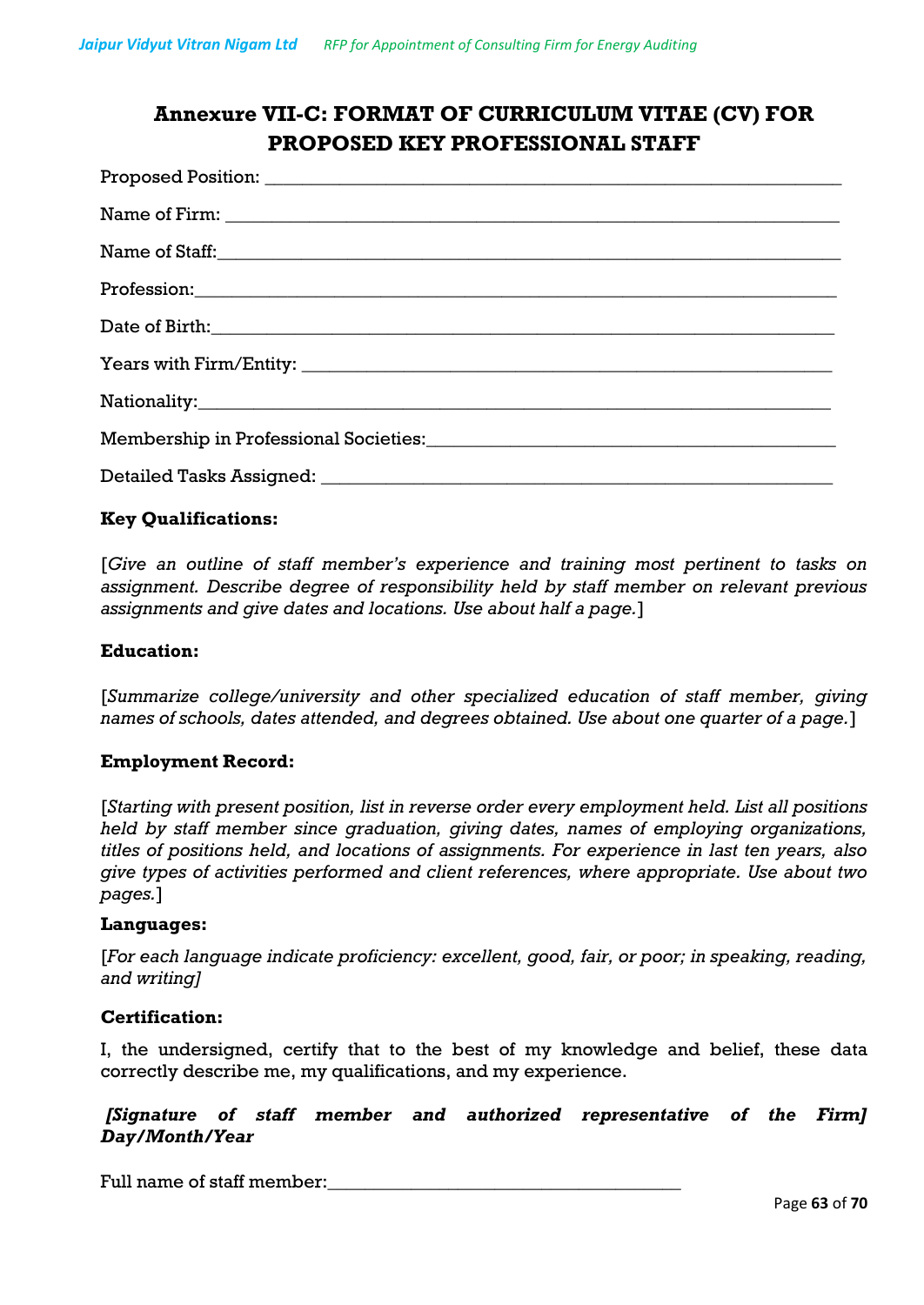# Annexure VII-C: FORMAT OF CURRICULUM VITAE (CV) FOR PROPOSED KEY PROFESSIONAL STAFF

Proposed Position: ____________________________________________

Name of Firm: ____________________________________________

Name of Staff:____________________________________________

Profession:____________________________________________

Date of Birth:____________________________________________

Years with Firm/Entity: ____________________________________________

Nationality:____________________________________________

Membership in Professional Societies:______________________________

Detailed Tasks Assigned: ____________________________________________

**Key Qualifications:**

[*Give an outline of staff member's experience and training most pertinent to tasks on assignment. Describe degree of responsibility held by staff member on relevant previous assignments and give dates and locations. Use about half a page.*]

**Education:**

[*Summarize college/university and other specialized education of staff member, giving names of schools, dates attended, and degrees obtained. Use about one quarter of a page.*]

**Employment Record:**

[*Starting with present position, list in reverse order every employment held. List all positions held by staff member since graduation, giving dates, names of employing organizations, titles of positions held, and locations of assignments. For experience in last ten years, also give types of activities performed and client references, where appropriate. Use about two pages.*]

**Languages:**

[*For each language indicate proficiency: excellent, good, fair, or poor; in speaking, reading, and writing]*

**Certification:**

I, the undersigned, certify that to the best of my knowledge and belief, these data correctly describe me, my qualifications, and my experience.

***[Signature of staff member and authorized representative of the Firm] Day/Month/Year***

Full name of staff member:______________________________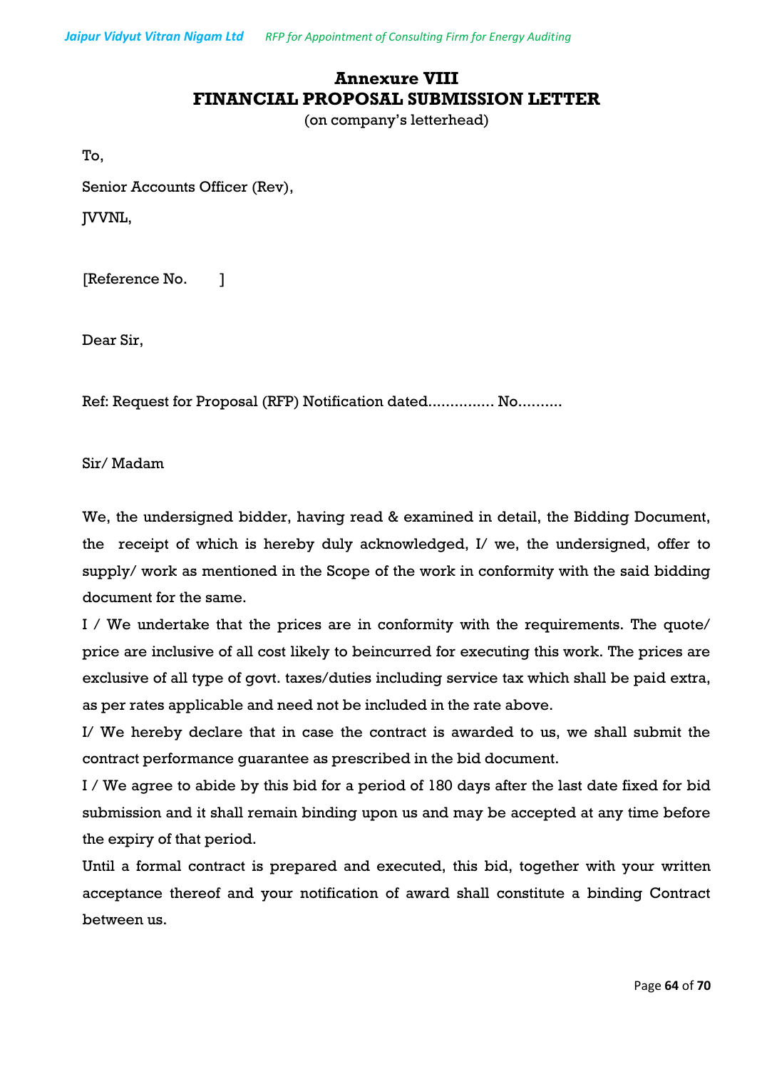# Annexure VIII
# FINANCIAL PROPOSAL SUBMISSION LETTER

(on company's letterhead)

To,

Senior Accounts Officer (Rev),

JVVNL,

[Reference No.        ]

Dear Sir,

Ref: Request for Proposal (RFP) Notification dated............... No..........

Sir/ Madam

We, the undersigned bidder, having read & examined in detail, the Bidding Document, the receipt of which is hereby duly acknowledged, I/ we, the undersigned, offer to supply/ work as mentioned in the Scope of the work in conformity with the said bidding document for the same.

I / We undertake that the prices are in conformity with the requirements. The quote/ price are inclusive of all cost likely to beincurred for executing this work. The prices are exclusive of all type of govt. taxes/duties including service tax which shall be paid extra, as per rates applicable and need not be included in the rate above.

I/ We hereby declare that in case the contract is awarded to us, we shall submit the contract performance guarantee as prescribed in the bid document.

I / We agree to abide by this bid for a period of 180 days after the last date fixed for bid submission and it shall remain binding upon us and may be accepted at any time before the expiry of that period.

Until a formal contract is prepared and executed, this bid, together with your written acceptance thereof and your notification of award shall constitute a binding Contract between us.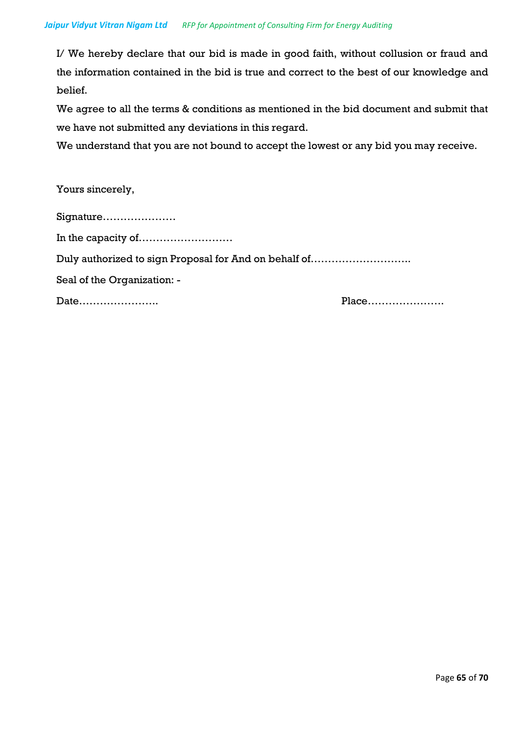I/ We hereby declare that our bid is made in good faith, without collusion or fraud and the information contained in the bid is true and correct to the best of our knowledge and belief.

We agree to all the terms & conditions as mentioned in the bid document and submit that we have not submitted any deviations in this regard.

We understand that you are not bound to accept the lowest or any bid you may receive.

Yours sincerely,

Signature…………………

In the capacity of………………………

Duly authorized to sign Proposal for And on behalf of……………………….

Seal of the Organization: -

Date…………………. Place………………….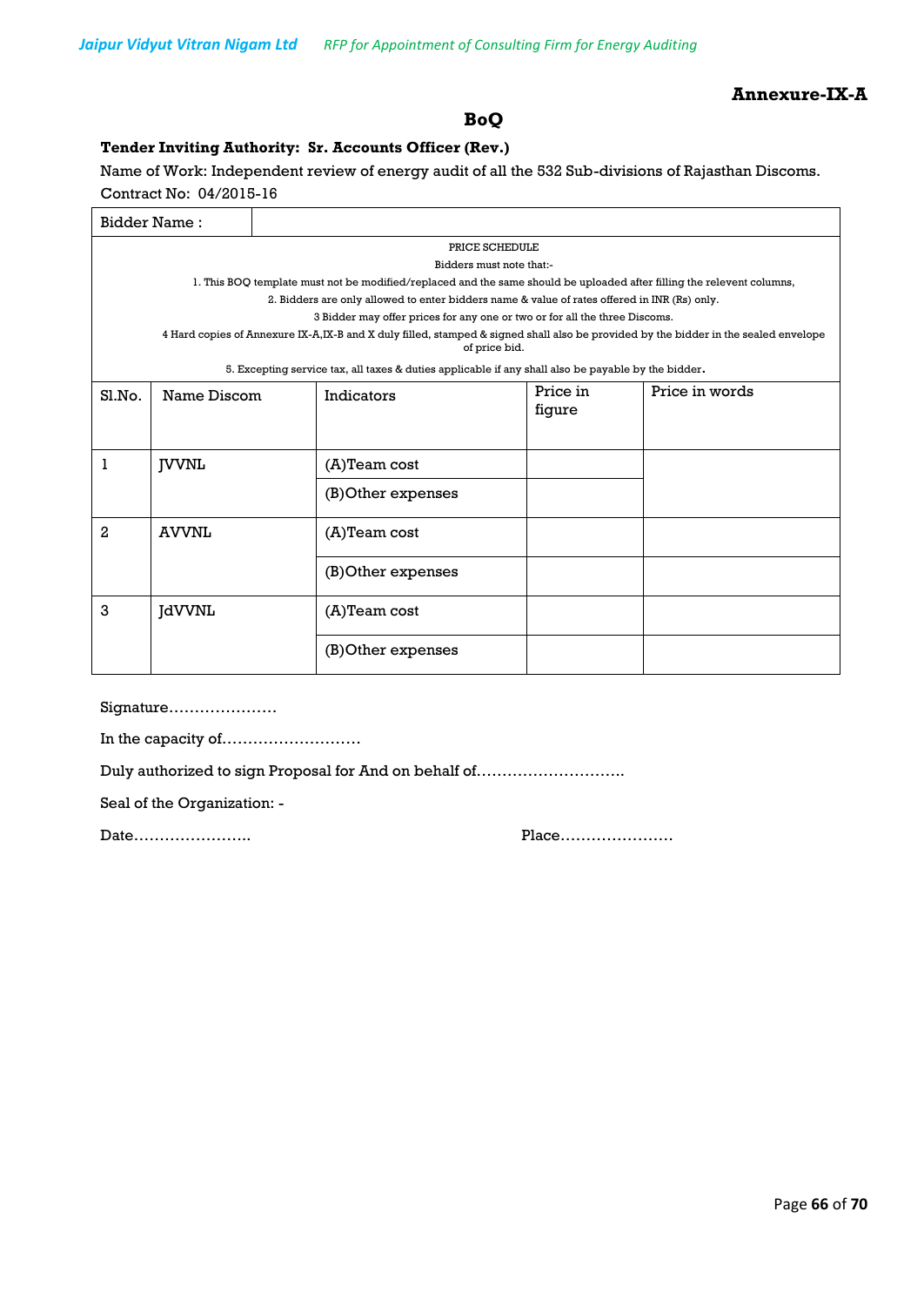**Annexure-IX-A**

## BoQ

**Tender Inviting Authority: Sr. Accounts Officer (Rev.)**

Name of Work: Independent review of energy audit of all the 532 Sub-divisions of Rajasthan Discoms.

Contract No: 04/2015-16

| Bidder Name : | | | | |
|---|---|---|---|---|
| PRICE SCHEDULE<br>Bidders must note that:-<br>1. This BOQ template must not be modified/replaced and the same should be uploaded after filling the relevent columns,<br>2. Bidders are only allowed to enter bidders name & value of rates offered in INR (Rs) only.<br>3 Bidder may offer prices for any one or two or for all the three Discoms.<br>4 Hard copies of Annexure IX-A,IX-B and X duly filled, stamped & signed shall also be provided by the bidder in the sealed envelope of price bid.<br>5. Excepting service tax, all taxes & duties applicable if any shall also be payable by the bidder. | | | | |
| **Sl.No.** | **Name Discom** | **Indicators** | **Price in figure** | **Price in words** |
| 1 | JVVNL | (A)Team cost | | |
| | | (B)Other expenses | | |
| 2 | AVVNL | (A)Team cost | | |
| | | (B)Other expenses | | |
| 3 | JdVVNL | (A)Team cost | | |
| | | (B)Other expenses | | |

Signature…………………

In the capacity of………………………

Duly authorized to sign Proposal for And on behalf of……………………….

Seal of the Organization: -

Date…………………..　　　　　　　　　　Place…………………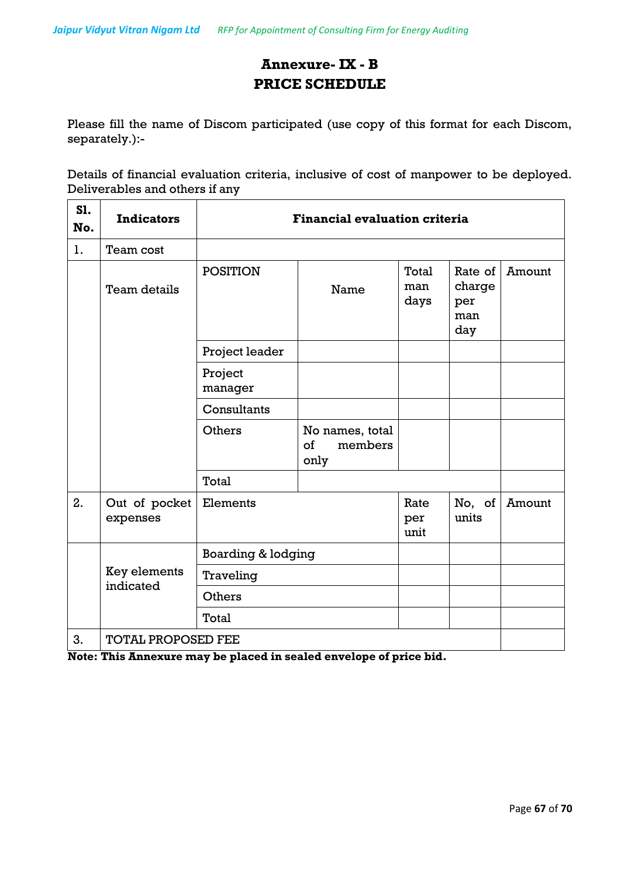# Annexure- IX - B
# PRICE SCHEDULE

Please fill the name of Discom participated (use copy of this format for each Discom, separately.):-

Details of financial evaluation criteria, inclusive of cost of manpower to be deployed. Deliverables and others if any

| Sl. No. | Indicators | Financial evaluation criteria | | | | |
|---|---|---|---|---|---|---|
| 1. | Team cost | | | | | |
| | Team details | POSITION | Name | Total man days | Rate of charge per man day | Amount |
| | | Project leader | | | | |
| | | Project manager | | | | |
| | | Consultants | | | | |
| | | Others | No names, total of members only | | | |
| | | Total | | | | |
| 2. | Out of pocket expenses | Elements | | Rate per unit | No, of units | Amount |
| | Key elements indicated | Boarding & lodging | | | | |
| | | Traveling | | | | |
| | | Others | | | | |
| | | Total | | | | |
| 3. | TOTAL PROPOSED FEE | | | | | |

**Note: This Annexure may be placed in sealed envelope of price bid.**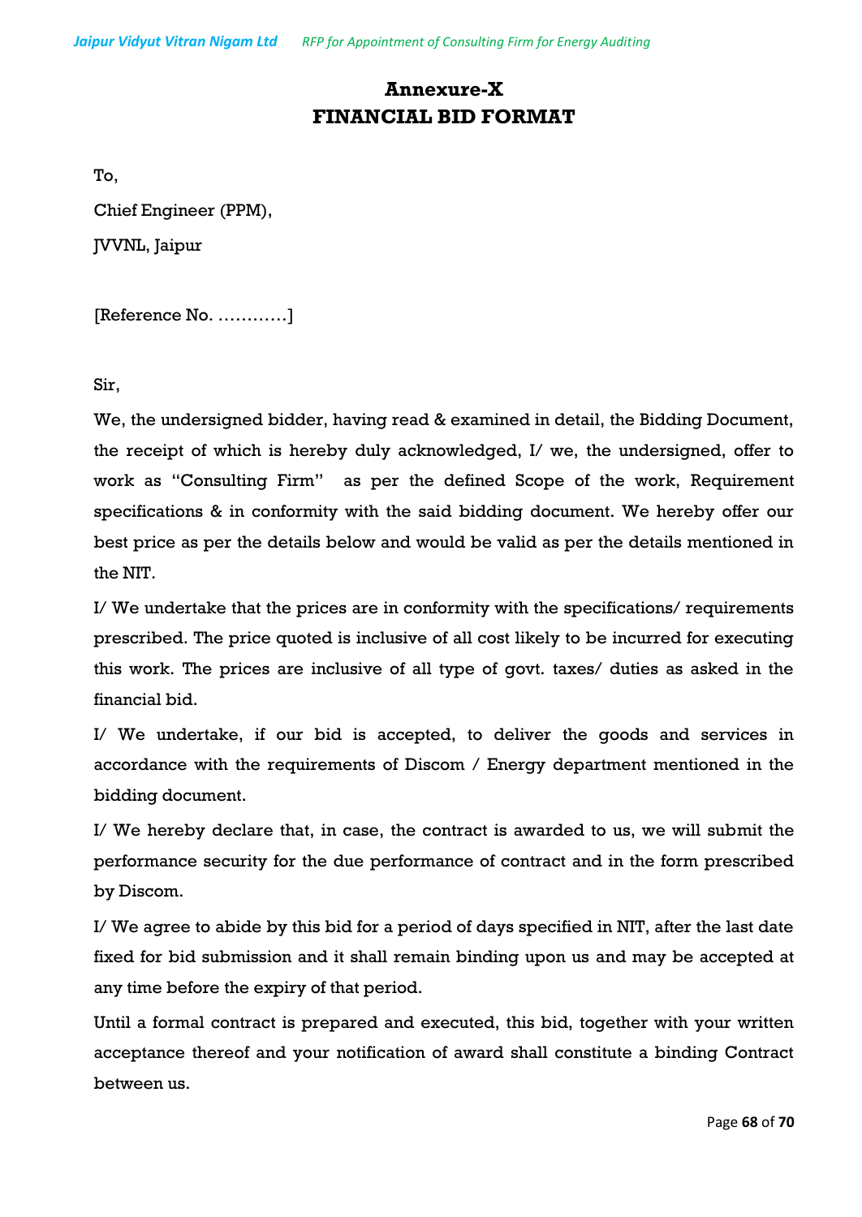# Annexure-X
# FINANCIAL BID FORMAT

To,

Chief Engineer (PPM),

JVVNL, Jaipur

[Reference No. …………]

Sir,

We, the undersigned bidder, having read & examined in detail, the Bidding Document, the receipt of which is hereby duly acknowledged, I/ we, the undersigned, offer to work as "Consulting Firm" as per the defined Scope of the work, Requirement specifications & in conformity with the said bidding document. We hereby offer our best price as per the details below and would be valid as per the details mentioned in the NIT.

I/ We undertake that the prices are in conformity with the specifications/ requirements prescribed. The price quoted is inclusive of all cost likely to be incurred for executing this work. The prices are inclusive of all type of govt. taxes/ duties as asked in the financial bid.

I/ We undertake, if our bid is accepted, to deliver the goods and services in accordance with the requirements of Discom / Energy department mentioned in the bidding document.

I/ We hereby declare that, in case, the contract is awarded to us, we will submit the performance security for the due performance of contract and in the form prescribed by Discom.

I/ We agree to abide by this bid for a period of days specified in NIT, after the last date fixed for bid submission and it shall remain binding upon us and may be accepted at any time before the expiry of that period.

Until a formal contract is prepared and executed, this bid, together with your written acceptance thereof and your notification of award shall constitute a binding Contract between us.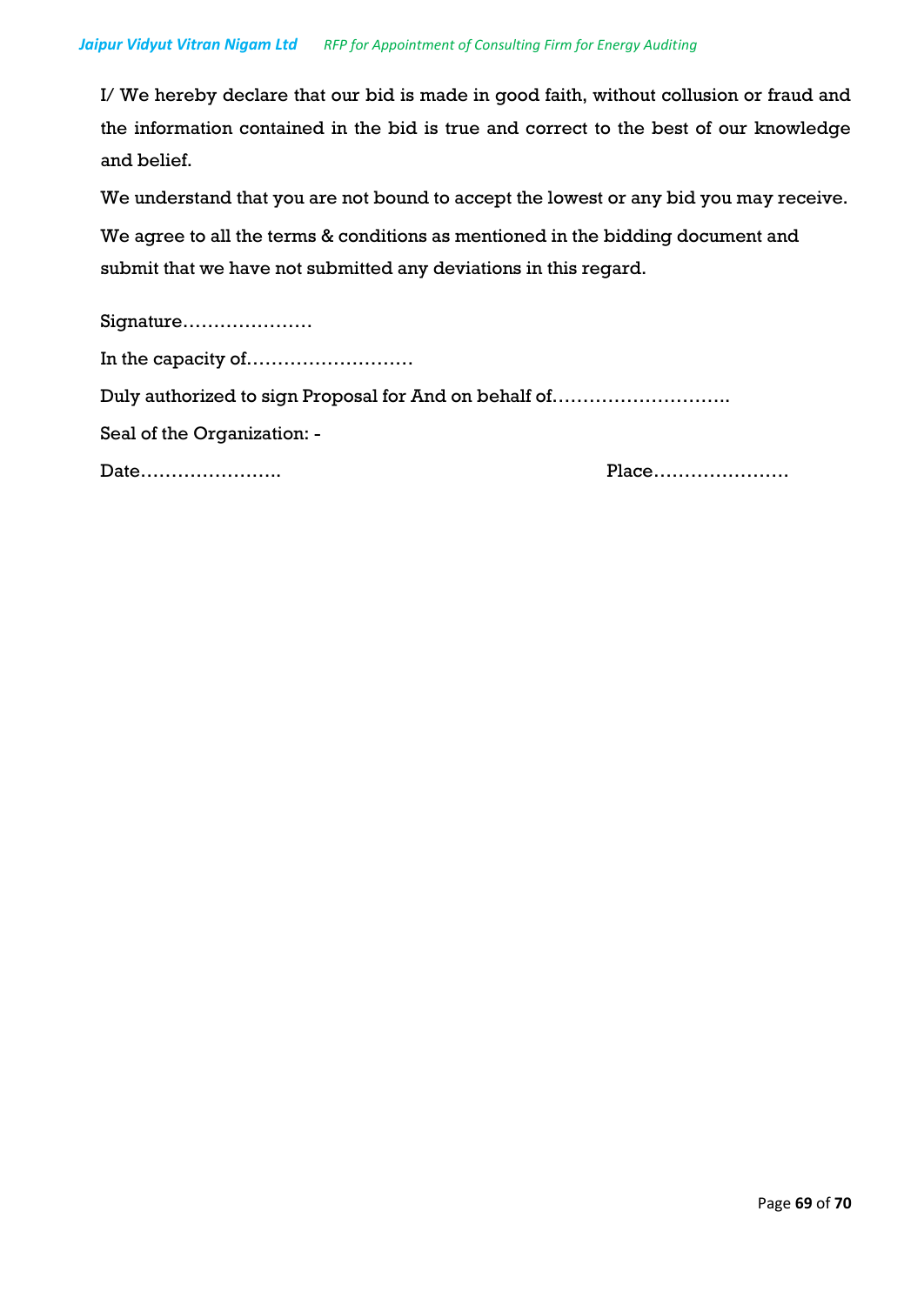I/ We hereby declare that our bid is made in good faith, without collusion or fraud and the information contained in the bid is true and correct to the best of our knowledge and belief.

We understand that you are not bound to accept the lowest or any bid you may receive.

We agree to all the terms & conditions as mentioned in the bidding document and submit that we have not submitted any deviations in this regard.

Signature…………………

In the capacity of………………………

Duly authorized to sign Proposal for And on behalf of……………………….

Seal of the Organization: -

Date…………………. Place………………….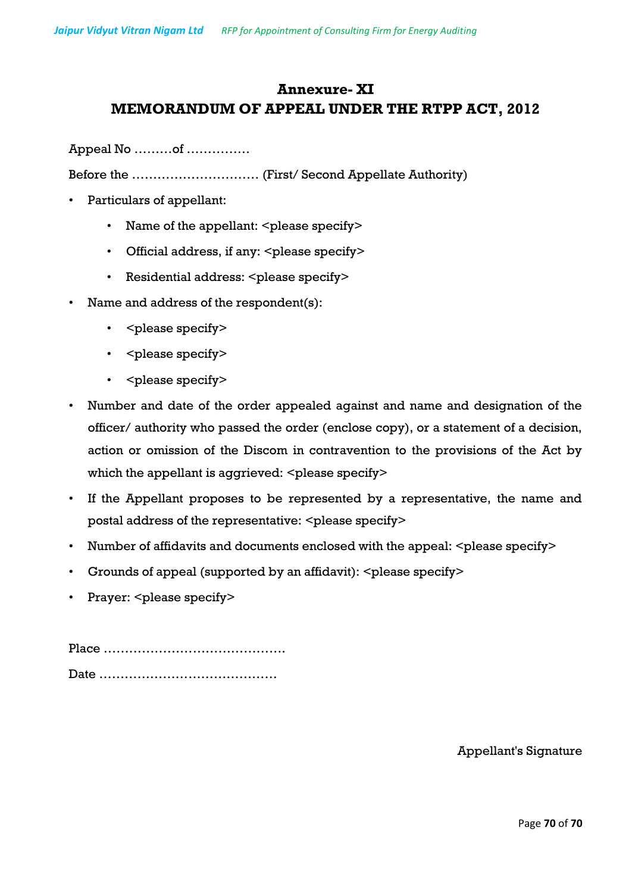# Annexure- XI
# MEMORANDUM OF APPEAL UNDER THE RTPP ACT, 2012

Appeal No .........of ...............

Before the .............................. (First/ Second Appellate Authority)

- Particulars of appellant:
  - Name of the appellant: <please specify>
  - Official address, if any: <please specify>
  - Residential address: <please specify>
- Name and address of the respondent(s):
  - <please specify>
  - <please specify>
  - <please specify>
- Number and date of the order appealed against and name and designation of the officer/ authority who passed the order (enclose copy), or a statement of a decision, action or omission of the Discom in contravention to the provisions of the Act by which the appellant is aggrieved: <please specify>
- If the Appellant proposes to be represented by a representative, the name and postal address of the representative: <please specify>
- Number of affidavits and documents enclosed with the appeal: <please specify>
- Grounds of appeal (supported by an affidavit): <please specify>
- Prayer: <please specify>

Place ..........................................

Date .........................................

Appellant's Signature